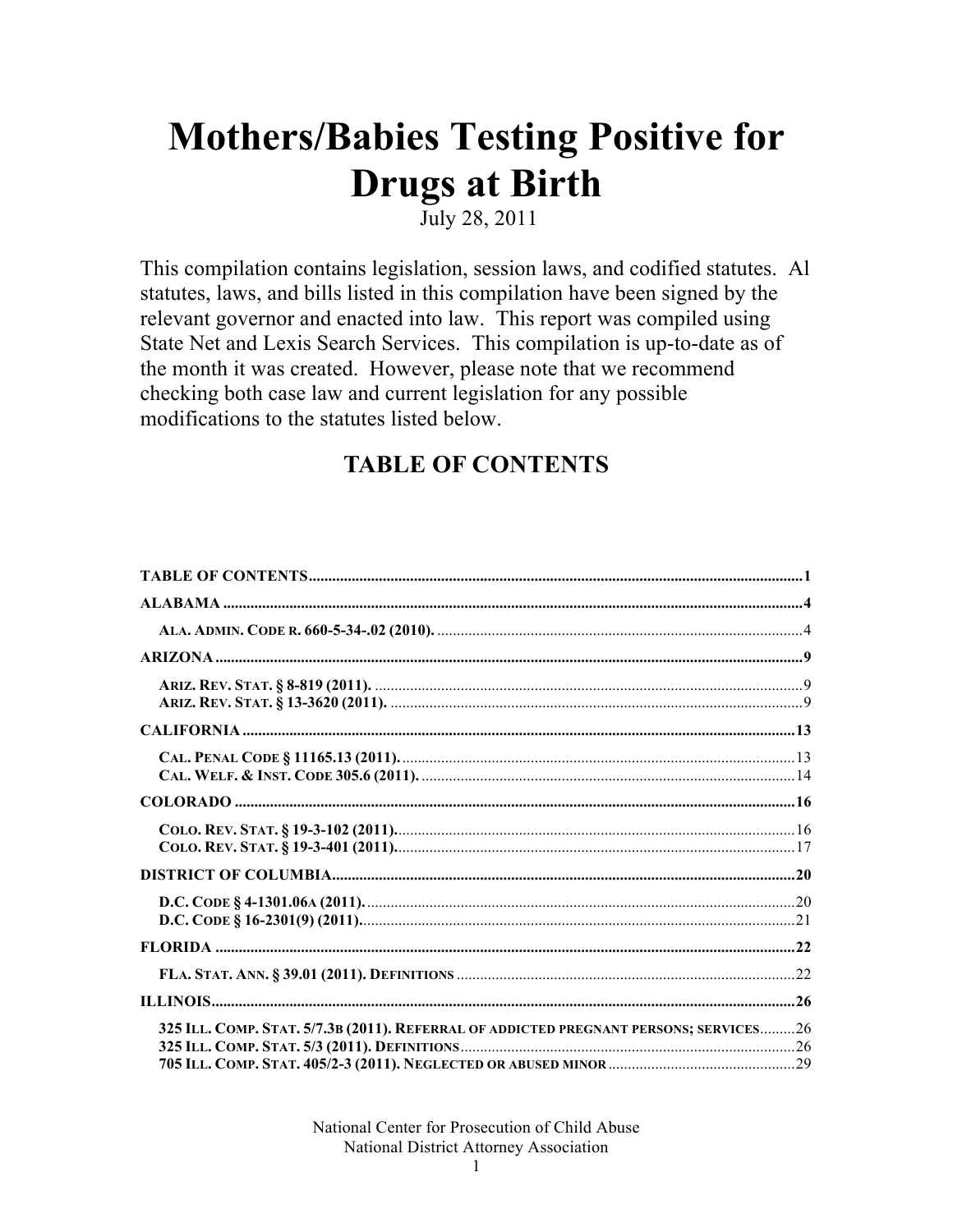# Mothers/Babies Testing Positive for Drugs at Birth

July 28, 2011

This compilation contains legislation, session laws, and codified statutes. Al statutes, laws, and bills listed in this compilation have been signed by the relevant governor and enacted into law. This report was compiled using State Net and Lexis Search Services. This compilation is up-to-date as of the month it was created. However, please note that we recommend checking both case law and current legislation for any possible modifications to the statutes listed below.

## TABLE OF CONTENTS

**TABLE OF CONTENTS** ........................................................ **1**

**ALABAMA** ........................................................ **4**

- **ALA. ADMIN. CODE R. 660-5-34-.02 (2010).** ........................................................ 4

**ARIZONA** ........................................................ **9**

- **ARIZ. REV. STAT. § 8-819 (2011).** ........................................................ 9
- **ARIZ. REV. STAT. § 13-3620 (2011).** ........................................................ 9

**CALIFORNIA** ........................................................ **13**

- **CAL. PENAL CODE § 11165.13 (2011).** ........................................................ 13
- **CAL. WELF. & INST. CODE 305.6 (2011).** ........................................................ 14

**COLORADO** ........................................................ **16**

- **COLO. REV. STAT. § 19-3-102 (2011).** ........................................................ 16
- **COLO. REV. STAT. § 19-3-401 (2011).** ........................................................ 17

**DISTRICT OF COLUMBIA** ........................................................ **20**

- **D.C. CODE § 4-1301.06A (2011).** ........................................................ 20
- **D.C. CODE § 16-2301(9) (2011).** ........................................................ 21

**FLORIDA** ........................................................ **22**

- **FLA. STAT. ANN. § 39.01 (2011). DEFINITIONS** ........................................................ 22

**ILLINOIS** ........................................................ **26**

- **325 ILL. COMP. STAT. 5/7.3B (2011). REFERRAL OF ADDICTED PREGNANT PERSONS; SERVICES** ......... 26
- **325 ILL. COMP. STAT. 5/3 (2011). DEFINITIONS** ........................................................ 26
- **705 ILL. COMP. STAT. 405/2-3 (2011). NEGLECTED OR ABUSED MINOR** ........................................................ 29

National Center for Prosecution of Child Abuse
National District Attorney Association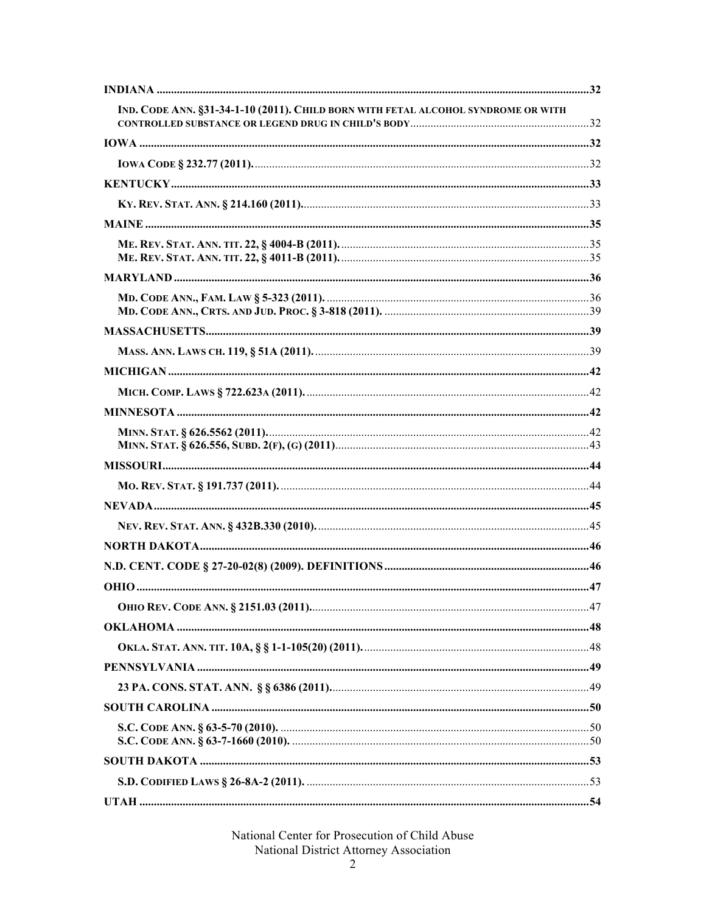INDIANA .......... 32

IND. CODE ANN. §31-34-1-10 (2011). CHILD BORN WITH FETAL ALCOHOL SYNDROME OR WITH CONTROLLED SUBSTANCE OR LEGEND DRUG IN CHILD'S BODY .......... 32

IOWA .......... 32

IOWA CODE § 232.77 (2011). .......... 32

KENTUCKY .......... 33

KY. REV. STAT. ANN. § 214.160 (2011). .......... 33

MAINE .......... 35

ME. REV. STAT. ANN. TIT. 22, § 4004-B (2011). .......... 35
ME. REV. STAT. ANN. TIT. 22, § 4011-B (2011). .......... 35

MARYLAND .......... 36

MD. CODE ANN., FAM. LAW § 5-323 (2011). .......... 36
MD. CODE ANN., CRTS. AND JUD. PROC. § 3-818 (2011). .......... 39

MASSACHUSETTS .......... 39

MASS. ANN. LAWS CH. 119, § 51A (2011). .......... 39

MICHIGAN .......... 42

MICH. COMP. LAWS § 722.623A (2011). .......... 42

MINNESOTA .......... 42

MINN. STAT. § 626.5562 (2011). .......... 42
MINN. STAT. § 626.556, SUBD. 2(F), (G) (2011) .......... 43

MISSOURI .......... 44

MO. REV. STAT. § 191.737 (2011). .......... 44

NEVADA .......... 45

NEV. REV. STAT. ANN. § 432B.330 (2010). .......... 45

NORTH DAKOTA .......... 46

N.D. CENT. CODE § 27-20-02(8) (2009). DEFINITIONS .......... 46

OHIO .......... 47

OHIO REV. CODE ANN. § 2151.03 (2011). .......... 47

OKLAHOMA .......... 48

OKLA. STAT. ANN. TIT. 10A, § § 1-1-105(20) (2011). .......... 48

PENNSYLVANIA .......... 49

23 PA. CONS. STAT. ANN. § § 6386 (2011). .......... 49

SOUTH CAROLINA .......... 50

S.C. CODE ANN. § 63-5-70 (2010). .......... 50
S.C. CODE ANN. § 63-7-1660 (2010). .......... 50

SOUTH DAKOTA .......... 53

S.D. CODIFIED LAWS § 26-8A-2 (2011). .......... 53

UTAH .......... 54

National Center for Prosecution of Child Abuse
National District Attorney Association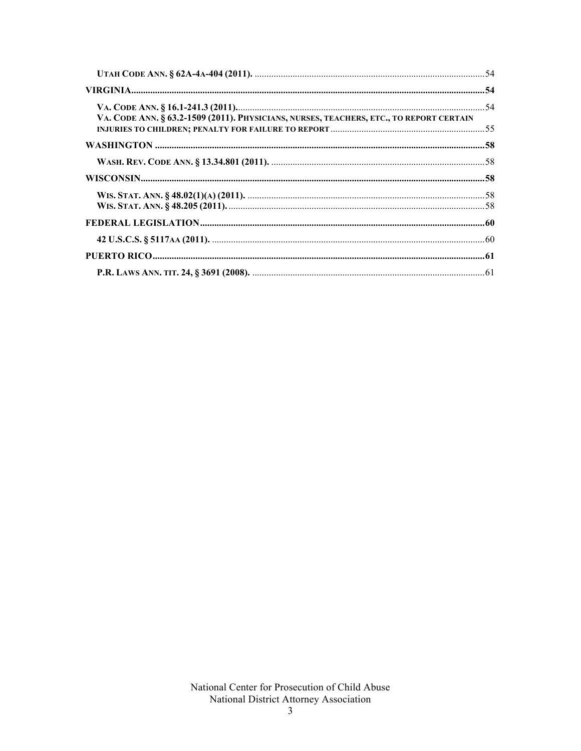UTAH CODE ANN. § 62A-4A-404 (2011). ..... 54

**VIRGINIA ..... 54**

VA. CODE ANN. § 16.1-241.3 (2011). ..... 54
VA. CODE ANN. § 63.2-1509 (2011). PHYSICIANS, NURSES, TEACHERS, ETC., TO REPORT CERTAIN INJURIES TO CHILDREN; PENALTY FOR FAILURE TO REPORT ..... 55

**WASHINGTON ..... 58**

WASH. REV. CODE ANN. § 13.34.801 (2011). ..... 58

**WISCONSIN ..... 58**

WIS. STAT. ANN. § 48.02(1)(A) (2011). ..... 58
WIS. STAT. ANN. § 48.205 (2011). ..... 58

**FEDERAL LEGISLATION ..... 60**

42 U.S.C.S. § 5117AA (2011). ..... 60

**PUERTO RICO ..... 61**

P.R. LAWS ANN. TIT. 24, § 3691 (2008). ..... 61

National Center for Prosecution of Child Abuse
National District Attorney Association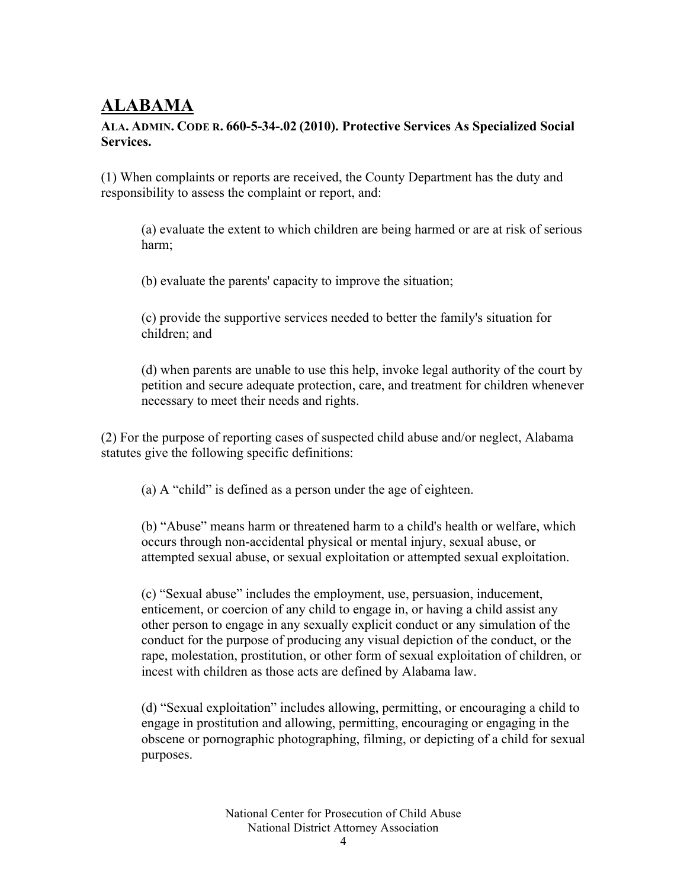# ALABAMA

**ALA. ADMIN. CODE R. 660-5-34-.02 (2010). Protective Services As Specialized Social Services.**

(1) When complaints or reports are received, the County Department has the duty and responsibility to assess the complaint or report, and:

> (a) evaluate the extent to which children are being harmed or are at risk of serious harm;
>
> (b) evaluate the parents' capacity to improve the situation;
>
> (c) provide the supportive services needed to better the family's situation for children; and
>
> (d) when parents are unable to use this help, invoke legal authority of the court by petition and secure adequate protection, care, and treatment for children whenever necessary to meet their needs and rights.

(2) For the purpose of reporting cases of suspected child abuse and/or neglect, Alabama statutes give the following specific definitions:

> (a) A "child" is defined as a person under the age of eighteen.
>
> (b) "Abuse" means harm or threatened harm to a child's health or welfare, which occurs through non-accidental physical or mental injury, sexual abuse, or attempted sexual abuse, or sexual exploitation or attempted sexual exploitation.
>
> (c) "Sexual abuse" includes the employment, use, persuasion, inducement, enticement, or coercion of any child to engage in, or having a child assist any other person to engage in any sexually explicit conduct or any simulation of the conduct for the purpose of producing any visual depiction of the conduct, or the rape, molestation, prostitution, or other form of sexual exploitation of children, or incest with children as those acts are defined by Alabama law.
>
> (d) "Sexual exploitation" includes allowing, permitting, or encouraging a child to engage in prostitution and allowing, permitting, encouraging or engaging in the obscene or pornographic photographing, filming, or depicting of a child for sexual purposes.

National Center for Prosecution of Child Abuse
National District Attorney Association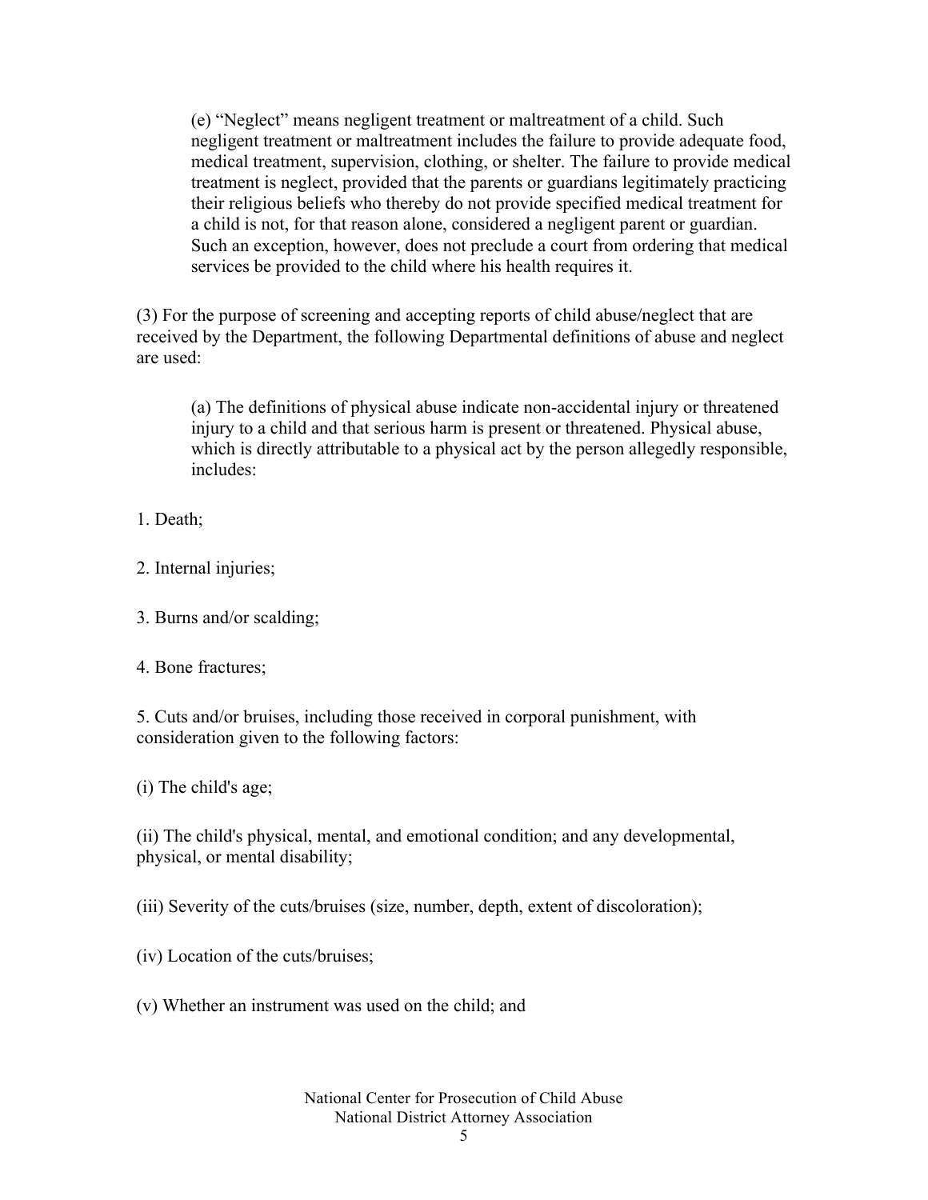(e) "Neglect" means negligent treatment or maltreatment of a child. Such negligent treatment or maltreatment includes the failure to provide adequate food, medical treatment, supervision, clothing, or shelter. The failure to provide medical treatment is neglect, provided that the parents or guardians legitimately practicing their religious beliefs who thereby do not provide specified medical treatment for a child is not, for that reason alone, considered a negligent parent or guardian. Such an exception, however, does not preclude a court from ordering that medical services be provided to the child where his health requires it.

(3) For the purpose of screening and accepting reports of child abuse/neglect that are received by the Department, the following Departmental definitions of abuse and neglect are used:

(a) The definitions of physical abuse indicate non-accidental injury or threatened injury to a child and that serious harm is present or threatened. Physical abuse, which is directly attributable to a physical act by the person allegedly responsible, includes:

1. Death;

2. Internal injuries;

3. Burns and/or scalding;

4. Bone fractures;

5. Cuts and/or bruises, including those received in corporal punishment, with consideration given to the following factors:

(i) The child's age;

(ii) The child's physical, mental, and emotional condition; and any developmental, physical, or mental disability;

(iii) Severity of the cuts/bruises (size, number, depth, extent of discoloration);

(iv) Location of the cuts/bruises;

(v) Whether an instrument was used on the child; and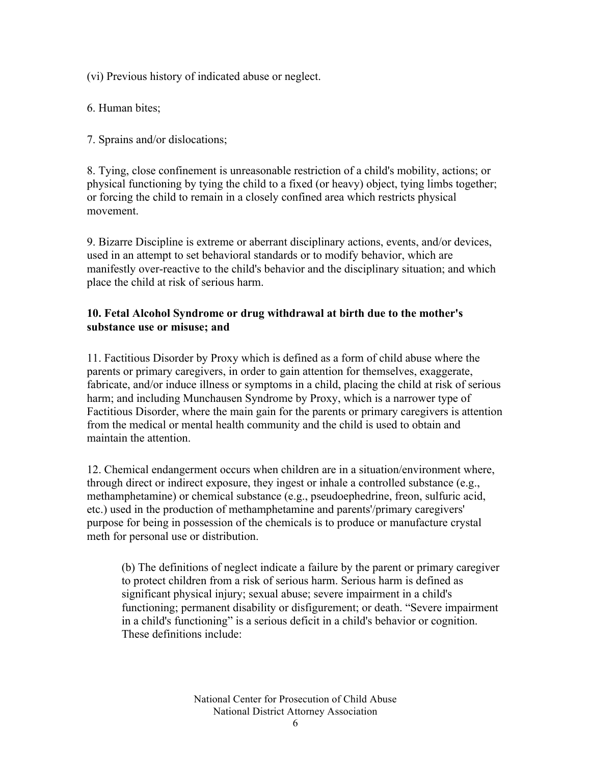(vi) Previous history of indicated abuse or neglect.

6. Human bites;

7. Sprains and/or dislocations;

8. Tying, close confinement is unreasonable restriction of a child's mobility, actions; or physical functioning by tying the child to a fixed (or heavy) object, tying limbs together; or forcing the child to remain in a closely confined area which restricts physical movement.

9. Bizarre Discipline is extreme or aberrant disciplinary actions, events, and/or devices, used in an attempt to set behavioral standards or to modify behavior, which are manifestly over-reactive to the child's behavior and the disciplinary situation; and which place the child at risk of serious harm.

**10. Fetal Alcohol Syndrome or drug withdrawal at birth due to the mother's substance use or misuse; and**

11. Factitious Disorder by Proxy which is defined as a form of child abuse where the parents or primary caregivers, in order to gain attention for themselves, exaggerate, fabricate, and/or induce illness or symptoms in a child, placing the child at risk of serious harm; and including Munchausen Syndrome by Proxy, which is a narrower type of Factitious Disorder, where the main gain for the parents or primary caregivers is attention from the medical or mental health community and the child is used to obtain and maintain the attention.

12. Chemical endangerment occurs when children are in a situation/environment where, through direct or indirect exposure, they ingest or inhale a controlled substance (e.g., methamphetamine) or chemical substance (e.g., pseudoephedrine, freon, sulfuric acid, etc.) used in the production of methamphetamine and parents'/primary caregivers' purpose for being in possession of the chemicals is to produce or manufacture crystal meth for personal use or distribution.

> (b) The definitions of neglect indicate a failure by the parent or primary caregiver to protect children from a risk of serious harm. Serious harm is defined as significant physical injury; sexual abuse; severe impairment in a child's functioning; permanent disability or disfigurement; or death. "Severe impairment in a child's functioning" is a serious deficit in a child's behavior or cognition. These definitions include: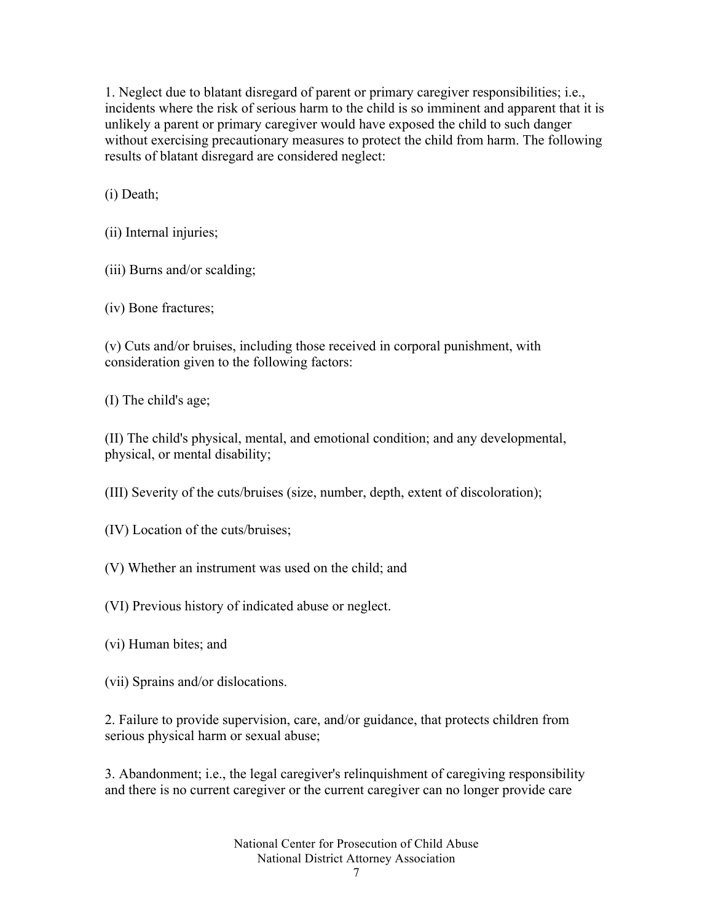1. Neglect due to blatant disregard of parent or primary caregiver responsibilities; i.e., incidents where the risk of serious harm to the child is so imminent and apparent that it is unlikely a parent or primary caregiver would have exposed the child to such danger without exercising precautionary measures to protect the child from harm. The following results of blatant disregard are considered neglect:

(i) Death;

(ii) Internal injuries;

(iii) Burns and/or scalding;

(iv) Bone fractures;

(v) Cuts and/or bruises, including those received in corporal punishment, with consideration given to the following factors:

(I) The child's age;

(II) The child's physical, mental, and emotional condition; and any developmental, physical, or mental disability;

(III) Severity of the cuts/bruises (size, number, depth, extent of discoloration);

(IV) Location of the cuts/bruises;

(V) Whether an instrument was used on the child; and

(VI) Previous history of indicated abuse or neglect.

(vi) Human bites; and

(vii) Sprains and/or dislocations.

2. Failure to provide supervision, care, and/or guidance, that protects children from serious physical harm or sexual abuse;

3. Abandonment; i.e., the legal caregiver's relinquishment of caregiving responsibility and there is no current caregiver or the current caregiver can no longer provide care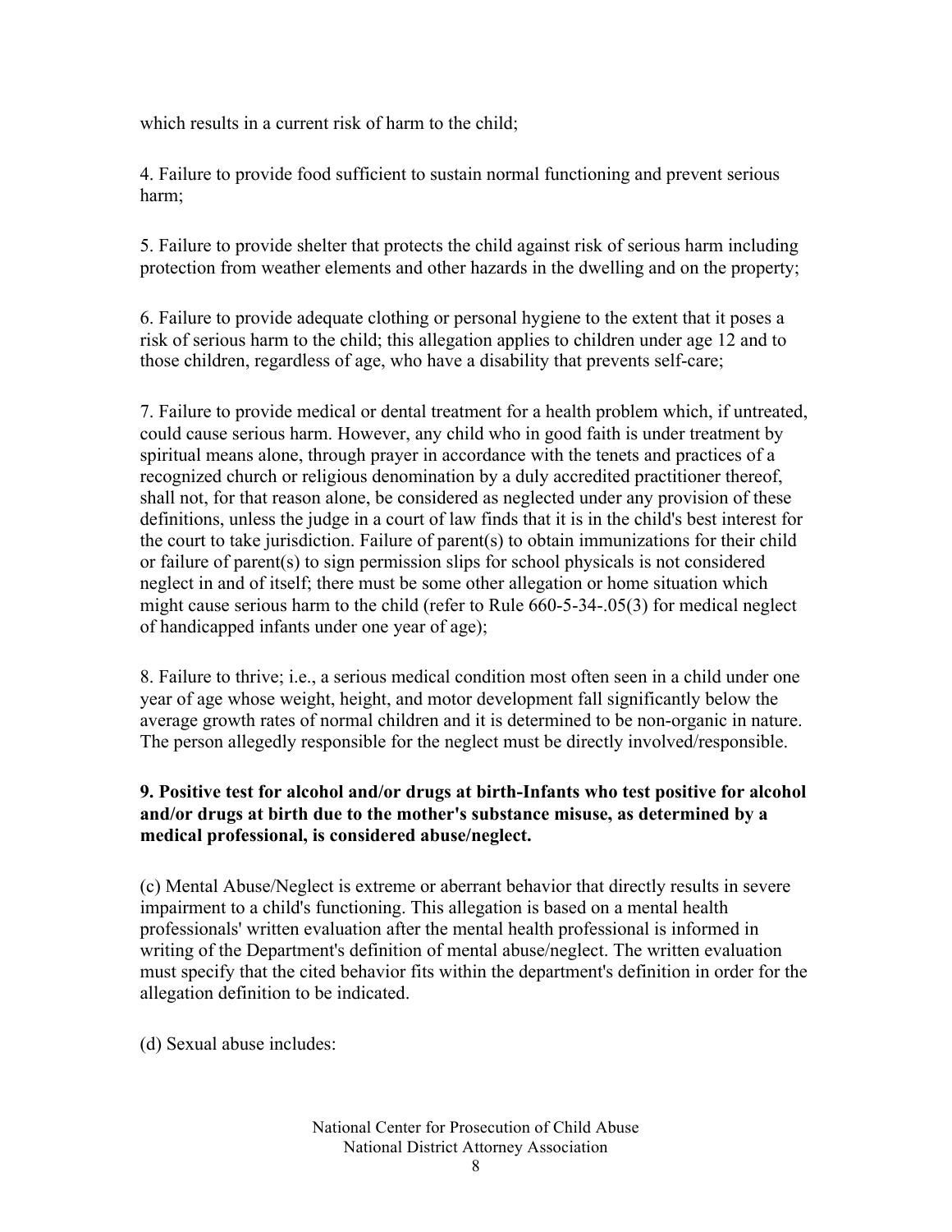which results in a current risk of harm to the child;

4. Failure to provide food sufficient to sustain normal functioning and prevent serious harm;

5. Failure to provide shelter that protects the child against risk of serious harm including protection from weather elements and other hazards in the dwelling and on the property;

6. Failure to provide adequate clothing or personal hygiene to the extent that it poses a risk of serious harm to the child; this allegation applies to children under age 12 and to those children, regardless of age, who have a disability that prevents self-care;

7. Failure to provide medical or dental treatment for a health problem which, if untreated, could cause serious harm. However, any child who in good faith is under treatment by spiritual means alone, through prayer in accordance with the tenets and practices of a recognized church or religious denomination by a duly accredited practitioner thereof, shall not, for that reason alone, be considered as neglected under any provision of these definitions, unless the judge in a court of law finds that it is in the child's best interest for the court to take jurisdiction. Failure of parent(s) to obtain immunizations for their child or failure of parent(s) to sign permission slips for school physicals is not considered neglect in and of itself; there must be some other allegation or home situation which might cause serious harm to the child (refer to Rule 660-5-34-.05(3) for medical neglect of handicapped infants under one year of age);

8. Failure to thrive; i.e., a serious medical condition most often seen in a child under one year of age whose weight, height, and motor development fall significantly below the average growth rates of normal children and it is determined to be non-organic in nature. The person allegedly responsible for the neglect must be directly involved/responsible.

**9. Positive test for alcohol and/or drugs at birth-Infants who test positive for alcohol and/or drugs at birth due to the mother's substance misuse, as determined by a medical professional, is considered abuse/neglect.**

(c) Mental Abuse/Neglect is extreme or aberrant behavior that directly results in severe impairment to a child's functioning. This allegation is based on a mental health professionals' written evaluation after the mental health professional is informed in writing of the Department's definition of mental abuse/neglect. The written evaluation must specify that the cited behavior fits within the department's definition in order for the allegation definition to be indicated.

(d) Sexual abuse includes: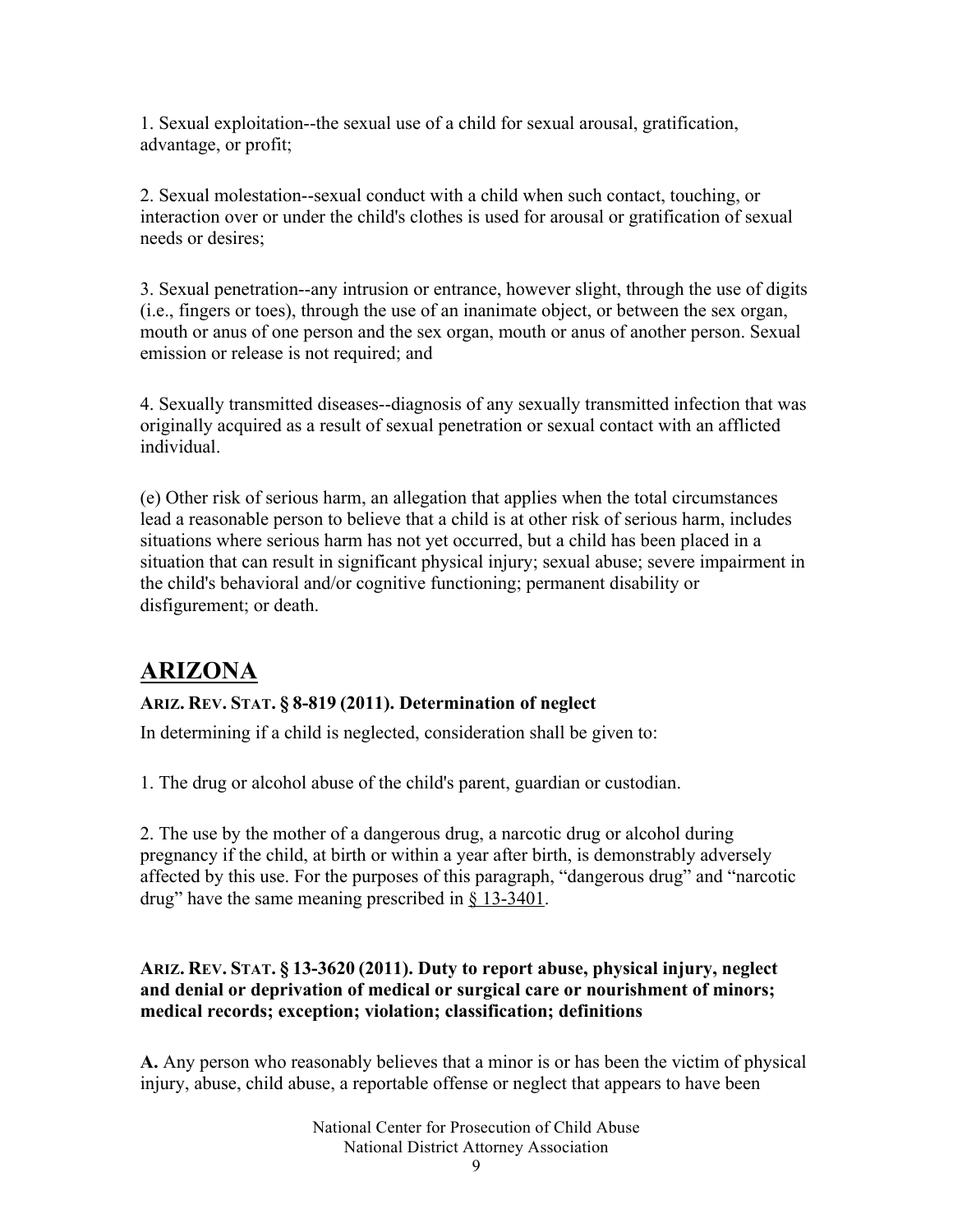1. Sexual exploitation--the sexual use of a child for sexual arousal, gratification, advantage, or profit;

2. Sexual molestation--sexual conduct with a child when such contact, touching, or interaction over or under the child's clothes is used for arousal or gratification of sexual needs or desires;

3. Sexual penetration--any intrusion or entrance, however slight, through the use of digits (i.e., fingers or toes), through the use of an inanimate object, or between the sex organ, mouth or anus of one person and the sex organ, mouth or anus of another person. Sexual emission or release is not required; and

4. Sexually transmitted diseases--diagnosis of any sexually transmitted infection that was originally acquired as a result of sexual penetration or sexual contact with an afflicted individual.

(e) Other risk of serious harm, an allegation that applies when the total circumstances lead a reasonable person to believe that a child is at other risk of serious harm, includes situations where serious harm has not yet occurred, but a child has been placed in a situation that can result in significant physical injury; sexual abuse; severe impairment in the child's behavioral and/or cognitive functioning; permanent disability or disfigurement; or death.

## ARIZONA

**ARIZ. REV. STAT. § 8-819 (2011). Determination of neglect**

In determining if a child is neglected, consideration shall be given to:

1. The drug or alcohol abuse of the child's parent, guardian or custodian.

2. The use by the mother of a dangerous drug, a narcotic drug or alcohol during pregnancy if the child, at birth or within a year after birth, is demonstrably adversely affected by this use. For the purposes of this paragraph, "dangerous drug" and "narcotic drug" have the same meaning prescribed in § 13-3401.

**ARIZ. REV. STAT. § 13-3620 (2011). Duty to report abuse, physical injury, neglect and denial or deprivation of medical or surgical care or nourishment of minors; medical records; exception; violation; classification; definitions**

**A.** Any person who reasonably believes that a minor is or has been the victim of physical injury, abuse, child abuse, a reportable offense or neglect that appears to have been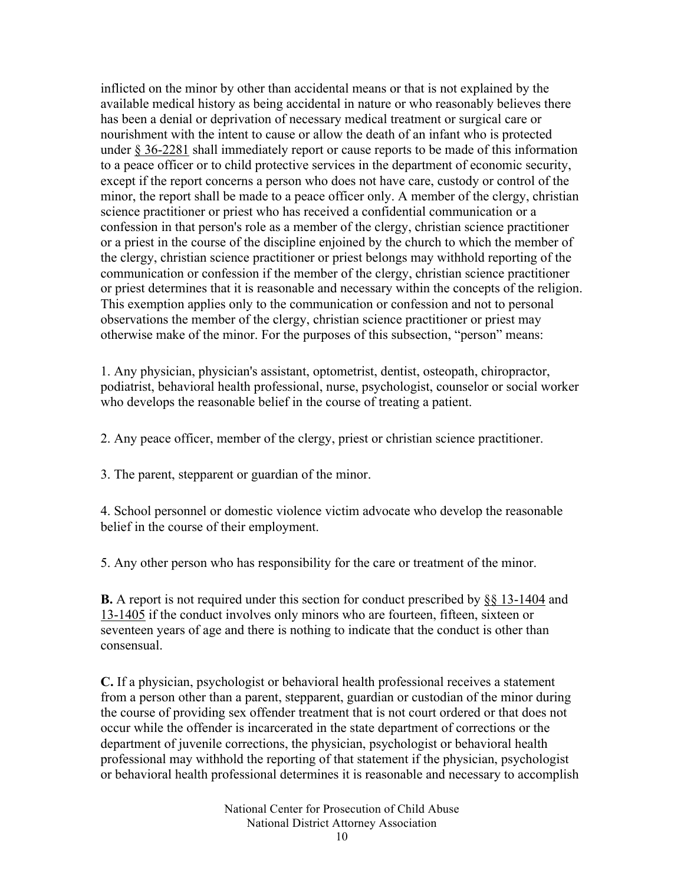inflicted on the minor by other than accidental means or that is not explained by the available medical history as being accidental in nature or who reasonably believes there has been a denial or deprivation of necessary medical treatment or surgical care or nourishment with the intent to cause or allow the death of an infant who is protected under § 36-2281 shall immediately report or cause reports to be made of this information to a peace officer or to child protective services in the department of economic security, except if the report concerns a person who does not have care, custody or control of the minor, the report shall be made to a peace officer only. A member of the clergy, christian science practitioner or priest who has received a confidential communication or a confession in that person's role as a member of the clergy, christian science practitioner or a priest in the course of the discipline enjoined by the church to which the member of the clergy, christian science practitioner or priest belongs may withhold reporting of the communication or confession if the member of the clergy, christian science practitioner or priest determines that it is reasonable and necessary within the concepts of the religion. This exemption applies only to the communication or confession and not to personal observations the member of the clergy, christian science practitioner or priest may otherwise make of the minor. For the purposes of this subsection, "person" means:

1. Any physician, physician's assistant, optometrist, dentist, osteopath, chiropractor, podiatrist, behavioral health professional, nurse, psychologist, counselor or social worker who develops the reasonable belief in the course of treating a patient.

2. Any peace officer, member of the clergy, priest or christian science practitioner.

3. The parent, stepparent or guardian of the minor.

4. School personnel or domestic violence victim advocate who develop the reasonable belief in the course of their employment.

5. Any other person who has responsibility for the care or treatment of the minor.

**B.** A report is not required under this section for conduct prescribed by §§ 13-1404 and 13-1405 if the conduct involves only minors who are fourteen, fifteen, sixteen or seventeen years of age and there is nothing to indicate that the conduct is other than consensual.

**C.** If a physician, psychologist or behavioral health professional receives a statement from a person other than a parent, stepparent, guardian or custodian of the minor during the course of providing sex offender treatment that is not court ordered or that does not occur while the offender is incarcerated in the state department of corrections or the department of juvenile corrections, the physician, psychologist or behavioral health professional may withhold the reporting of that statement if the physician, psychologist or behavioral health professional determines it is reasonable and necessary to accomplish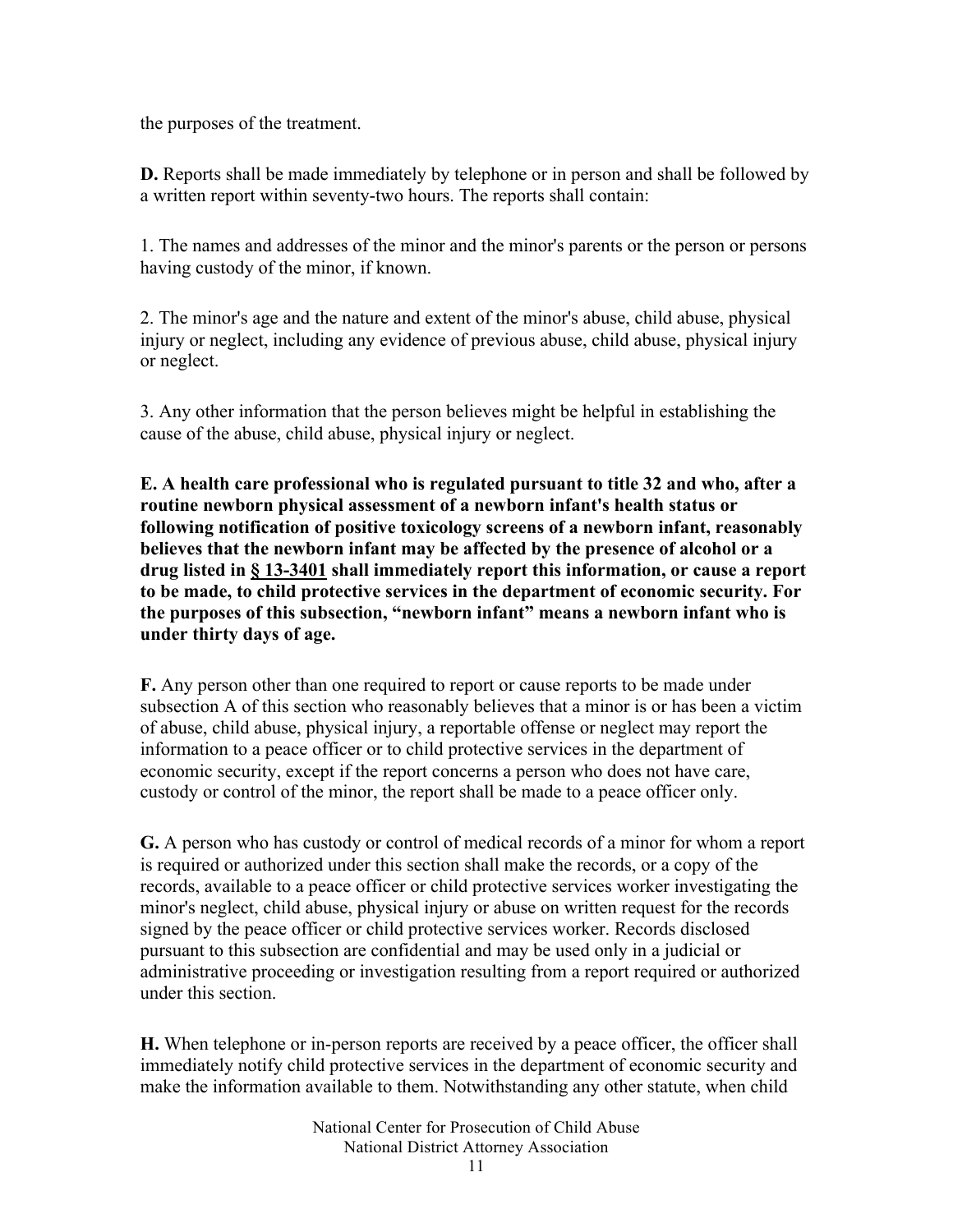the purposes of the treatment.

**D.** Reports shall be made immediately by telephone or in person and shall be followed by a written report within seventy-two hours. The reports shall contain:

1. The names and addresses of the minor and the minor's parents or the person or persons having custody of the minor, if known.

2. The minor's age and the nature and extent of the minor's abuse, child abuse, physical injury or neglect, including any evidence of previous abuse, child abuse, physical injury or neglect.

3. Any other information that the person believes might be helpful in establishing the cause of the abuse, child abuse, physical injury or neglect.

**E. A health care professional who is regulated pursuant to title 32 and who, after a routine newborn physical assessment of a newborn infant's health status or following notification of positive toxicology screens of a newborn infant, reasonably believes that the newborn infant may be affected by the presence of alcohol or a drug listed in § 13-3401 shall immediately report this information, or cause a report to be made, to child protective services in the department of economic security. For the purposes of this subsection, "newborn infant" means a newborn infant who is under thirty days of age.**

**F.** Any person other than one required to report or cause reports to be made under subsection A of this section who reasonably believes that a minor is or has been a victim of abuse, child abuse, physical injury, a reportable offense or neglect may report the information to a peace officer or to child protective services in the department of economic security, except if the report concerns a person who does not have care, custody or control of the minor, the report shall be made to a peace officer only.

**G.** A person who has custody or control of medical records of a minor for whom a report is required or authorized under this section shall make the records, or a copy of the records, available to a peace officer or child protective services worker investigating the minor's neglect, child abuse, physical injury or abuse on written request for the records signed by the peace officer or child protective services worker. Records disclosed pursuant to this subsection are confidential and may be used only in a judicial or administrative proceeding or investigation resulting from a report required or authorized under this section.

**H.** When telephone or in-person reports are received by a peace officer, the officer shall immediately notify child protective services in the department of economic security and make the information available to them. Notwithstanding any other statute, when child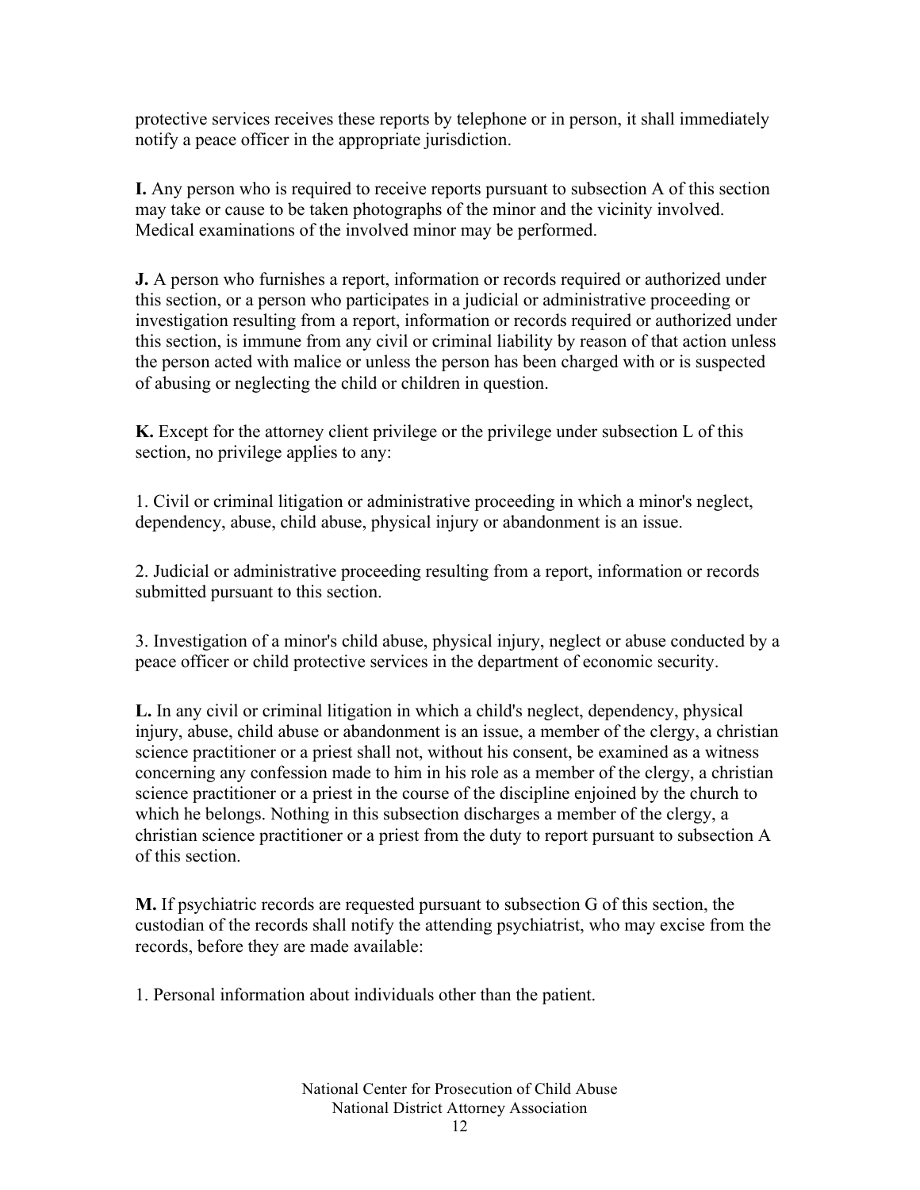protective services receives these reports by telephone or in person, it shall immediately notify a peace officer in the appropriate jurisdiction.

**I.** Any person who is required to receive reports pursuant to subsection A of this section may take or cause to be taken photographs of the minor and the vicinity involved. Medical examinations of the involved minor may be performed.

**J.** A person who furnishes a report, information or records required or authorized under this section, or a person who participates in a judicial or administrative proceeding or investigation resulting from a report, information or records required or authorized under this section, is immune from any civil or criminal liability by reason of that action unless the person acted with malice or unless the person has been charged with or is suspected of abusing or neglecting the child or children in question.

**K.** Except for the attorney client privilege or the privilege under subsection L of this section, no privilege applies to any:

1. Civil or criminal litigation or administrative proceeding in which a minor's neglect, dependency, abuse, child abuse, physical injury or abandonment is an issue.

2. Judicial or administrative proceeding resulting from a report, information or records submitted pursuant to this section.

3. Investigation of a minor's child abuse, physical injury, neglect or abuse conducted by a peace officer or child protective services in the department of economic security.

**L.** In any civil or criminal litigation in which a child's neglect, dependency, physical injury, abuse, child abuse or abandonment is an issue, a member of the clergy, a christian science practitioner or a priest shall not, without his consent, be examined as a witness concerning any confession made to him in his role as a member of the clergy, a christian science practitioner or a priest in the course of the discipline enjoined by the church to which he belongs. Nothing in this subsection discharges a member of the clergy, a christian science practitioner or a priest from the duty to report pursuant to subsection A of this section.

**M.** If psychiatric records are requested pursuant to subsection G of this section, the custodian of the records shall notify the attending psychiatrist, who may excise from the records, before they are made available:

1. Personal information about individuals other than the patient.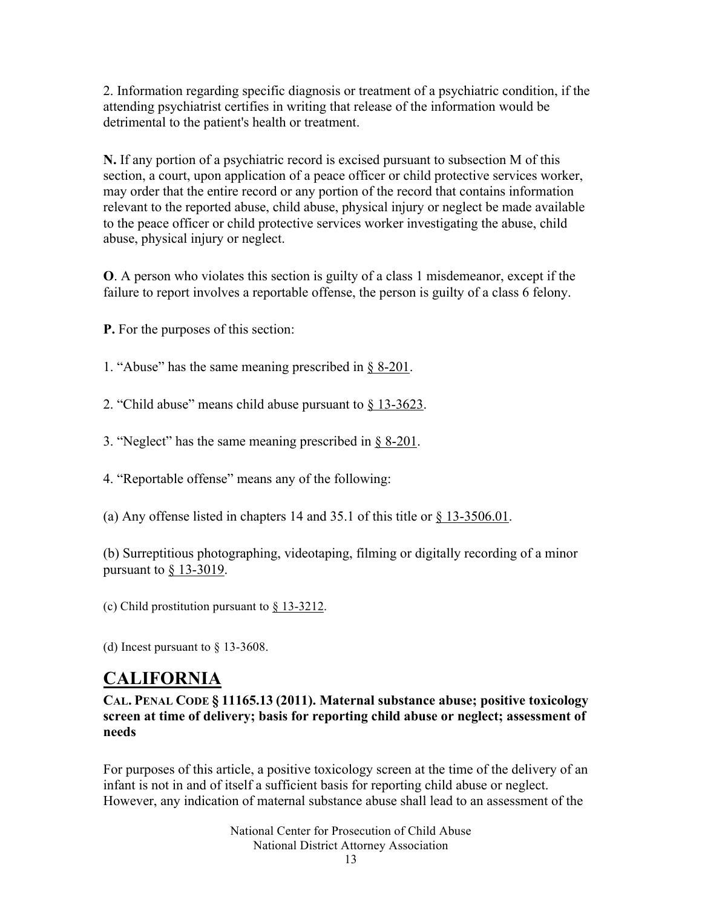2. Information regarding specific diagnosis or treatment of a psychiatric condition, if the attending psychiatrist certifies in writing that release of the information would be detrimental to the patient's health or treatment.

**N.** If any portion of a psychiatric record is excised pursuant to subsection M of this section, a court, upon application of a peace officer or child protective services worker, may order that the entire record or any portion of the record that contains information relevant to the reported abuse, child abuse, physical injury or neglect be made available to the peace officer or child protective services worker investigating the abuse, child abuse, physical injury or neglect.

**O**. A person who violates this section is guilty of a class 1 misdemeanor, except if the failure to report involves a reportable offense, the person is guilty of a class 6 felony.

**P.** For the purposes of this section:

1. "Abuse" has the same meaning prescribed in § 8-201.

2. "Child abuse" means child abuse pursuant to § 13-3623.

3. "Neglect" has the same meaning prescribed in § 8-201.

4. "Reportable offense" means any of the following:

(a) Any offense listed in chapters 14 and 35.1 of this title or § 13-3506.01.

(b) Surreptitious photographing, videotaping, filming or digitally recording of a minor pursuant to § 13-3019.

(c) Child prostitution pursuant to § 13-3212.

(d) Incest pursuant to § 13-3608.

# CALIFORNIA

**CAL. PENAL CODE § 11165.13 (2011). Maternal substance abuse; positive toxicology screen at time of delivery; basis for reporting child abuse or neglect; assessment of needs**

For purposes of this article, a positive toxicology screen at the time of the delivery of an infant is not in and of itself a sufficient basis for reporting child abuse or neglect. However, any indication of maternal substance abuse shall lead to an assessment of the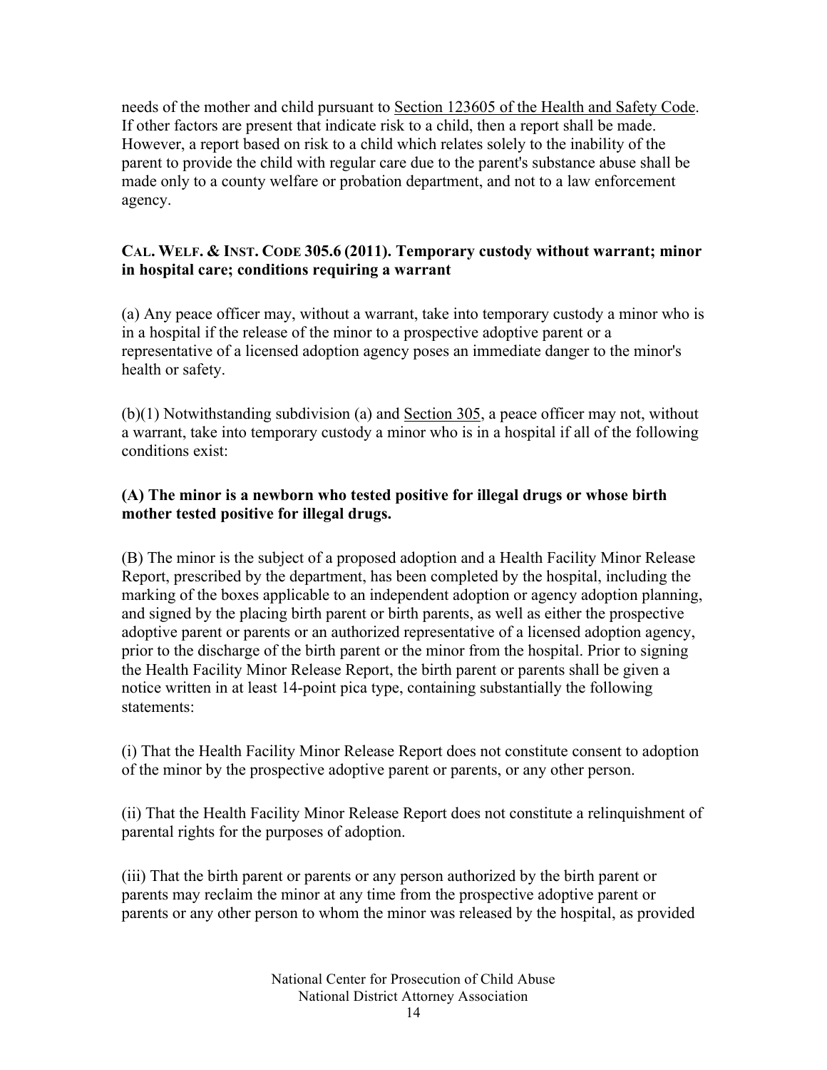needs of the mother and child pursuant to Section 123605 of the Health and Safety Code. If other factors are present that indicate risk to a child, then a report shall be made. However, a report based on risk to a child which relates solely to the inability of the parent to provide the child with regular care due to the parent's substance abuse shall be made only to a county welfare or probation department, and not to a law enforcement agency.

**CAL. WELF. & INST. CODE 305.6 (2011). Temporary custody without warrant; minor in hospital care; conditions requiring a warrant**

(a) Any peace officer may, without a warrant, take into temporary custody a minor who is in a hospital if the release of the minor to a prospective adoptive parent or a representative of a licensed adoption agency poses an immediate danger to the minor's health or safety.

(b)(1) Notwithstanding subdivision (a) and Section 305, a peace officer may not, without a warrant, take into temporary custody a minor who is in a hospital if all of the following conditions exist:

**(A) The minor is a newborn who tested positive for illegal drugs or whose birth mother tested positive for illegal drugs.**

(B) The minor is the subject of a proposed adoption and a Health Facility Minor Release Report, prescribed by the department, has been completed by the hospital, including the marking of the boxes applicable to an independent adoption or agency adoption planning, and signed by the placing birth parent or birth parents, as well as either the prospective adoptive parent or parents or an authorized representative of a licensed adoption agency, prior to the discharge of the birth parent or the minor from the hospital. Prior to signing the Health Facility Minor Release Report, the birth parent or parents shall be given a notice written in at least 14-point pica type, containing substantially the following statements:

(i) That the Health Facility Minor Release Report does not constitute consent to adoption of the minor by the prospective adoptive parent or parents, or any other person.

(ii) That the Health Facility Minor Release Report does not constitute a relinquishment of parental rights for the purposes of adoption.

(iii) That the birth parent or parents or any person authorized by the birth parent or parents may reclaim the minor at any time from the prospective adoptive parent or parents or any other person to whom the minor was released by the hospital, as provided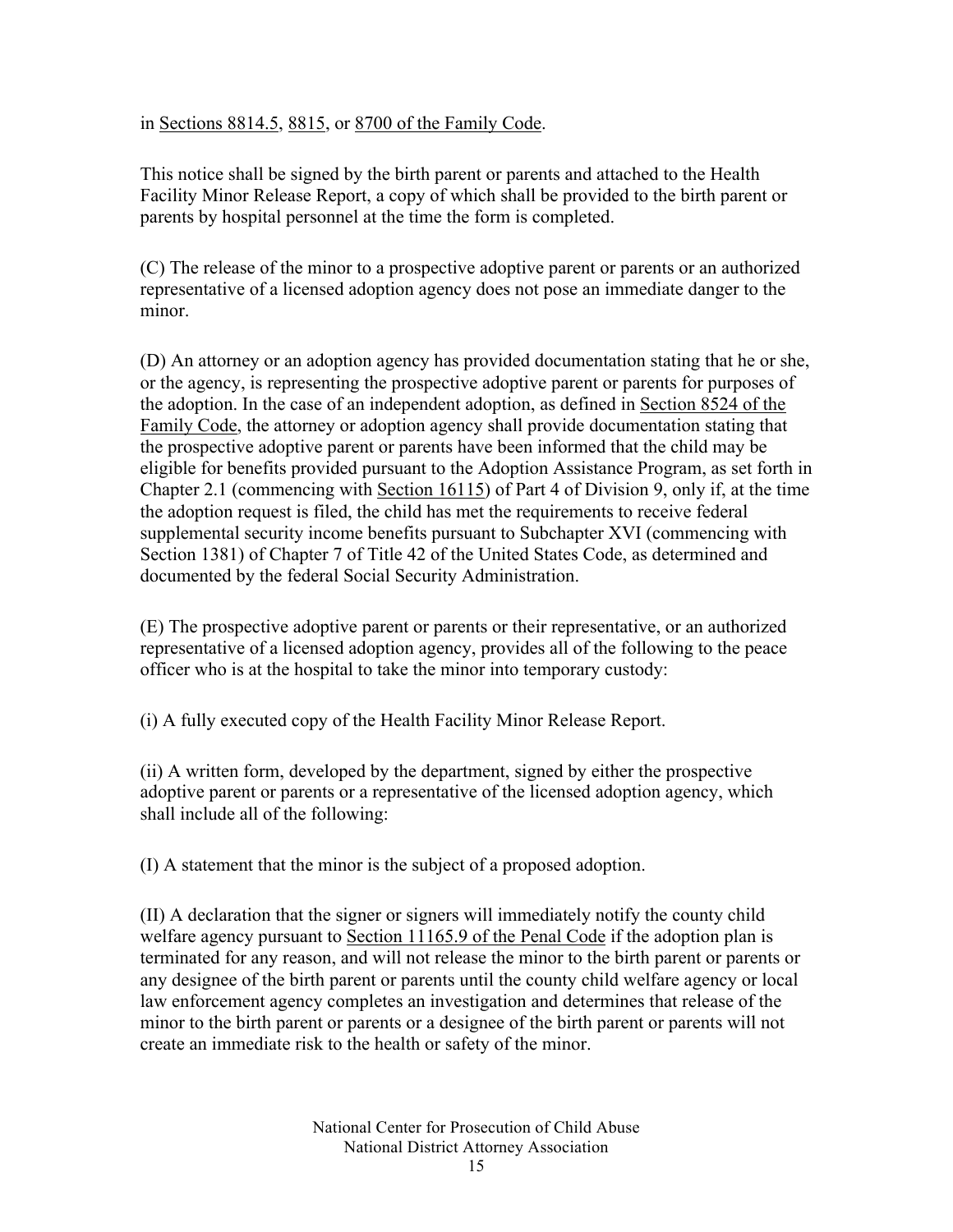in Sections 8814.5, 8815, or 8700 of the Family Code.

This notice shall be signed by the birth parent or parents and attached to the Health Facility Minor Release Report, a copy of which shall be provided to the birth parent or parents by hospital personnel at the time the form is completed.

(C) The release of the minor to a prospective adoptive parent or parents or an authorized representative of a licensed adoption agency does not pose an immediate danger to the minor.

(D) An attorney or an adoption agency has provided documentation stating that he or she, or the agency, is representing the prospective adoptive parent or parents for purposes of the adoption. In the case of an independent adoption, as defined in Section 8524 of the Family Code, the attorney or adoption agency shall provide documentation stating that the prospective adoptive parent or parents have been informed that the child may be eligible for benefits provided pursuant to the Adoption Assistance Program, as set forth in Chapter 2.1 (commencing with Section 16115) of Part 4 of Division 9, only if, at the time the adoption request is filed, the child has met the requirements to receive federal supplemental security income benefits pursuant to Subchapter XVI (commencing with Section 1381) of Chapter 7 of Title 42 of the United States Code, as determined and documented by the federal Social Security Administration.

(E) The prospective adoptive parent or parents or their representative, or an authorized representative of a licensed adoption agency, provides all of the following to the peace officer who is at the hospital to take the minor into temporary custody:

(i) A fully executed copy of the Health Facility Minor Release Report.

(ii) A written form, developed by the department, signed by either the prospective adoptive parent or parents or a representative of the licensed adoption agency, which shall include all of the following:

(I) A statement that the minor is the subject of a proposed adoption.

(II) A declaration that the signer or signers will immediately notify the county child welfare agency pursuant to Section 11165.9 of the Penal Code if the adoption plan is terminated for any reason, and will not release the minor to the birth parent or parents or any designee of the birth parent or parents until the county child welfare agency or local law enforcement agency completes an investigation and determines that release of the minor to the birth parent or parents or a designee of the birth parent or parents will not create an immediate risk to the health or safety of the minor.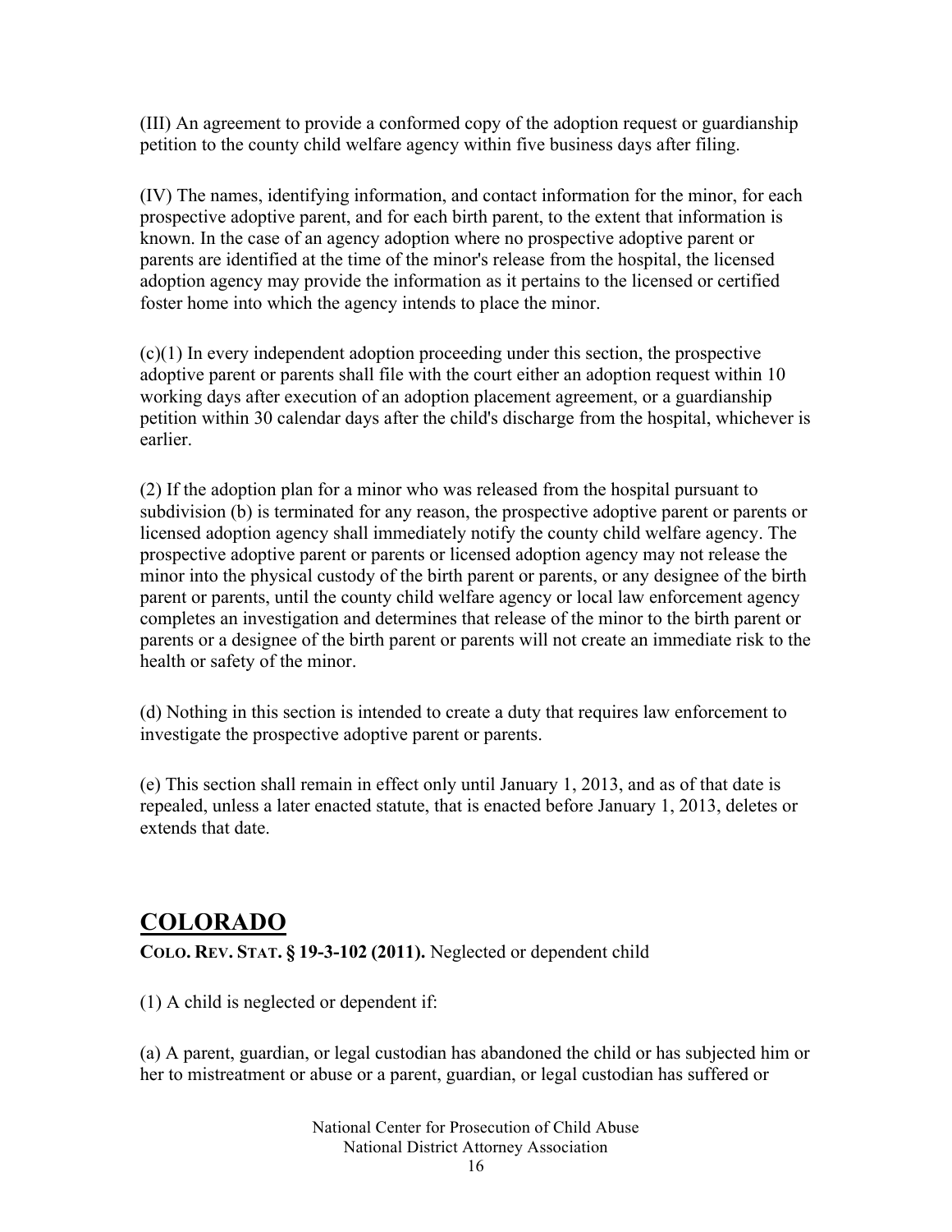(III) An agreement to provide a conformed copy of the adoption request or guardianship petition to the county child welfare agency within five business days after filing.

(IV) The names, identifying information, and contact information for the minor, for each prospective adoptive parent, and for each birth parent, to the extent that information is known. In the case of an agency adoption where no prospective adoptive parent or parents are identified at the time of the minor's release from the hospital, the licensed adoption agency may provide the information as it pertains to the licensed or certified foster home into which the agency intends to place the minor.

(c)(1) In every independent adoption proceeding under this section, the prospective adoptive parent or parents shall file with the court either an adoption request within 10 working days after execution of an adoption placement agreement, or a guardianship petition within 30 calendar days after the child's discharge from the hospital, whichever is earlier.

(2) If the adoption plan for a minor who was released from the hospital pursuant to subdivision (b) is terminated for any reason, the prospective adoptive parent or parents or licensed adoption agency shall immediately notify the county child welfare agency. The prospective adoptive parent or parents or licensed adoption agency may not release the minor into the physical custody of the birth parent or parents, or any designee of the birth parent or parents, until the county child welfare agency or local law enforcement agency completes an investigation and determines that release of the minor to the birth parent or parents or a designee of the birth parent or parents will not create an immediate risk to the health or safety of the minor.

(d) Nothing in this section is intended to create a duty that requires law enforcement to investigate the prospective adoptive parent or parents.

(e) This section shall remain in effect only until January 1, 2013, and as of that date is repealed, unless a later enacted statute, that is enacted before January 1, 2013, deletes or extends that date.

## COLORADO

**COLO. REV. STAT. § 19-3-102 (2011).** Neglected or dependent child

(1) A child is neglected or dependent if:

(a) A parent, guardian, or legal custodian has abandoned the child or has subjected him or her to mistreatment or abuse or a parent, guardian, or legal custodian has suffered or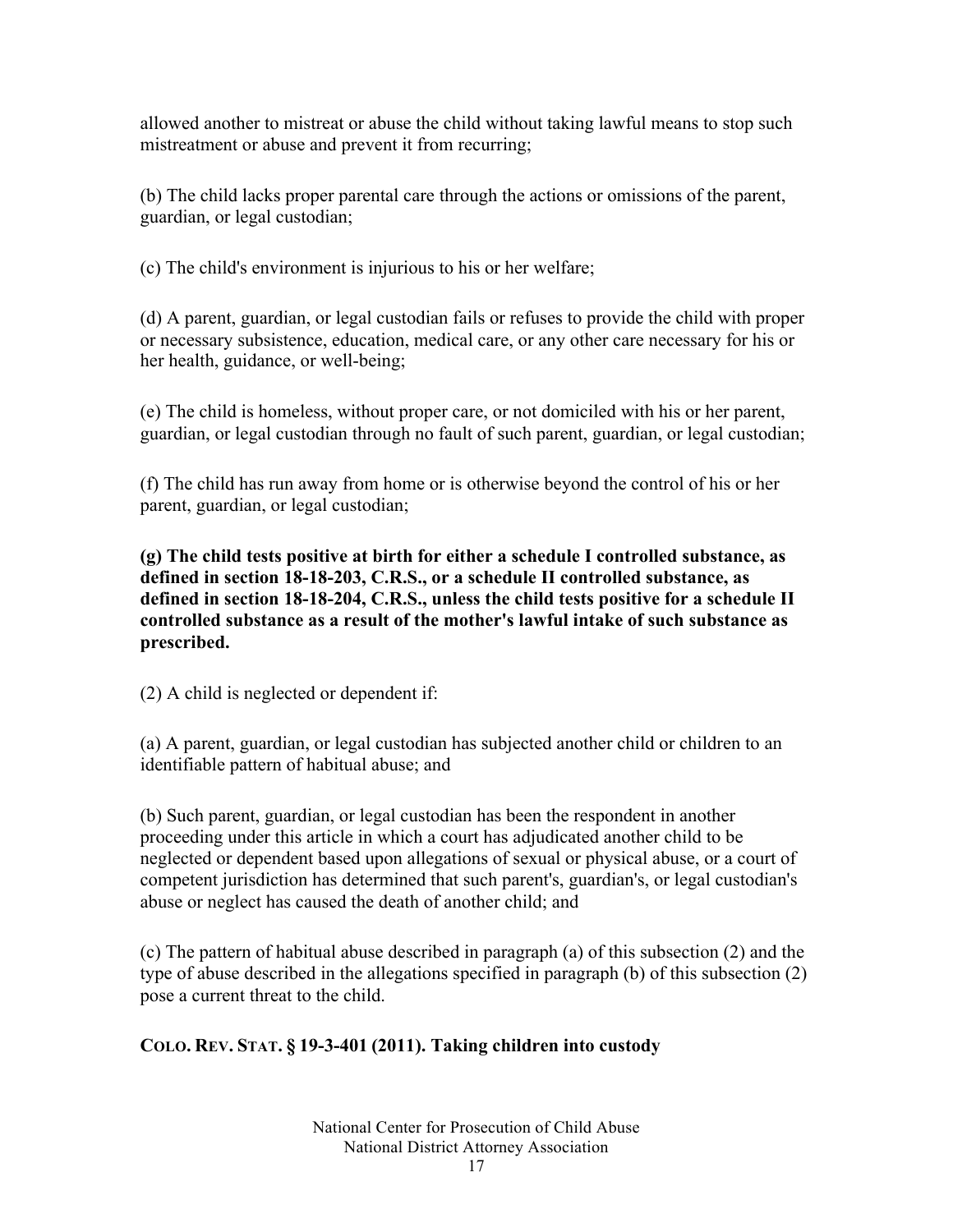allowed another to mistreat or abuse the child without taking lawful means to stop such mistreatment or abuse and prevent it from recurring;

(b) The child lacks proper parental care through the actions or omissions of the parent, guardian, or legal custodian;

(c) The child's environment is injurious to his or her welfare;

(d) A parent, guardian, or legal custodian fails or refuses to provide the child with proper or necessary subsistence, education, medical care, or any other care necessary for his or her health, guidance, or well-being;

(e) The child is homeless, without proper care, or not domiciled with his or her parent, guardian, or legal custodian through no fault of such parent, guardian, or legal custodian;

(f) The child has run away from home or is otherwise beyond the control of his or her parent, guardian, or legal custodian;

**(g) The child tests positive at birth for either a schedule I controlled substance, as defined in section 18-18-203, C.R.S., or a schedule II controlled substance, as defined in section 18-18-204, C.R.S., unless the child tests positive for a schedule II controlled substance as a result of the mother's lawful intake of such substance as prescribed.**

(2) A child is neglected or dependent if:

(a) A parent, guardian, or legal custodian has subjected another child or children to an identifiable pattern of habitual abuse; and

(b) Such parent, guardian, or legal custodian has been the respondent in another proceeding under this article in which a court has adjudicated another child to be neglected or dependent based upon allegations of sexual or physical abuse, or a court of competent jurisdiction has determined that such parent's, guardian's, or legal custodian's abuse or neglect has caused the death of another child; and

(c) The pattern of habitual abuse described in paragraph (a) of this subsection (2) and the type of abuse described in the allegations specified in paragraph (b) of this subsection (2) pose a current threat to the child.

**COLO. REV. STAT. § 19-3-401 (2011). Taking children into custody**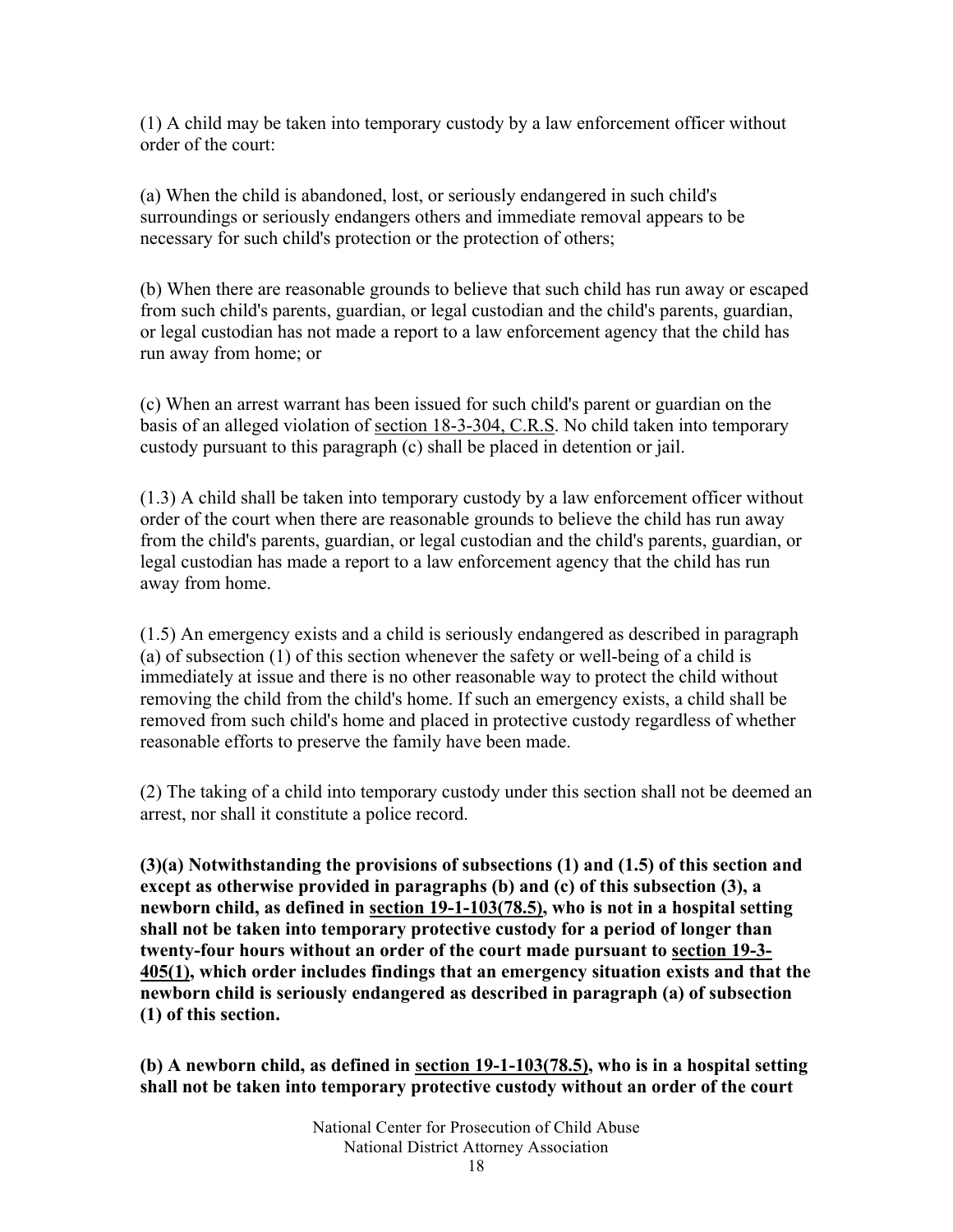(1) A child may be taken into temporary custody by a law enforcement officer without order of the court:

(a) When the child is abandoned, lost, or seriously endangered in such child's surroundings or seriously endangers others and immediate removal appears to be necessary for such child's protection or the protection of others;

(b) When there are reasonable grounds to believe that such child has run away or escaped from such child's parents, guardian, or legal custodian and the child's parents, guardian, or legal custodian has not made a report to a law enforcement agency that the child has run away from home; or

(c) When an arrest warrant has been issued for such child's parent or guardian on the basis of an alleged violation of section 18-3-304, C.R.S. No child taken into temporary custody pursuant to this paragraph (c) shall be placed in detention or jail.

(1.3) A child shall be taken into temporary custody by a law enforcement officer without order of the court when there are reasonable grounds to believe the child has run away from the child's parents, guardian, or legal custodian and the child's parents, guardian, or legal custodian has made a report to a law enforcement agency that the child has run away from home.

(1.5) An emergency exists and a child is seriously endangered as described in paragraph (a) of subsection (1) of this section whenever the safety or well-being of a child is immediately at issue and there is no other reasonable way to protect the child without removing the child from the child's home. If such an emergency exists, a child shall be removed from such child's home and placed in protective custody regardless of whether reasonable efforts to preserve the family have been made.

(2) The taking of a child into temporary custody under this section shall not be deemed an arrest, nor shall it constitute a police record.

**(3)(a) Notwithstanding the provisions of subsections (1) and (1.5) of this section and except as otherwise provided in paragraphs (b) and (c) of this subsection (3), a newborn child, as defined in section 19-1-103(78.5), who is not in a hospital setting shall not be taken into temporary protective custody for a period of longer than twenty-four hours without an order of the court made pursuant to section 19-3-405(1), which order includes findings that an emergency situation exists and that the newborn child is seriously endangered as described in paragraph (a) of subsection (1) of this section.**

**(b) A newborn child, as defined in section 19-1-103(78.5), who is in a hospital setting shall not be taken into temporary protective custody without an order of the court**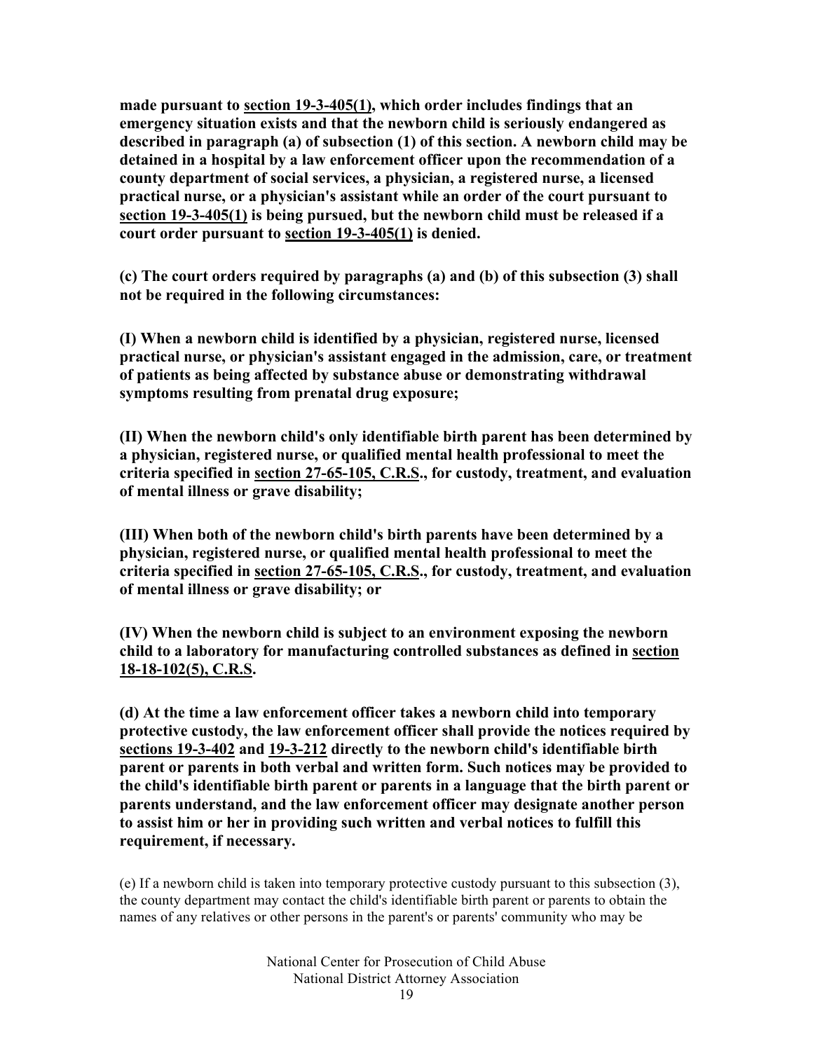**made pursuant to section 19-3-405(1), which order includes findings that an emergency situation exists and that the newborn child is seriously endangered as described in paragraph (a) of subsection (1) of this section. A newborn child may be detained in a hospital by a law enforcement officer upon the recommendation of a county department of social services, a physician, a registered nurse, a licensed practical nurse, or a physician's assistant while an order of the court pursuant to section 19-3-405(1) is being pursued, but the newborn child must be released if a court order pursuant to section 19-3-405(1) is denied.**

**(c) The court orders required by paragraphs (a) and (b) of this subsection (3) shall not be required in the following circumstances:**

**(I) When a newborn child is identified by a physician, registered nurse, licensed practical nurse, or physician's assistant engaged in the admission, care, or treatment of patients as being affected by substance abuse or demonstrating withdrawal symptoms resulting from prenatal drug exposure;**

**(II) When the newborn child's only identifiable birth parent has been determined by a physician, registered nurse, or qualified mental health professional to meet the criteria specified in section 27-65-105, C.R.S., for custody, treatment, and evaluation of mental illness or grave disability;**

**(III) When both of the newborn child's birth parents have been determined by a physician, registered nurse, or qualified mental health professional to meet the criteria specified in section 27-65-105, C.R.S., for custody, treatment, and evaluation of mental illness or grave disability; or**

**(IV) When the newborn child is subject to an environment exposing the newborn child to a laboratory for manufacturing controlled substances as defined in section 18-18-102(5), C.R.S.**

**(d) At the time a law enforcement officer takes a newborn child into temporary protective custody, the law enforcement officer shall provide the notices required by sections 19-3-402 and 19-3-212 directly to the newborn child's identifiable birth parent or parents in both verbal and written form. Such notices may be provided to the child's identifiable birth parent or parents in a language that the birth parent or parents understand, and the law enforcement officer may designate another person to assist him or her in providing such written and verbal notices to fulfill this requirement, if necessary.**

(e) If a newborn child is taken into temporary protective custody pursuant to this subsection (3), the county department may contact the child's identifiable birth parent or parents to obtain the names of any relatives or other persons in the parent's or parents' community who may be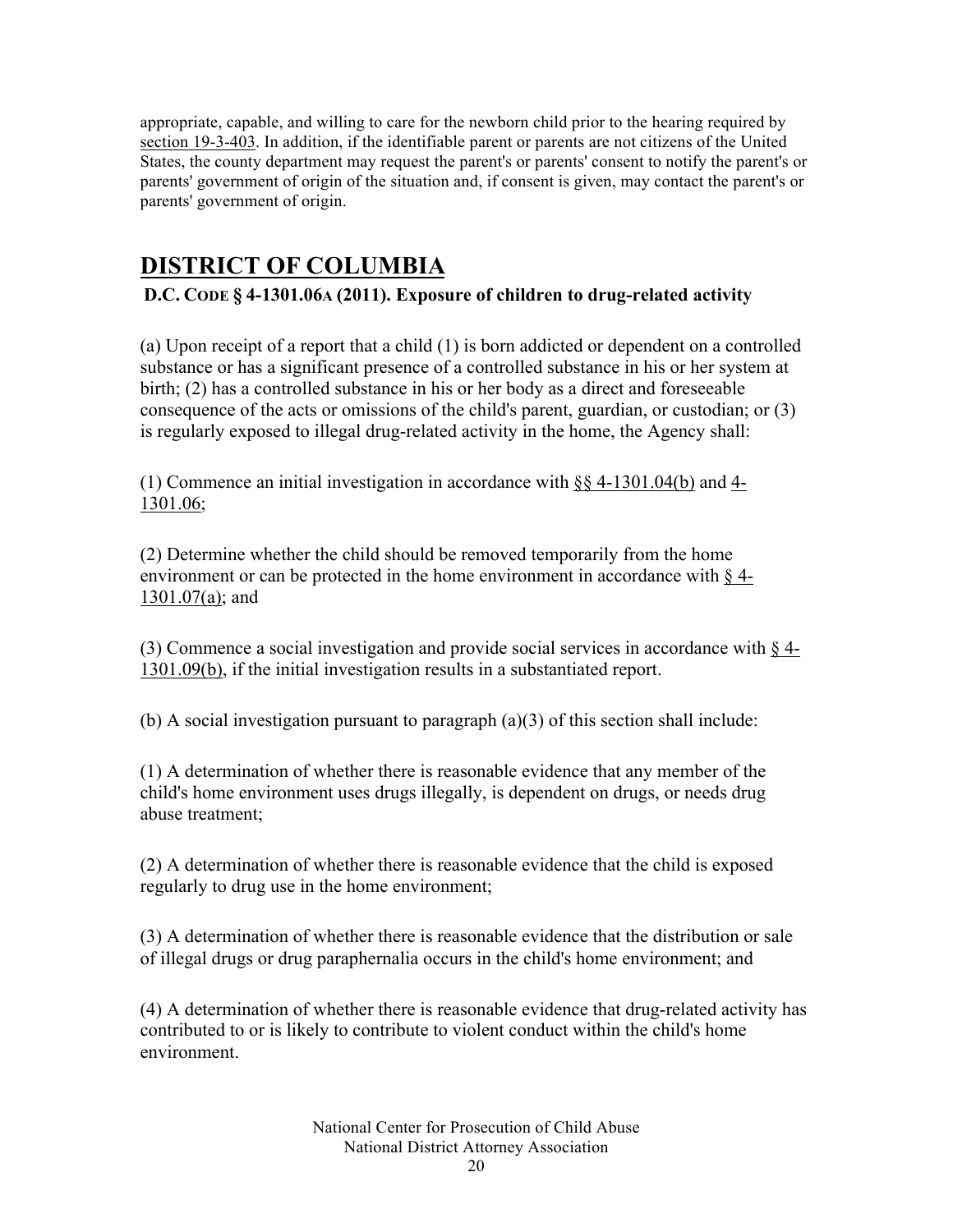appropriate, capable, and willing to care for the newborn child prior to the hearing required by section 19-3-403. In addition, if the identifiable parent or parents are not citizens of the United States, the county department may request the parent's or parents' consent to notify the parent's or parents' government of origin of the situation and, if consent is given, may contact the parent's or parents' government of origin.

## DISTRICT OF COLUMBIA

### D.C. CODE § 4-1301.06A (2011). Exposure of children to drug-related activity

(a) Upon receipt of a report that a child (1) is born addicted or dependent on a controlled substance or has a significant presence of a controlled substance in his or her system at birth; (2) has a controlled substance in his or her body as a direct and foreseeable consequence of the acts or omissions of the child's parent, guardian, or custodian; or (3) is regularly exposed to illegal drug-related activity in the home, the Agency shall:

(1) Commence an initial investigation in accordance with §§ 4-1301.04(b) and 4-1301.06;

(2) Determine whether the child should be removed temporarily from the home environment or can be protected in the home environment in accordance with § 4-1301.07(a); and

(3) Commence a social investigation and provide social services in accordance with § 4-1301.09(b), if the initial investigation results in a substantiated report.

(b) A social investigation pursuant to paragraph (a)(3) of this section shall include:

(1) A determination of whether there is reasonable evidence that any member of the child's home environment uses drugs illegally, is dependent on drugs, or needs drug abuse treatment;

(2) A determination of whether there is reasonable evidence that the child is exposed regularly to drug use in the home environment;

(3) A determination of whether there is reasonable evidence that the distribution or sale of illegal drugs or drug paraphernalia occurs in the child's home environment; and

(4) A determination of whether there is reasonable evidence that drug-related activity has contributed to or is likely to contribute to violent conduct within the child's home environment.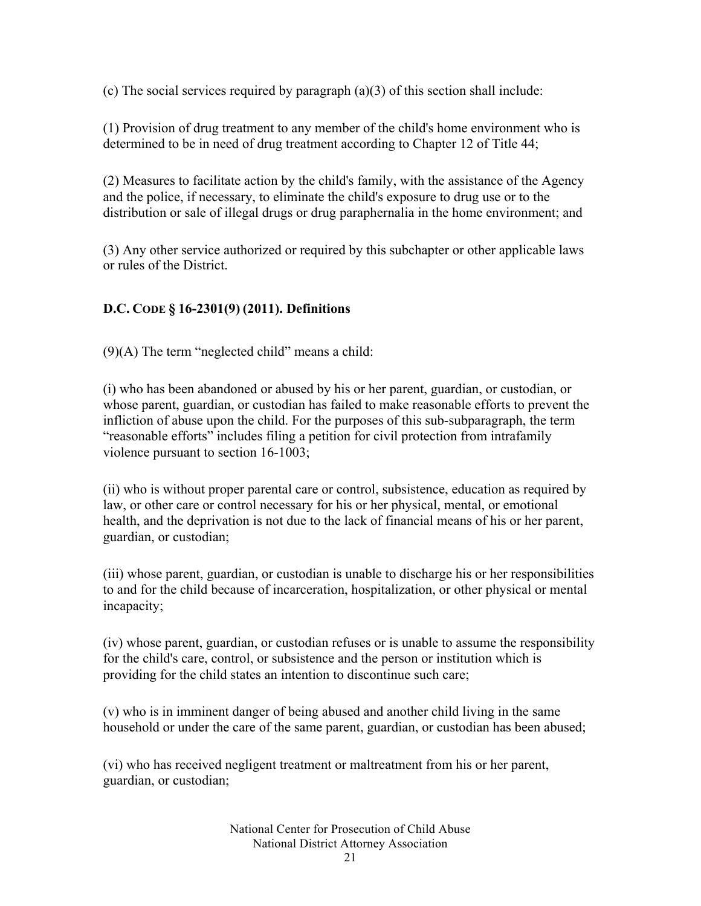(c) The social services required by paragraph (a)(3) of this section shall include:

(1) Provision of drug treatment to any member of the child's home environment who is determined to be in need of drug treatment according to Chapter 12 of Title 44;

(2) Measures to facilitate action by the child's family, with the assistance of the Agency and the police, if necessary, to eliminate the child's exposure to drug use or to the distribution or sale of illegal drugs or drug paraphernalia in the home environment; and

(3) Any other service authorized or required by this subchapter or other applicable laws or rules of the District.

**D.C. CODE § 16-2301(9) (2011). Definitions**

(9)(A) The term "neglected child" means a child:

(i) who has been abandoned or abused by his or her parent, guardian, or custodian, or whose parent, guardian, or custodian has failed to make reasonable efforts to prevent the infliction of abuse upon the child. For the purposes of this sub-subparagraph, the term "reasonable efforts" includes filing a petition for civil protection from intrafamily violence pursuant to section 16-1003;

(ii) who is without proper parental care or control, subsistence, education as required by law, or other care or control necessary for his or her physical, mental, or emotional health, and the deprivation is not due to the lack of financial means of his or her parent, guardian, or custodian;

(iii) whose parent, guardian, or custodian is unable to discharge his or her responsibilities to and for the child because of incarceration, hospitalization, or other physical or mental incapacity;

(iv) whose parent, guardian, or custodian refuses or is unable to assume the responsibility for the child's care, control, or subsistence and the person or institution which is providing for the child states an intention to discontinue such care;

(v) who is in imminent danger of being abused and another child living in the same household or under the care of the same parent, guardian, or custodian has been abused;

(vi) who has received negligent treatment or maltreatment from his or her parent, guardian, or custodian;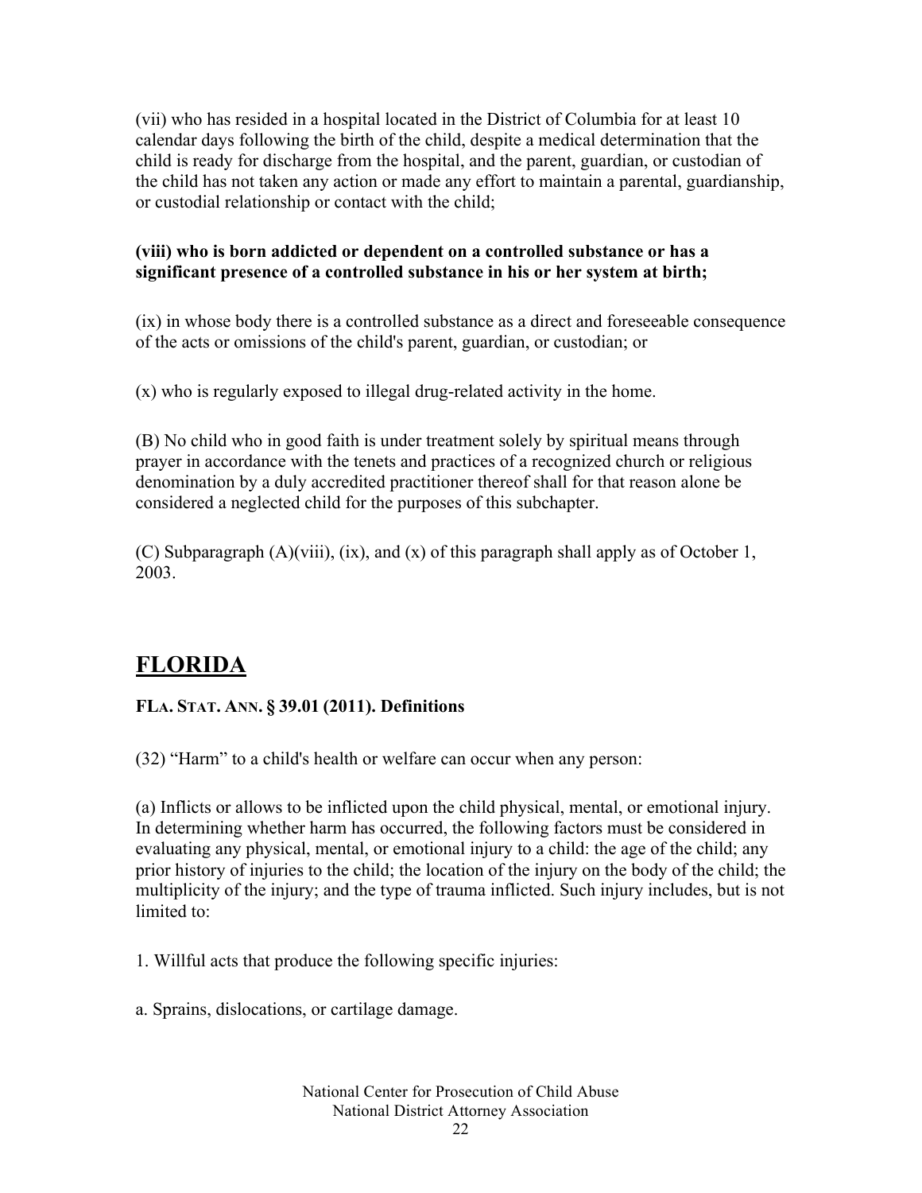(vii) who has resided in a hospital located in the District of Columbia for at least 10 calendar days following the birth of the child, despite a medical determination that the child is ready for discharge from the hospital, and the parent, guardian, or custodian of the child has not taken any action or made any effort to maintain a parental, guardianship, or custodial relationship or contact with the child;

**(viii) who is born addicted or dependent on a controlled substance or has a significant presence of a controlled substance in his or her system at birth;**

(ix) in whose body there is a controlled substance as a direct and foreseeable consequence of the acts or omissions of the child's parent, guardian, or custodian; or

(x) who is regularly exposed to illegal drug-related activity in the home.

(B) No child who in good faith is under treatment solely by spiritual means through prayer in accordance with the tenets and practices of a recognized church or religious denomination by a duly accredited practitioner thereof shall for that reason alone be considered a neglected child for the purposes of this subchapter.

(C) Subparagraph (A)(viii), (ix), and (x) of this paragraph shall apply as of October 1, 2003.

## FLORIDA

**FLA. STAT. ANN. § 39.01 (2011). Definitions**

(32) "Harm" to a child's health or welfare can occur when any person:

(a) Inflicts or allows to be inflicted upon the child physical, mental, or emotional injury. In determining whether harm has occurred, the following factors must be considered in evaluating any physical, mental, or emotional injury to a child: the age of the child; any prior history of injuries to the child; the location of the injury on the body of the child; the multiplicity of the injury; and the type of trauma inflicted. Such injury includes, but is not limited to:

1. Willful acts that produce the following specific injuries:

a. Sprains, dislocations, or cartilage damage.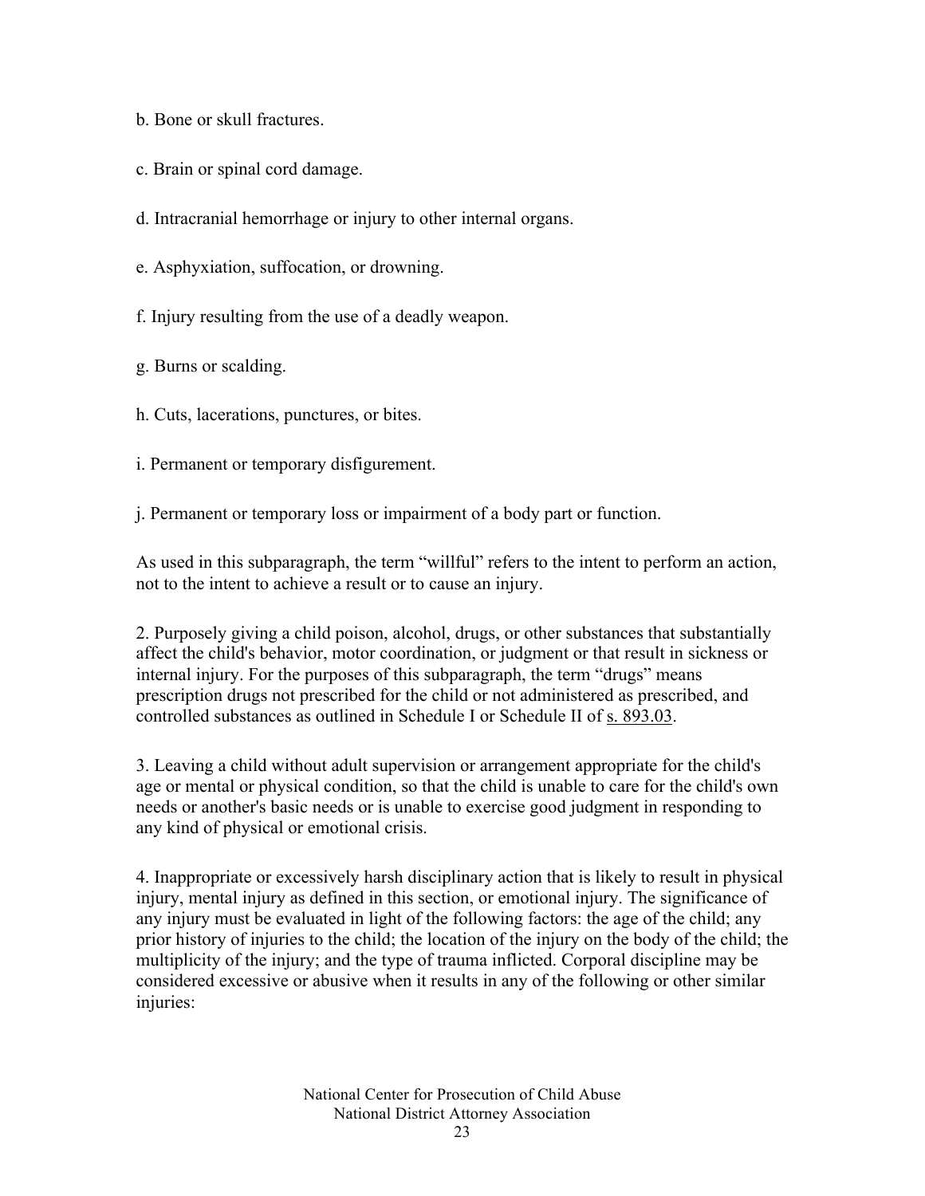b. Bone or skull fractures.

c. Brain or spinal cord damage.

d. Intracranial hemorrhage or injury to other internal organs.

e. Asphyxiation, suffocation, or drowning.

f. Injury resulting from the use of a deadly weapon.

g. Burns or scalding.

h. Cuts, lacerations, punctures, or bites.

i. Permanent or temporary disfigurement.

j. Permanent or temporary loss or impairment of a body part or function.

As used in this subparagraph, the term "willful" refers to the intent to perform an action, not to the intent to achieve a result or to cause an injury.

2. Purposely giving a child poison, alcohol, drugs, or other substances that substantially affect the child's behavior, motor coordination, or judgment or that result in sickness or internal injury. For the purposes of this subparagraph, the term "drugs" means prescription drugs not prescribed for the child or not administered as prescribed, and controlled substances as outlined in Schedule I or Schedule II of s. 893.03.

3. Leaving a child without adult supervision or arrangement appropriate for the child's age or mental or physical condition, so that the child is unable to care for the child's own needs or another's basic needs or is unable to exercise good judgment in responding to any kind of physical or emotional crisis.

4. Inappropriate or excessively harsh disciplinary action that is likely to result in physical injury, mental injury as defined in this section, or emotional injury. The significance of any injury must be evaluated in light of the following factors: the age of the child; any prior history of injuries to the child; the location of the injury on the body of the child; the multiplicity of the injury; and the type of trauma inflicted. Corporal discipline may be considered excessive or abusive when it results in any of the following or other similar injuries: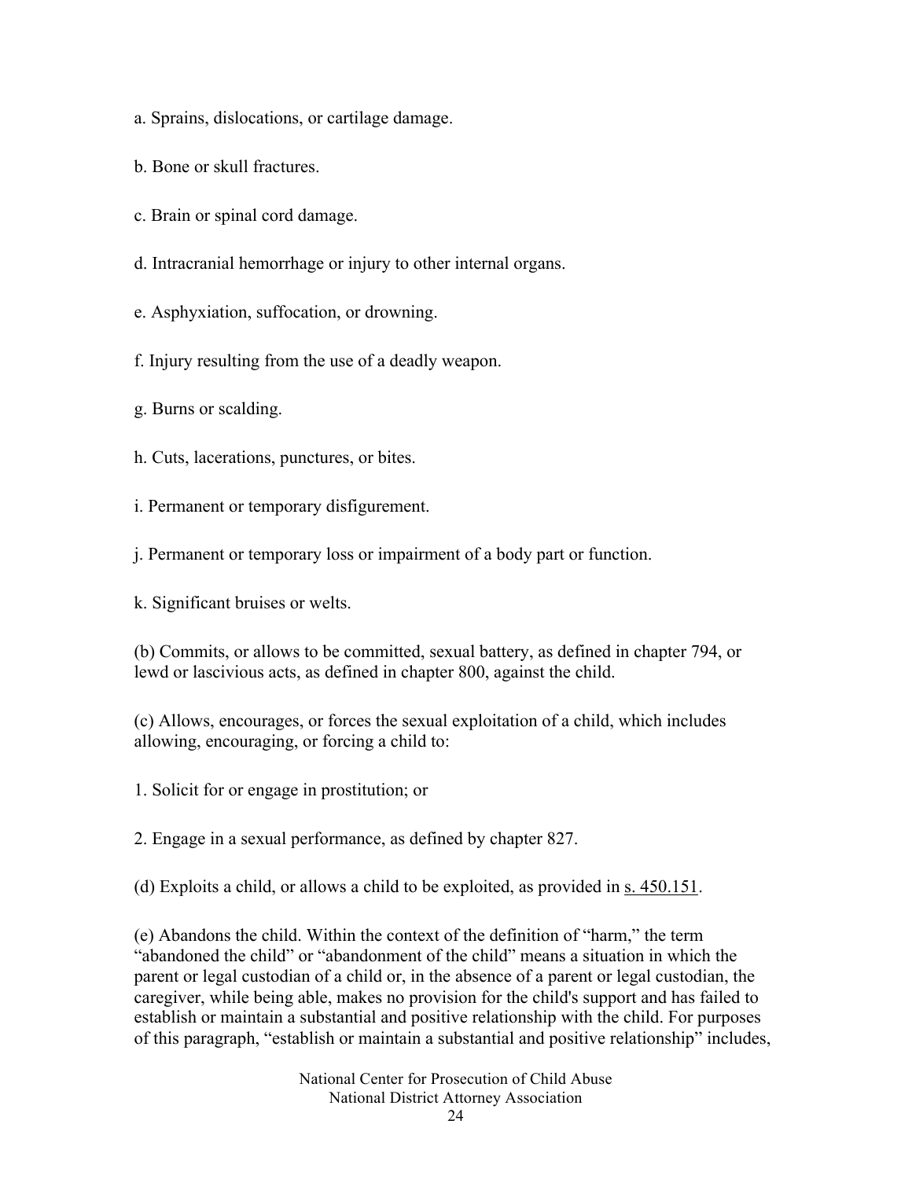a. Sprains, dislocations, or cartilage damage.

b. Bone or skull fractures.

c. Brain or spinal cord damage.

d. Intracranial hemorrhage or injury to other internal organs.

e. Asphyxiation, suffocation, or drowning.

f. Injury resulting from the use of a deadly weapon.

g. Burns or scalding.

h. Cuts, lacerations, punctures, or bites.

i. Permanent or temporary disfigurement.

j. Permanent or temporary loss or impairment of a body part or function.

k. Significant bruises or welts.

(b) Commits, or allows to be committed, sexual battery, as defined in chapter 794, or lewd or lascivious acts, as defined in chapter 800, against the child.

(c) Allows, encourages, or forces the sexual exploitation of a child, which includes allowing, encouraging, or forcing a child to:

1. Solicit for or engage in prostitution; or

2. Engage in a sexual performance, as defined by chapter 827.

(d) Exploits a child, or allows a child to be exploited, as provided in s. 450.151.

(e) Abandons the child. Within the context of the definition of "harm," the term "abandoned the child" or "abandonment of the child" means a situation in which the parent or legal custodian of a child or, in the absence of a parent or legal custodian, the caregiver, while being able, makes no provision for the child's support and has failed to establish or maintain a substantial and positive relationship with the child. For purposes of this paragraph, "establish or maintain a substantial and positive relationship" includes,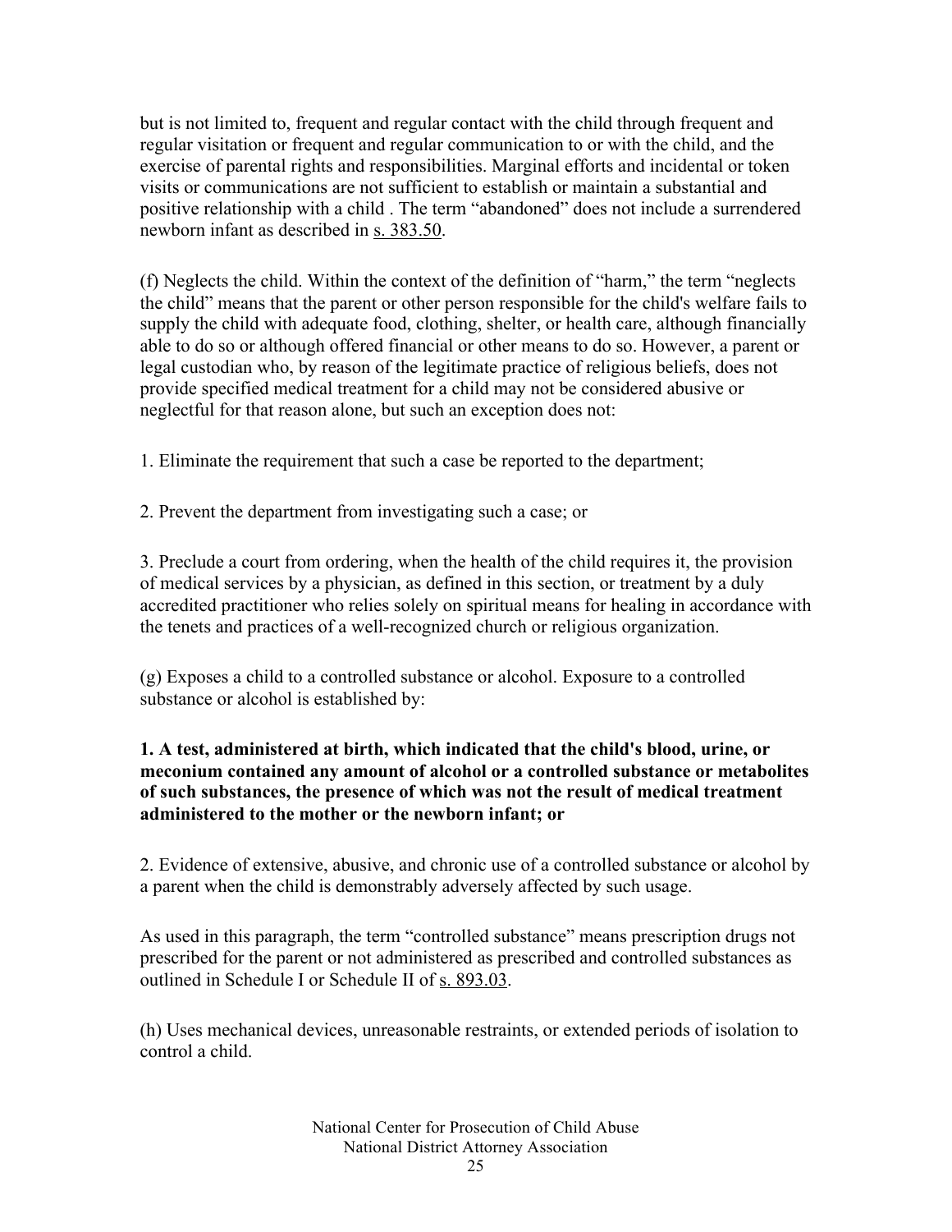but is not limited to, frequent and regular contact with the child through frequent and regular visitation or frequent and regular communication to or with the child, and the exercise of parental rights and responsibilities. Marginal efforts and incidental or token visits or communications are not sufficient to establish or maintain a substantial and positive relationship with a child . The term "abandoned" does not include a surrendered newborn infant as described in s. 383.50.

(f) Neglects the child. Within the context of the definition of "harm," the term "neglects the child" means that the parent or other person responsible for the child's welfare fails to supply the child with adequate food, clothing, shelter, or health care, although financially able to do so or although offered financial or other means to do so. However, a parent or legal custodian who, by reason of the legitimate practice of religious beliefs, does not provide specified medical treatment for a child may not be considered abusive or neglectful for that reason alone, but such an exception does not:

1. Eliminate the requirement that such a case be reported to the department;

2. Prevent the department from investigating such a case; or

3. Preclude a court from ordering, when the health of the child requires it, the provision of medical services by a physician, as defined in this section, or treatment by a duly accredited practitioner who relies solely on spiritual means for healing in accordance with the tenets and practices of a well-recognized church or religious organization.

(g) Exposes a child to a controlled substance or alcohol. Exposure to a controlled substance or alcohol is established by:

**1. A test, administered at birth, which indicated that the child's blood, urine, or meconium contained any amount of alcohol or a controlled substance or metabolites of such substances, the presence of which was not the result of medical treatment administered to the mother or the newborn infant; or**

2. Evidence of extensive, abusive, and chronic use of a controlled substance or alcohol by a parent when the child is demonstrably adversely affected by such usage.

As used in this paragraph, the term "controlled substance" means prescription drugs not prescribed for the parent or not administered as prescribed and controlled substances as outlined in Schedule I or Schedule II of s. 893.03.

(h) Uses mechanical devices, unreasonable restraints, or extended periods of isolation to control a child.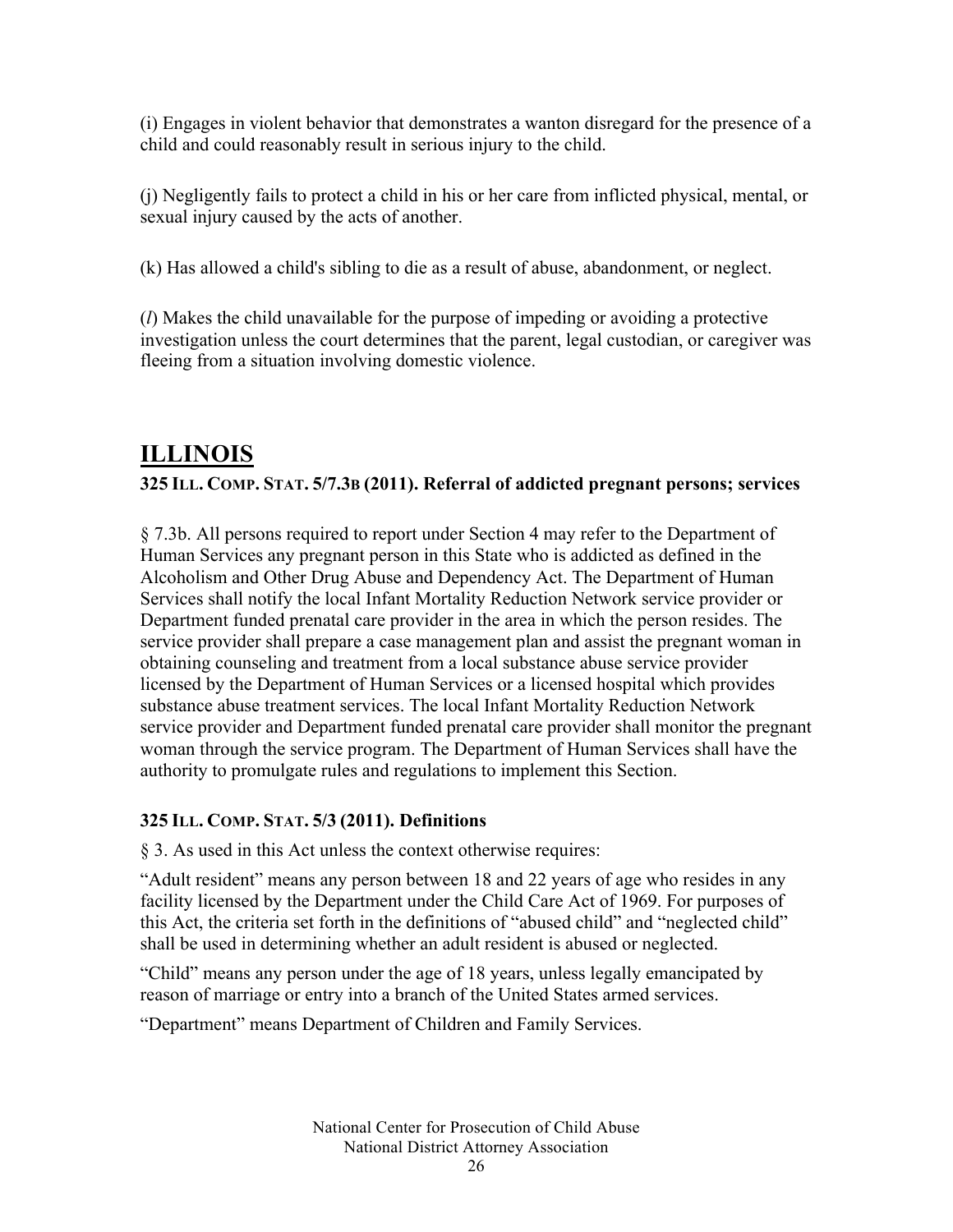(i) Engages in violent behavior that demonstrates a wanton disregard for the presence of a child and could reasonably result in serious injury to the child.

(j) Negligently fails to protect a child in his or her care from inflicted physical, mental, or sexual injury caused by the acts of another.

(k) Has allowed a child's sibling to die as a result of abuse, abandonment, or neglect.

(*l*) Makes the child unavailable for the purpose of impeding or avoiding a protective investigation unless the court determines that the parent, legal custodian, or caregiver was fleeing from a situation involving domestic violence.

## ILLINOIS

### 325 ILL. COMP. STAT. 5/7.3B (2011). Referral of addicted pregnant persons; services

§ 7.3b. All persons required to report under Section 4 may refer to the Department of Human Services any pregnant person in this State who is addicted as defined in the Alcoholism and Other Drug Abuse and Dependency Act. The Department of Human Services shall notify the local Infant Mortality Reduction Network service provider or Department funded prenatal care provider in the area in which the person resides. The service provider shall prepare a case management plan and assist the pregnant woman in obtaining counseling and treatment from a local substance abuse service provider licensed by the Department of Human Services or a licensed hospital which provides substance abuse treatment services. The local Infant Mortality Reduction Network service provider and Department funded prenatal care provider shall monitor the pregnant woman through the service program. The Department of Human Services shall have the authority to promulgate rules and regulations to implement this Section.

### 325 ILL. COMP. STAT. 5/3 (2011). Definitions

§ 3. As used in this Act unless the context otherwise requires:

"Adult resident" means any person between 18 and 22 years of age who resides in any facility licensed by the Department under the Child Care Act of 1969. For purposes of this Act, the criteria set forth in the definitions of "abused child" and "neglected child" shall be used in determining whether an adult resident is abused or neglected.

"Child" means any person under the age of 18 years, unless legally emancipated by reason of marriage or entry into a branch of the United States armed services.

"Department" means Department of Children and Family Services.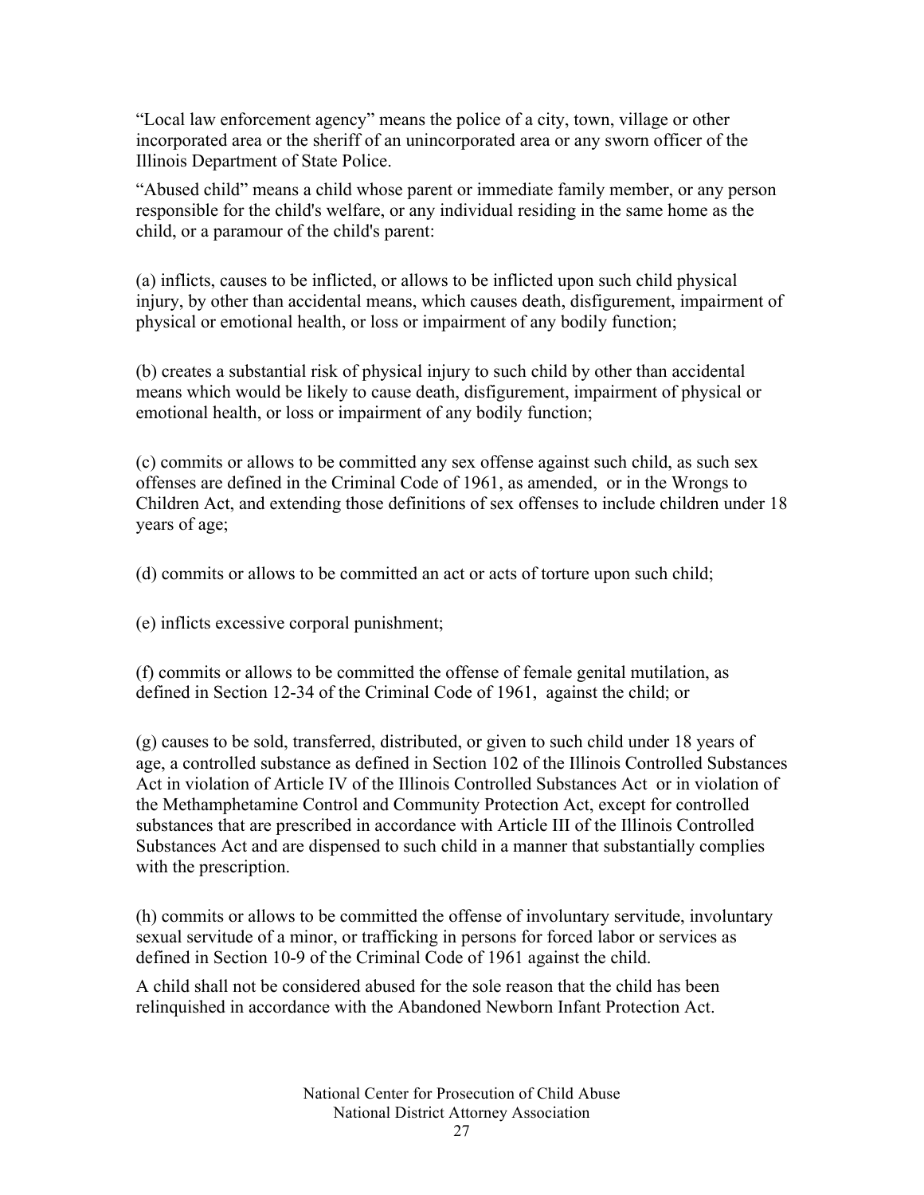"Local law enforcement agency" means the police of a city, town, village or other incorporated area or the sheriff of an unincorporated area or any sworn officer of the Illinois Department of State Police.

"Abused child" means a child whose parent or immediate family member, or any person responsible for the child's welfare, or any individual residing in the same home as the child, or a paramour of the child's parent:

(a) inflicts, causes to be inflicted, or allows to be inflicted upon such child physical injury, by other than accidental means, which causes death, disfigurement, impairment of physical or emotional health, or loss or impairment of any bodily function;

(b) creates a substantial risk of physical injury to such child by other than accidental means which would be likely to cause death, disfigurement, impairment of physical or emotional health, or loss or impairment of any bodily function;

(c) commits or allows to be committed any sex offense against such child, as such sex offenses are defined in the Criminal Code of 1961, as amended, or in the Wrongs to Children Act, and extending those definitions of sex offenses to include children under 18 years of age;

(d) commits or allows to be committed an act or acts of torture upon such child;

(e) inflicts excessive corporal punishment;

(f) commits or allows to be committed the offense of female genital mutilation, as defined in Section 12-34 of the Criminal Code of 1961, against the child; or

(g) causes to be sold, transferred, distributed, or given to such child under 18 years of age, a controlled substance as defined in Section 102 of the Illinois Controlled Substances Act in violation of Article IV of the Illinois Controlled Substances Act or in violation of the Methamphetamine Control and Community Protection Act, except for controlled substances that are prescribed in accordance with Article III of the Illinois Controlled Substances Act and are dispensed to such child in a manner that substantially complies with the prescription.

(h) commits or allows to be committed the offense of involuntary servitude, involuntary sexual servitude of a minor, or trafficking in persons for forced labor or services as defined in Section 10-9 of the Criminal Code of 1961 against the child.

A child shall not be considered abused for the sole reason that the child has been relinquished in accordance with the Abandoned Newborn Infant Protection Act.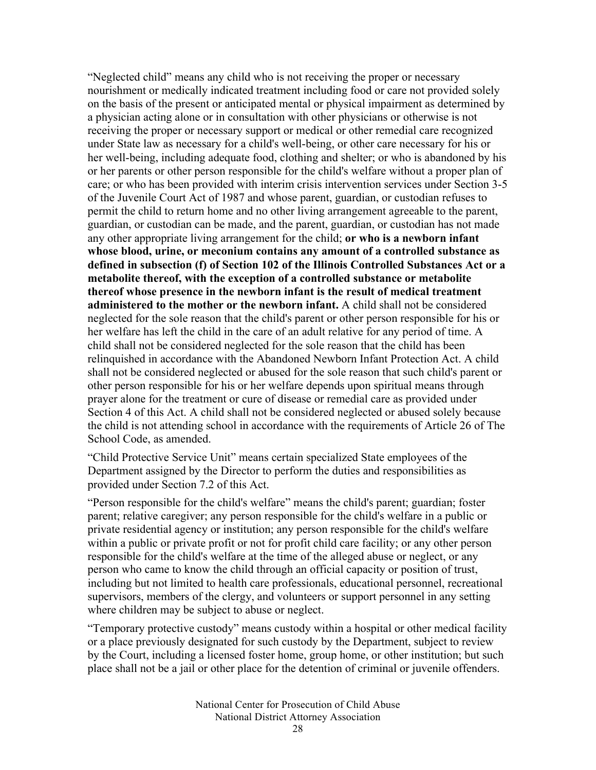"Neglected child" means any child who is not receiving the proper or necessary nourishment or medically indicated treatment including food or care not provided solely on the basis of the present or anticipated mental or physical impairment as determined by a physician acting alone or in consultation with other physicians or otherwise is not receiving the proper or necessary support or medical or other remedial care recognized under State law as necessary for a child's well-being, or other care necessary for his or her well-being, including adequate food, clothing and shelter; or who is abandoned by his or her parents or other person responsible for the child's welfare without a proper plan of care; or who has been provided with interim crisis intervention services under Section 3-5 of the Juvenile Court Act of 1987 and whose parent, guardian, or custodian refuses to permit the child to return home and no other living arrangement agreeable to the parent, guardian, or custodian can be made, and the parent, guardian, or custodian has not made any other appropriate living arrangement for the child; **or who is a newborn infant whose blood, urine, or meconium contains any amount of a controlled substance as defined in subsection (f) of Section 102 of the Illinois Controlled Substances Act or a metabolite thereof, with the exception of a controlled substance or metabolite thereof whose presence in the newborn infant is the result of medical treatment administered to the mother or the newborn infant.** A child shall not be considered neglected for the sole reason that the child's parent or other person responsible for his or her welfare has left the child in the care of an adult relative for any period of time. A child shall not be considered neglected for the sole reason that the child has been relinquished in accordance with the Abandoned Newborn Infant Protection Act. A child shall not be considered neglected or abused for the sole reason that such child's parent or other person responsible for his or her welfare depends upon spiritual means through prayer alone for the treatment or cure of disease or remedial care as provided under Section 4 of this Act. A child shall not be considered neglected or abused solely because the child is not attending school in accordance with the requirements of Article 26 of The School Code, as amended.

"Child Protective Service Unit" means certain specialized State employees of the Department assigned by the Director to perform the duties and responsibilities as provided under Section 7.2 of this Act.

"Person responsible for the child's welfare" means the child's parent; guardian; foster parent; relative caregiver; any person responsible for the child's welfare in a public or private residential agency or institution; any person responsible for the child's welfare within a public or private profit or not for profit child care facility; or any other person responsible for the child's welfare at the time of the alleged abuse or neglect, or any person who came to know the child through an official capacity or position of trust, including but not limited to health care professionals, educational personnel, recreational supervisors, members of the clergy, and volunteers or support personnel in any setting where children may be subject to abuse or neglect.

"Temporary protective custody" means custody within a hospital or other medical facility or a place previously designated for such custody by the Department, subject to review by the Court, including a licensed foster home, group home, or other institution; but such place shall not be a jail or other place for the detention of criminal or juvenile offenders.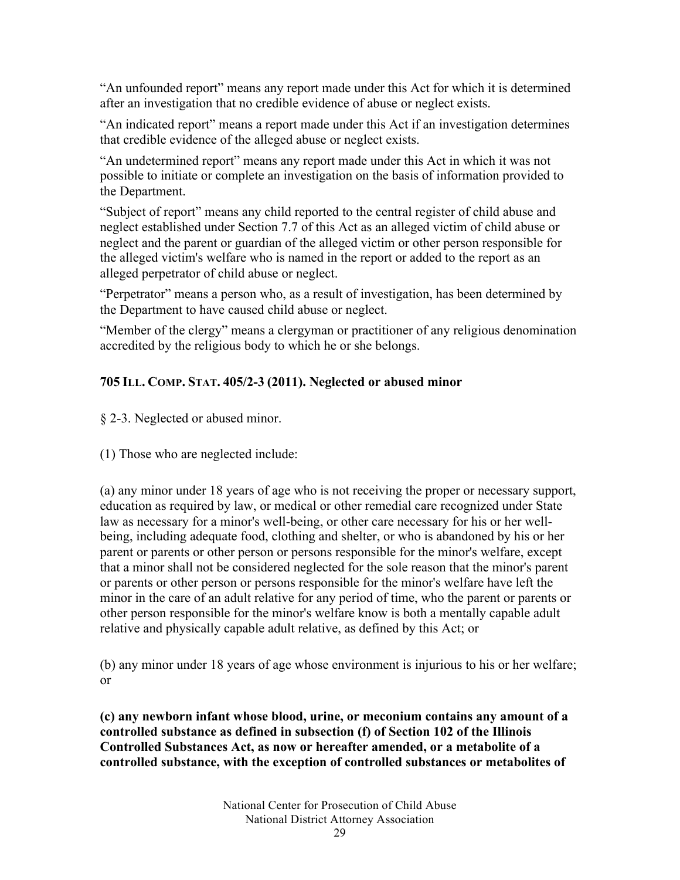“An unfounded report” means any report made under this Act for which it is determined after an investigation that no credible evidence of abuse or neglect exists.

“An indicated report” means a report made under this Act if an investigation determines that credible evidence of the alleged abuse or neglect exists.

“An undetermined report” means any report made under this Act in which it was not possible to initiate or complete an investigation on the basis of information provided to the Department.

“Subject of report” means any child reported to the central register of child abuse and neglect established under Section 7.7 of this Act as an alleged victim of child abuse or neglect and the parent or guardian of the alleged victim or other person responsible for the alleged victim's welfare who is named in the report or added to the report as an alleged perpetrator of child abuse or neglect.

“Perpetrator” means a person who, as a result of investigation, has been determined by the Department to have caused child abuse or neglect.

“Member of the clergy” means a clergyman or practitioner of any religious denomination accredited by the religious body to which he or she belongs.

### 705 ILL. COMP. STAT. 405/2-3 (2011). Neglected or abused minor

§ 2-3. Neglected or abused minor.

(1) Those who are neglected include:

(a) any minor under 18 years of age who is not receiving the proper or necessary support, education as required by law, or medical or other remedial care recognized under State law as necessary for a minor's well-being, or other care necessary for his or her well-being, including adequate food, clothing and shelter, or who is abandoned by his or her parent or parents or other person or persons responsible for the minor's welfare, except that a minor shall not be considered neglected for the sole reason that the minor's parent or parents or other person or persons responsible for the minor's welfare have left the minor in the care of an adult relative for any period of time, who the parent or parents or other person responsible for the minor's welfare know is both a mentally capable adult relative and physically capable adult relative, as defined by this Act; or

(b) any minor under 18 years of age whose environment is injurious to his or her welfare; or

**(c) any newborn infant whose blood, urine, or meconium contains any amount of a controlled substance as defined in subsection (f) of Section 102 of the Illinois Controlled Substances Act, as now or hereafter amended, or a metabolite of a controlled substance, with the exception of controlled substances or metabolites of**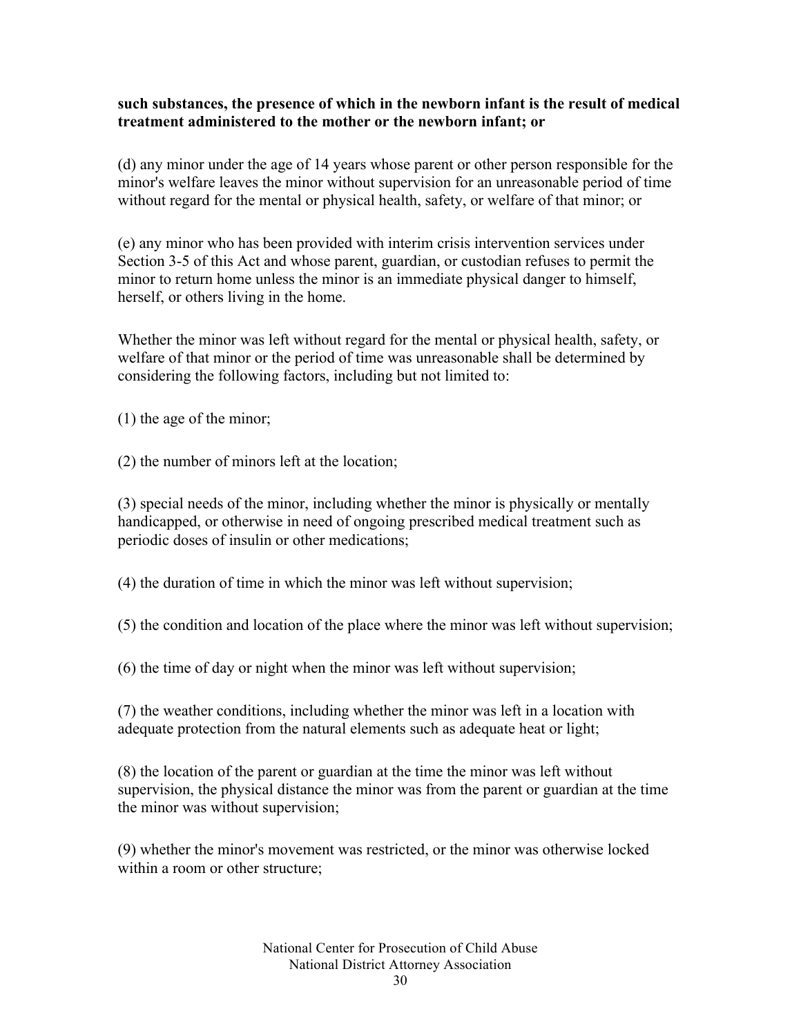**such substances, the presence of which in the newborn infant is the result of medical treatment administered to the mother or the newborn infant; or**

(d) any minor under the age of 14 years whose parent or other person responsible for the minor's welfare leaves the minor without supervision for an unreasonable period of time without regard for the mental or physical health, safety, or welfare of that minor; or

(e) any minor who has been provided with interim crisis intervention services under Section 3-5 of this Act and whose parent, guardian, or custodian refuses to permit the minor to return home unless the minor is an immediate physical danger to himself, herself, or others living in the home.

Whether the minor was left without regard for the mental or physical health, safety, or welfare of that minor or the period of time was unreasonable shall be determined by considering the following factors, including but not limited to:

(1) the age of the minor;

(2) the number of minors left at the location;

(3) special needs of the minor, including whether the minor is physically or mentally handicapped, or otherwise in need of ongoing prescribed medical treatment such as periodic doses of insulin or other medications;

(4) the duration of time in which the minor was left without supervision;

(5) the condition and location of the place where the minor was left without supervision;

(6) the time of day or night when the minor was left without supervision;

(7) the weather conditions, including whether the minor was left in a location with adequate protection from the natural elements such as adequate heat or light;

(8) the location of the parent or guardian at the time the minor was left without supervision, the physical distance the minor was from the parent or guardian at the time the minor was without supervision;

(9) whether the minor's movement was restricted, or the minor was otherwise locked within a room or other structure;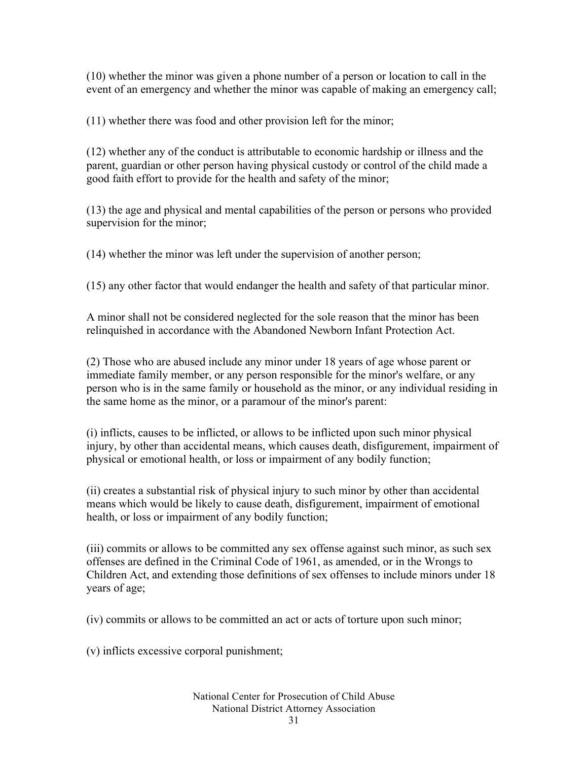(10) whether the minor was given a phone number of a person or location to call in the event of an emergency and whether the minor was capable of making an emergency call;

(11) whether there was food and other provision left for the minor;

(12) whether any of the conduct is attributable to economic hardship or illness and the parent, guardian or other person having physical custody or control of the child made a good faith effort to provide for the health and safety of the minor;

(13) the age and physical and mental capabilities of the person or persons who provided supervision for the minor;

(14) whether the minor was left under the supervision of another person;

(15) any other factor that would endanger the health and safety of that particular minor.

A minor shall not be considered neglected for the sole reason that the minor has been relinquished in accordance with the Abandoned Newborn Infant Protection Act.

(2) Those who are abused include any minor under 18 years of age whose parent or immediate family member, or any person responsible for the minor's welfare, or any person who is in the same family or household as the minor, or any individual residing in the same home as the minor, or a paramour of the minor's parent:

(i) inflicts, causes to be inflicted, or allows to be inflicted upon such minor physical injury, by other than accidental means, which causes death, disfigurement, impairment of physical or emotional health, or loss or impairment of any bodily function;

(ii) creates a substantial risk of physical injury to such minor by other than accidental means which would be likely to cause death, disfigurement, impairment of emotional health, or loss or impairment of any bodily function;

(iii) commits or allows to be committed any sex offense against such minor, as such sex offenses are defined in the Criminal Code of 1961, as amended, or in the Wrongs to Children Act, and extending those definitions of sex offenses to include minors under 18 years of age;

(iv) commits or allows to be committed an act or acts of torture upon such minor;

(v) inflicts excessive corporal punishment;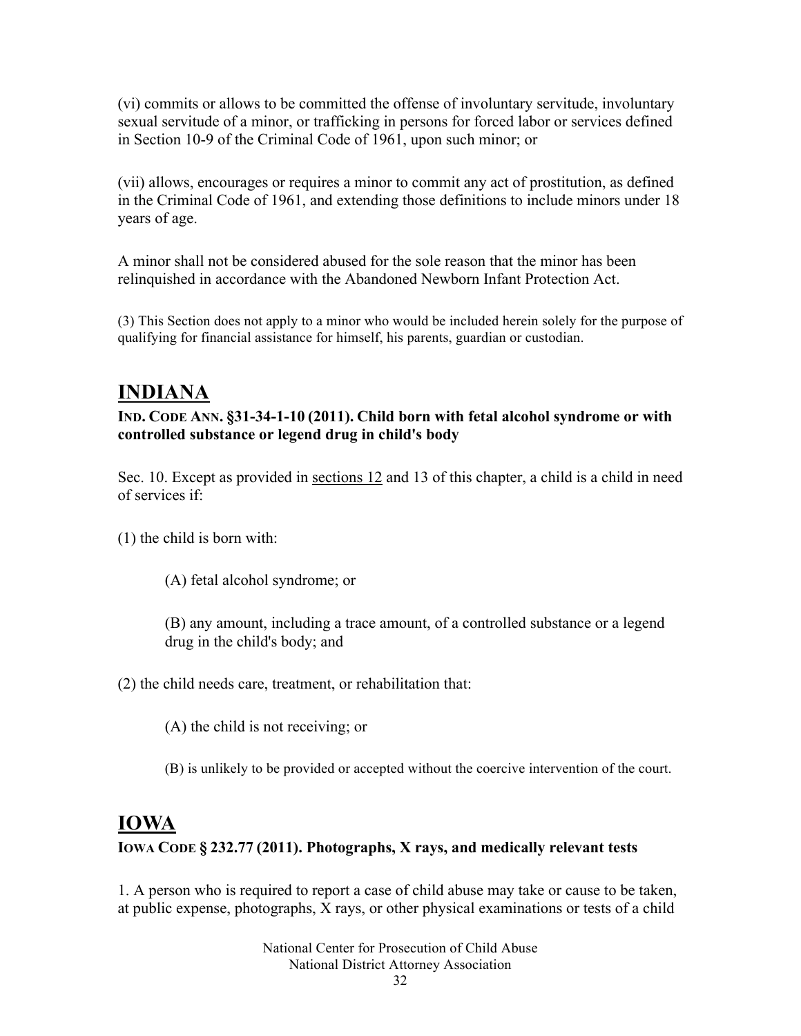(vi) commits or allows to be committed the offense of involuntary servitude, involuntary sexual servitude of a minor, or trafficking in persons for forced labor or services defined in Section 10-9 of the Criminal Code of 1961, upon such minor; or

(vii) allows, encourages or requires a minor to commit any act of prostitution, as defined in the Criminal Code of 1961, and extending those definitions to include minors under 18 years of age.

A minor shall not be considered abused for the sole reason that the minor has been relinquished in accordance with the Abandoned Newborn Infant Protection Act.

(3) This Section does not apply to a minor who would be included herein solely for the purpose of qualifying for financial assistance for himself, his parents, guardian or custodian.

# INDIANA

**IND. CODE ANN. §31-34-1-10 (2011). Child born with fetal alcohol syndrome or with controlled substance or legend drug in child's body**

Sec. 10. Except as provided in sections 12 and 13 of this chapter, a child is a child in need of services if:

(1) the child is born with:

> (A) fetal alcohol syndrome; or
>
> (B) any amount, including a trace amount, of a controlled substance or a legend drug in the child's body; and

(2) the child needs care, treatment, or rehabilitation that:

> (A) the child is not receiving; or
>
> (B) is unlikely to be provided or accepted without the coercive intervention of the court.

# IOWA

**IOWA CODE § 232.77 (2011). Photographs, X rays, and medically relevant tests**

1. A person who is required to report a case of child abuse may take or cause to be taken, at public expense, photographs, X rays, or other physical examinations or tests of a child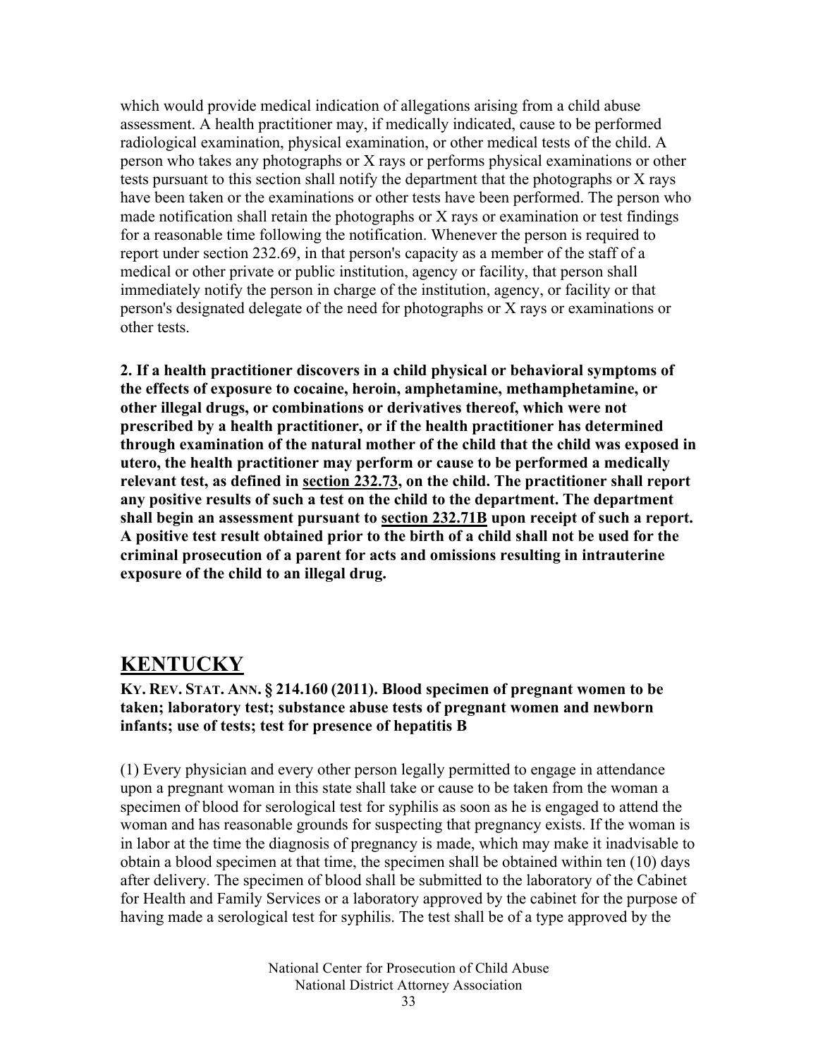which would provide medical indication of allegations arising from a child abuse assessment. A health practitioner may, if medically indicated, cause to be performed radiological examination, physical examination, or other medical tests of the child. A person who takes any photographs or X rays or performs physical examinations or other tests pursuant to this section shall notify the department that the photographs or X rays have been taken or the examinations or other tests have been performed. The person who made notification shall retain the photographs or X rays or examination or test findings for a reasonable time following the notification. Whenever the person is required to report under section 232.69, in that person's capacity as a member of the staff of a medical or other private or public institution, agency or facility, that person shall immediately notify the person in charge of the institution, agency, or facility or that person's designated delegate of the need for photographs or X rays or examinations or other tests.

**2. If a health practitioner discovers in a child physical or behavioral symptoms of the effects of exposure to cocaine, heroin, amphetamine, methamphetamine, or other illegal drugs, or combinations or derivatives thereof, which were not prescribed by a health practitioner, or if the health practitioner has determined through examination of the natural mother of the child that the child was exposed in utero, the health practitioner may perform or cause to be performed a medically relevant test, as defined in section 232.73, on the child. The practitioner shall report any positive results of such a test on the child to the department. The department shall begin an assessment pursuant to section 232.71B upon receipt of such a report. A positive test result obtained prior to the birth of a child shall not be used for the criminal prosecution of a parent for acts and omissions resulting in intrauterine exposure of the child to an illegal drug.**

## KENTUCKY

**KY. REV. STAT. ANN. § 214.160 (2011). Blood specimen of pregnant women to be taken; laboratory test; substance abuse tests of pregnant women and newborn infants; use of tests; test for presence of hepatitis B**

(1) Every physician and every other person legally permitted to engage in attendance upon a pregnant woman in this state shall take or cause to be taken from the woman a specimen of blood for serological test for syphilis as soon as he is engaged to attend the woman and has reasonable grounds for suspecting that pregnancy exists. If the woman is in labor at the time the diagnosis of pregnancy is made, which may make it inadvisable to obtain a blood specimen at that time, the specimen shall be obtained within ten (10) days after delivery. The specimen of blood shall be submitted to the laboratory of the Cabinet for Health and Family Services or a laboratory approved by the cabinet for the purpose of having made a serological test for syphilis. The test shall be of a type approved by the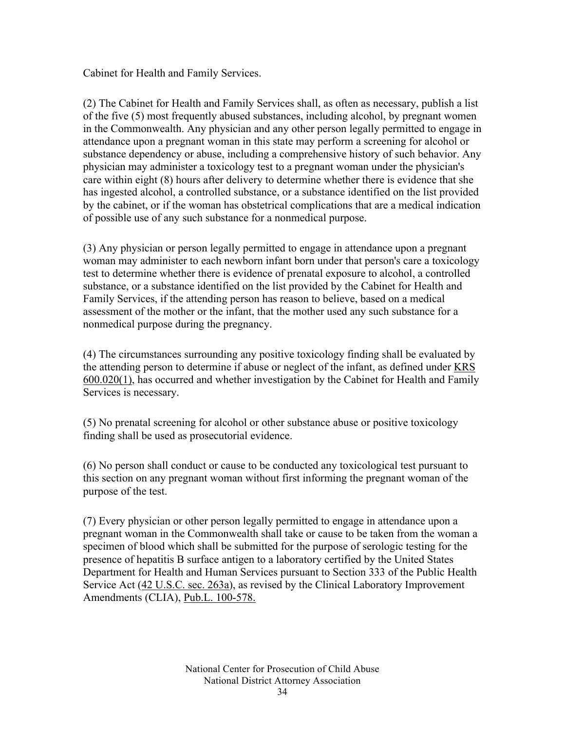Cabinet for Health and Family Services.

(2) The Cabinet for Health and Family Services shall, as often as necessary, publish a list of the five (5) most frequently abused substances, including alcohol, by pregnant women in the Commonwealth. Any physician and any other person legally permitted to engage in attendance upon a pregnant woman in this state may perform a screening for alcohol or substance dependency or abuse, including a comprehensive history of such behavior. Any physician may administer a toxicology test to a pregnant woman under the physician's care within eight (8) hours after delivery to determine whether there is evidence that she has ingested alcohol, a controlled substance, or a substance identified on the list provided by the cabinet, or if the woman has obstetrical complications that are a medical indication of possible use of any such substance for a nonmedical purpose.

(3) Any physician or person legally permitted to engage in attendance upon a pregnant woman may administer to each newborn infant born under that person's care a toxicology test to determine whether there is evidence of prenatal exposure to alcohol, a controlled substance, or a substance identified on the list provided by the Cabinet for Health and Family Services, if the attending person has reason to believe, based on a medical assessment of the mother or the infant, that the mother used any such substance for a nonmedical purpose during the pregnancy.

(4) The circumstances surrounding any positive toxicology finding shall be evaluated by the attending person to determine if abuse or neglect of the infant, as defined under KRS 600.020(1), has occurred and whether investigation by the Cabinet for Health and Family Services is necessary.

(5) No prenatal screening for alcohol or other substance abuse or positive toxicology finding shall be used as prosecutorial evidence.

(6) No person shall conduct or cause to be conducted any toxicological test pursuant to this section on any pregnant woman without first informing the pregnant woman of the purpose of the test.

(7) Every physician or other person legally permitted to engage in attendance upon a pregnant woman in the Commonwealth shall take or cause to be taken from the woman a specimen of blood which shall be submitted for the purpose of serologic testing for the presence of hepatitis B surface antigen to a laboratory certified by the United States Department for Health and Human Services pursuant to Section 333 of the Public Health Service Act (42 U.S.C. sec. 263a), as revised by the Clinical Laboratory Improvement Amendments (CLIA), Pub.L. 100-578.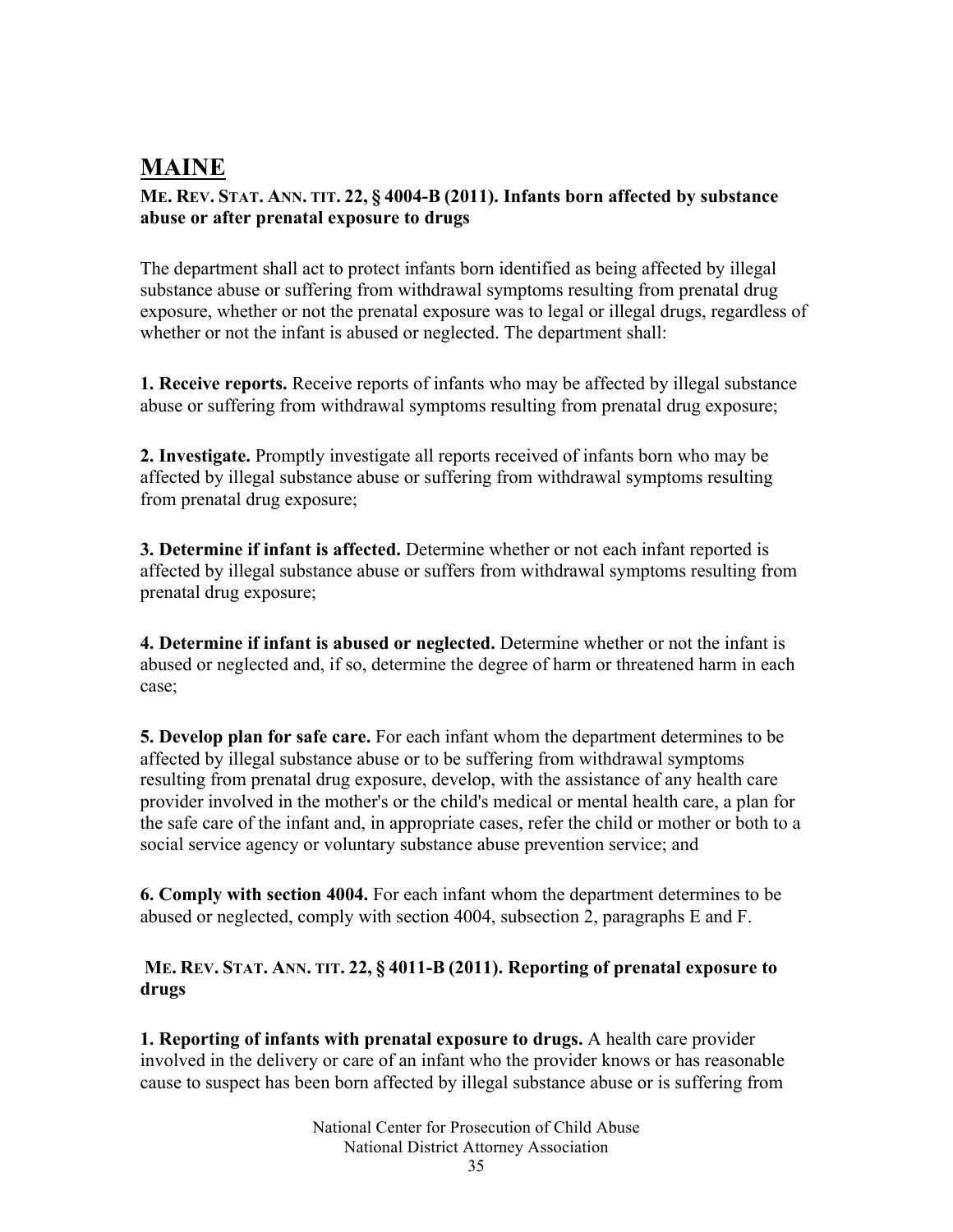# MAINE

**ME. REV. STAT. ANN. TIT. 22, § 4004-B (2011). Infants born affected by substance abuse or after prenatal exposure to drugs**

The department shall act to protect infants born identified as being affected by illegal substance abuse or suffering from withdrawal symptoms resulting from prenatal drug exposure, whether or not the prenatal exposure was to legal or illegal drugs, regardless of whether or not the infant is abused or neglected. The department shall:

**1. Receive reports.** Receive reports of infants who may be affected by illegal substance abuse or suffering from withdrawal symptoms resulting from prenatal drug exposure;

**2. Investigate.** Promptly investigate all reports received of infants born who may be affected by illegal substance abuse or suffering from withdrawal symptoms resulting from prenatal drug exposure;

**3. Determine if infant is affected.** Determine whether or not each infant reported is affected by illegal substance abuse or suffers from withdrawal symptoms resulting from prenatal drug exposure;

**4. Determine if infant is abused or neglected.** Determine whether or not the infant is abused or neglected and, if so, determine the degree of harm or threatened harm in each case;

**5. Develop plan for safe care.** For each infant whom the department determines to be affected by illegal substance abuse or to be suffering from withdrawal symptoms resulting from prenatal drug exposure, develop, with the assistance of any health care provider involved in the mother's or the child's medical or mental health care, a plan for the safe care of the infant and, in appropriate cases, refer the child or mother or both to a social service agency or voluntary substance abuse prevention service; and

**6. Comply with section 4004.** For each infant whom the department determines to be abused or neglected, comply with section 4004, subsection 2, paragraphs E and F.

**ME. REV. STAT. ANN. TIT. 22, § 4011-B (2011). Reporting of prenatal exposure to drugs**

**1. Reporting of infants with prenatal exposure to drugs.** A health care provider involved in the delivery or care of an infant who the provider knows or has reasonable cause to suspect has been born affected by illegal substance abuse or is suffering from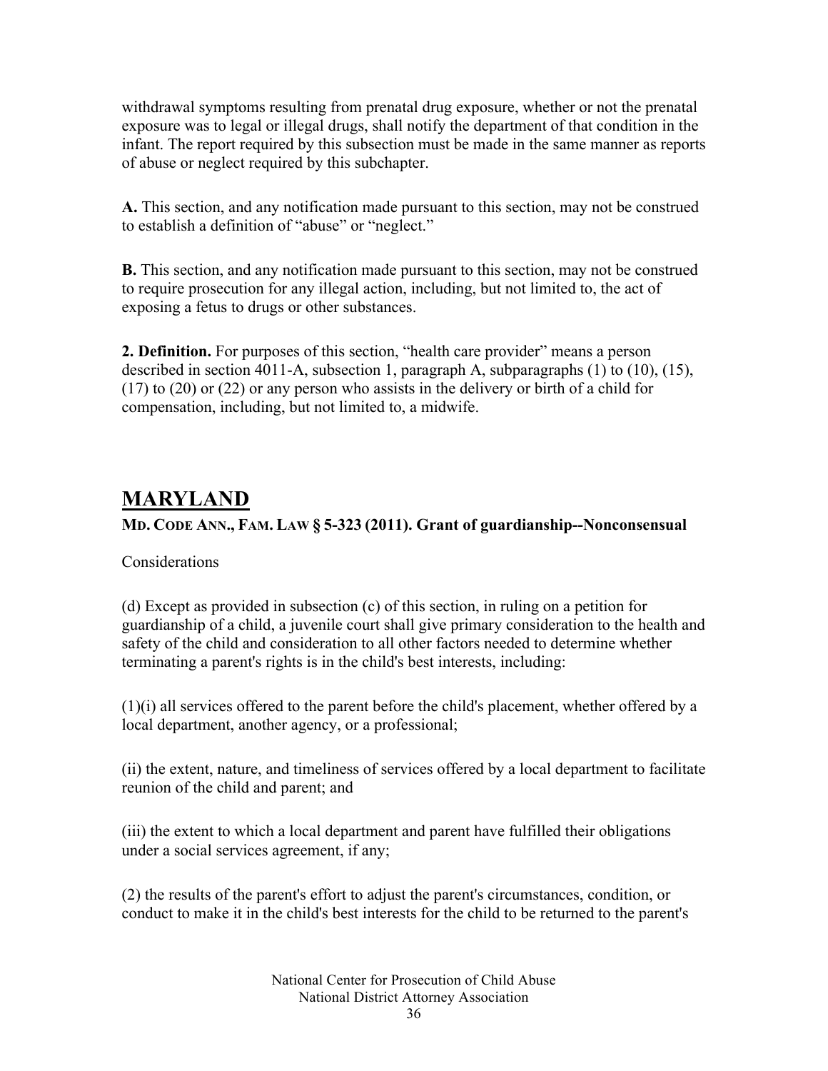withdrawal symptoms resulting from prenatal drug exposure, whether or not the prenatal exposure was to legal or illegal drugs, shall notify the department of that condition in the infant. The report required by this subsection must be made in the same manner as reports of abuse or neglect required by this subchapter.

**A.** This section, and any notification made pursuant to this section, may not be construed to establish a definition of "abuse" or "neglect."

**B.** This section, and any notification made pursuant to this section, may not be construed to require prosecution for any illegal action, including, but not limited to, the act of exposing a fetus to drugs or other substances.

**2. Definition.** For purposes of this section, "health care provider" means a person described in section 4011-A, subsection 1, paragraph A, subparagraphs (1) to (10), (15), (17) to (20) or (22) or any person who assists in the delivery or birth of a child for compensation, including, but not limited to, a midwife.

## MARYLAND

### MD. CODE ANN., FAM. LAW § 5-323 (2011). Grant of guardianship--Nonconsensual

Considerations

(d) Except as provided in subsection (c) of this section, in ruling on a petition for guardianship of a child, a juvenile court shall give primary consideration to the health and safety of the child and consideration to all other factors needed to determine whether terminating a parent's rights is in the child's best interests, including:

(1)(i) all services offered to the parent before the child's placement, whether offered by a local department, another agency, or a professional;

(ii) the extent, nature, and timeliness of services offered by a local department to facilitate reunion of the child and parent; and

(iii) the extent to which a local department and parent have fulfilled their obligations under a social services agreement, if any;

(2) the results of the parent's effort to adjust the parent's circumstances, condition, or conduct to make it in the child's best interests for the child to be returned to the parent's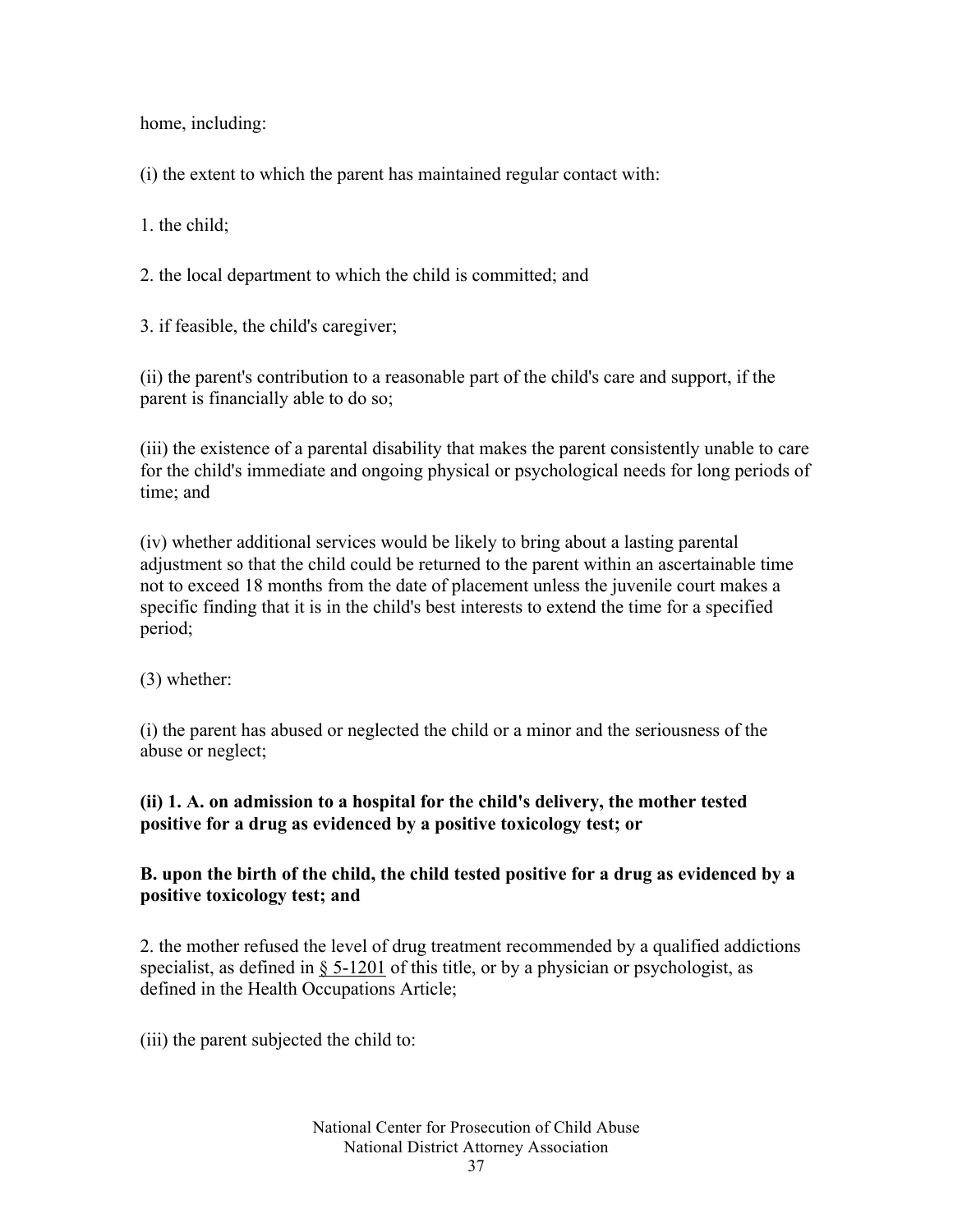home, including:

(i) the extent to which the parent has maintained regular contact with:

1. the child;

2. the local department to which the child is committed; and

3. if feasible, the child's caregiver;

(ii) the parent's contribution to a reasonable part of the child's care and support, if the parent is financially able to do so;

(iii) the existence of a parental disability that makes the parent consistently unable to care for the child's immediate and ongoing physical or psychological needs for long periods of time; and

(iv) whether additional services would be likely to bring about a lasting parental adjustment so that the child could be returned to the parent within an ascertainable time not to exceed 18 months from the date of placement unless the juvenile court makes a specific finding that it is in the child's best interests to extend the time for a specified period;

(3) whether:

(i) the parent has abused or neglected the child or a minor and the seriousness of the abuse or neglect;

**(ii) 1. A. on admission to a hospital for the child's delivery, the mother tested positive for a drug as evidenced by a positive toxicology test; or**

**B. upon the birth of the child, the child tested positive for a drug as evidenced by a positive toxicology test; and**

2. the mother refused the level of drug treatment recommended by a qualified addictions specialist, as defined in § 5-1201 of this title, or by a physician or psychologist, as defined in the Health Occupations Article;

(iii) the parent subjected the child to: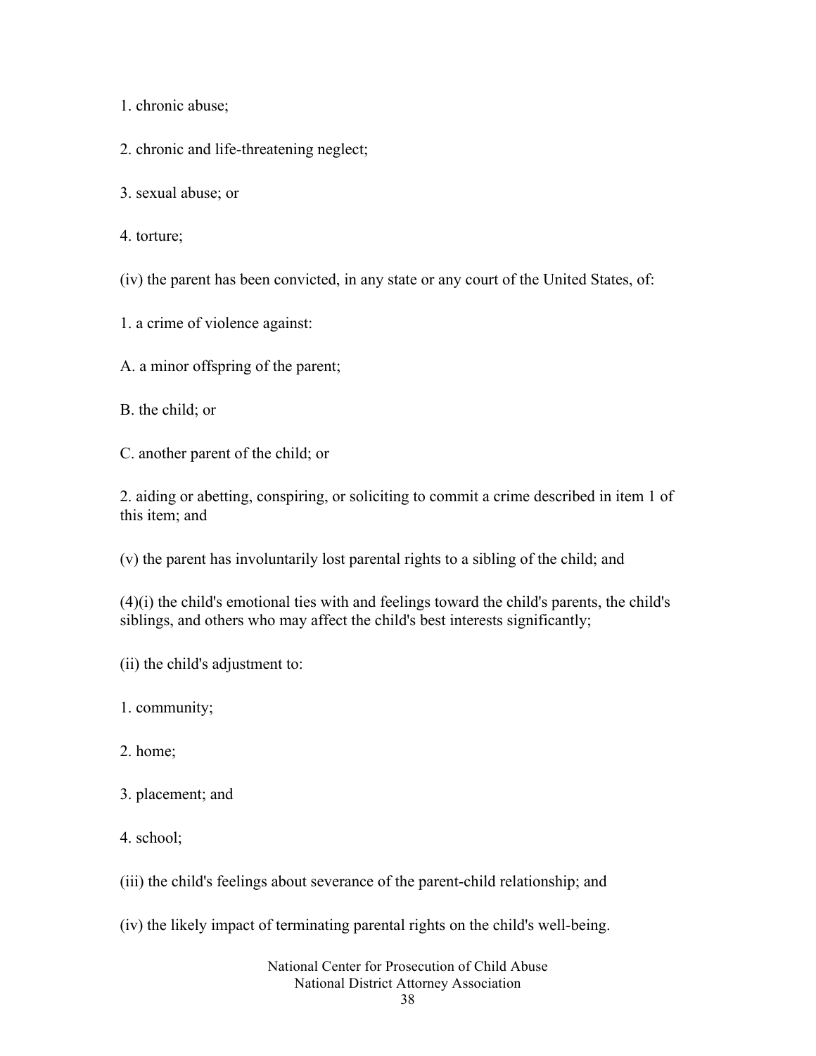1. chronic abuse;

2. chronic and life-threatening neglect;

3. sexual abuse; or

4. torture;

(iv) the parent has been convicted, in any state or any court of the United States, of:

1. a crime of violence against:

A. a minor offspring of the parent;

B. the child; or

C. another parent of the child; or

2. aiding or abetting, conspiring, or soliciting to commit a crime described in item 1 of this item; and

(v) the parent has involuntarily lost parental rights to a sibling of the child; and

(4)(i) the child's emotional ties with and feelings toward the child's parents, the child's siblings, and others who may affect the child's best interests significantly;

(ii) the child's adjustment to:

1. community;

2. home;

3. placement; and

4. school;

(iii) the child's feelings about severance of the parent-child relationship; and

(iv) the likely impact of terminating parental rights on the child's well-being.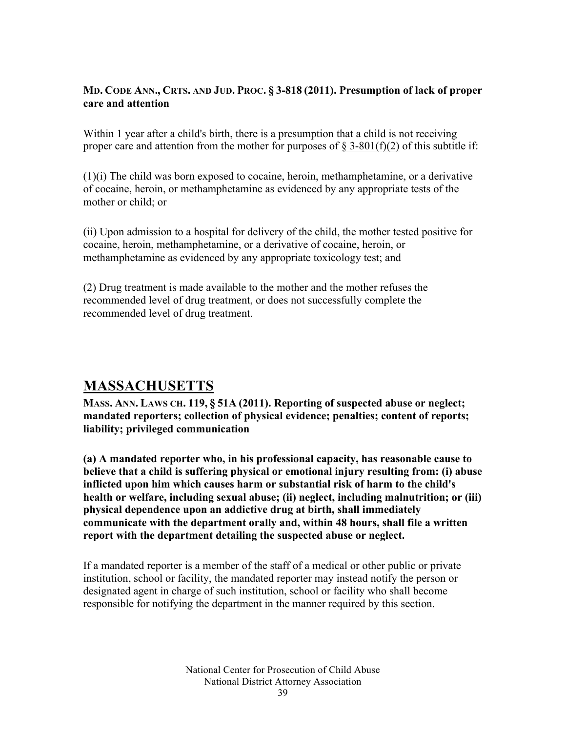**MD. CODE ANN., CRTS. AND JUD. PROC. § 3-818 (2011). Presumption of lack of proper care and attention**

Within 1 year after a child's birth, there is a presumption that a child is not receiving proper care and attention from the mother for purposes of § 3-801(f)(2) of this subtitle if:

(1)(i) The child was born exposed to cocaine, heroin, methamphetamine, or a derivative of cocaine, heroin, or methamphetamine as evidenced by any appropriate tests of the mother or child; or

(ii) Upon admission to a hospital for delivery of the child, the mother tested positive for cocaine, heroin, methamphetamine, or a derivative of cocaine, heroin, or methamphetamine as evidenced by any appropriate toxicology test; and

(2) Drug treatment is made available to the mother and the mother refuses the recommended level of drug treatment, or does not successfully complete the recommended level of drug treatment.

## MASSACHUSETTS

**MASS. ANN. LAWS CH. 119, § 51A (2011). Reporting of suspected abuse or neglect; mandated reporters; collection of physical evidence; penalties; content of reports; liability; privileged communication**

**(a) A mandated reporter who, in his professional capacity, has reasonable cause to believe that a child is suffering physical or emotional injury resulting from: (i) abuse inflicted upon him which causes harm or substantial risk of harm to the child's health or welfare, including sexual abuse; (ii) neglect, including malnutrition; or (iii) physical dependence upon an addictive drug at birth, shall immediately communicate with the department orally and, within 48 hours, shall file a written report with the department detailing the suspected abuse or neglect.**

If a mandated reporter is a member of the staff of a medical or other public or private institution, school or facility, the mandated reporter may instead notify the person or designated agent in charge of such institution, school or facility who shall become responsible for notifying the department in the manner required by this section.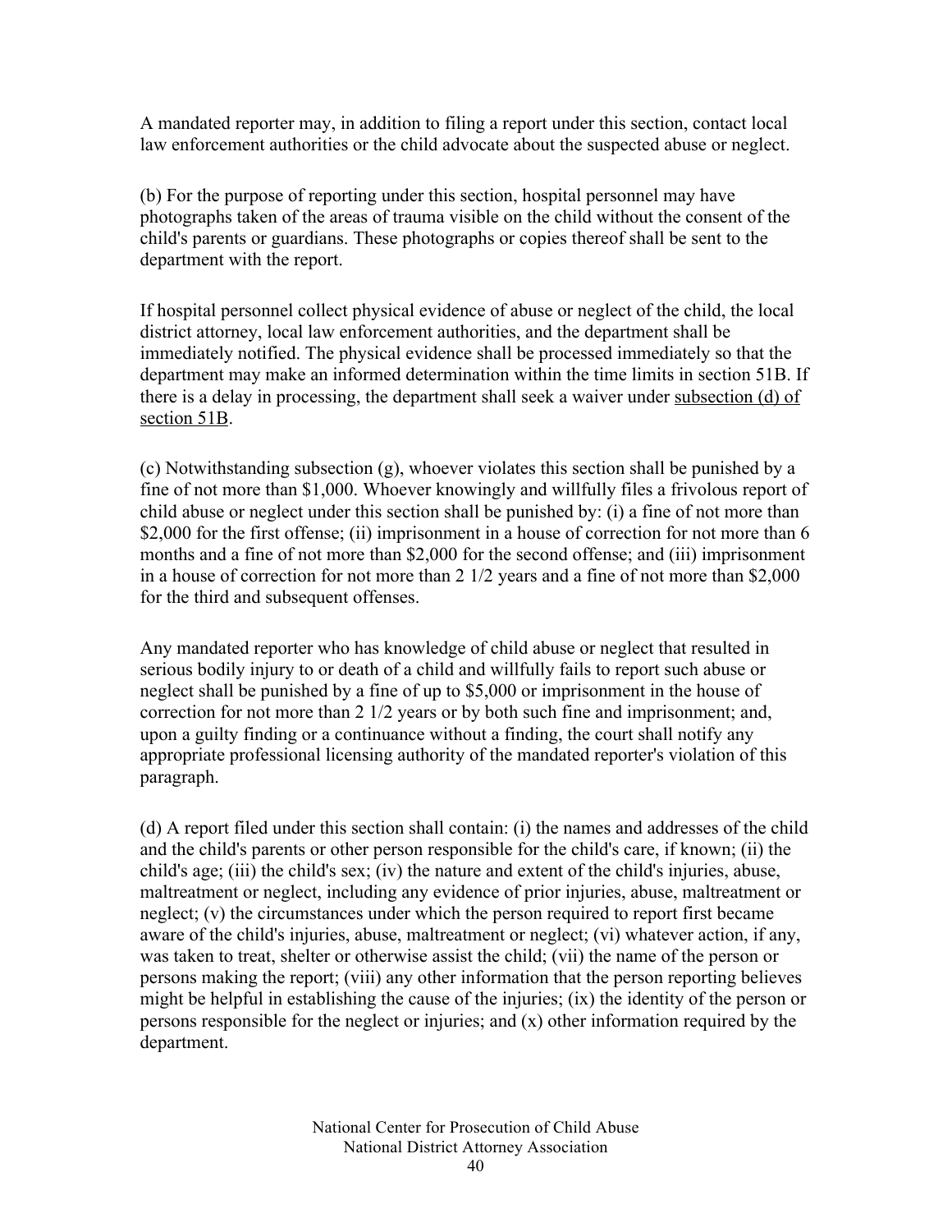A mandated reporter may, in addition to filing a report under this section, contact local law enforcement authorities or the child advocate about the suspected abuse or neglect.

(b) For the purpose of reporting under this section, hospital personnel may have photographs taken of the areas of trauma visible on the child without the consent of the child's parents or guardians. These photographs or copies thereof shall be sent to the department with the report.

If hospital personnel collect physical evidence of abuse or neglect of the child, the local district attorney, local law enforcement authorities, and the department shall be immediately notified. The physical evidence shall be processed immediately so that the department may make an informed determination within the time limits in section 51B. If there is a delay in processing, the department shall seek a waiver under subsection (d) of section 51B.

(c) Notwithstanding subsection (g), whoever violates this section shall be punished by a fine of not more than $1,000. Whoever knowingly and willfully files a frivolous report of child abuse or neglect under this section shall be punished by: (i) a fine of not more than $2,000 for the first offense; (ii) imprisonment in a house of correction for not more than 6 months and a fine of not more than $2,000 for the second offense; and (iii) imprisonment in a house of correction for not more than 2 1/2 years and a fine of not more than $2,000 for the third and subsequent offenses.

Any mandated reporter who has knowledge of child abuse or neglect that resulted in serious bodily injury to or death of a child and willfully fails to report such abuse or neglect shall be punished by a fine of up to $5,000 or imprisonment in the house of correction for not more than 2 1/2 years or by both such fine and imprisonment; and, upon a guilty finding or a continuance without a finding, the court shall notify any appropriate professional licensing authority of the mandated reporter's violation of this paragraph.

(d) A report filed under this section shall contain: (i) the names and addresses of the child and the child's parents or other person responsible for the child's care, if known; (ii) the child's age; (iii) the child's sex; (iv) the nature and extent of the child's injuries, abuse, maltreatment or neglect, including any evidence of prior injuries, abuse, maltreatment or neglect; (v) the circumstances under which the person required to report first became aware of the child's injuries, abuse, maltreatment or neglect; (vi) whatever action, if any, was taken to treat, shelter or otherwise assist the child; (vii) the name of the person or persons making the report; (viii) any other information that the person reporting believes might be helpful in establishing the cause of the injuries; (ix) the identity of the person or persons responsible for the neglect or injuries; and (x) other information required by the department.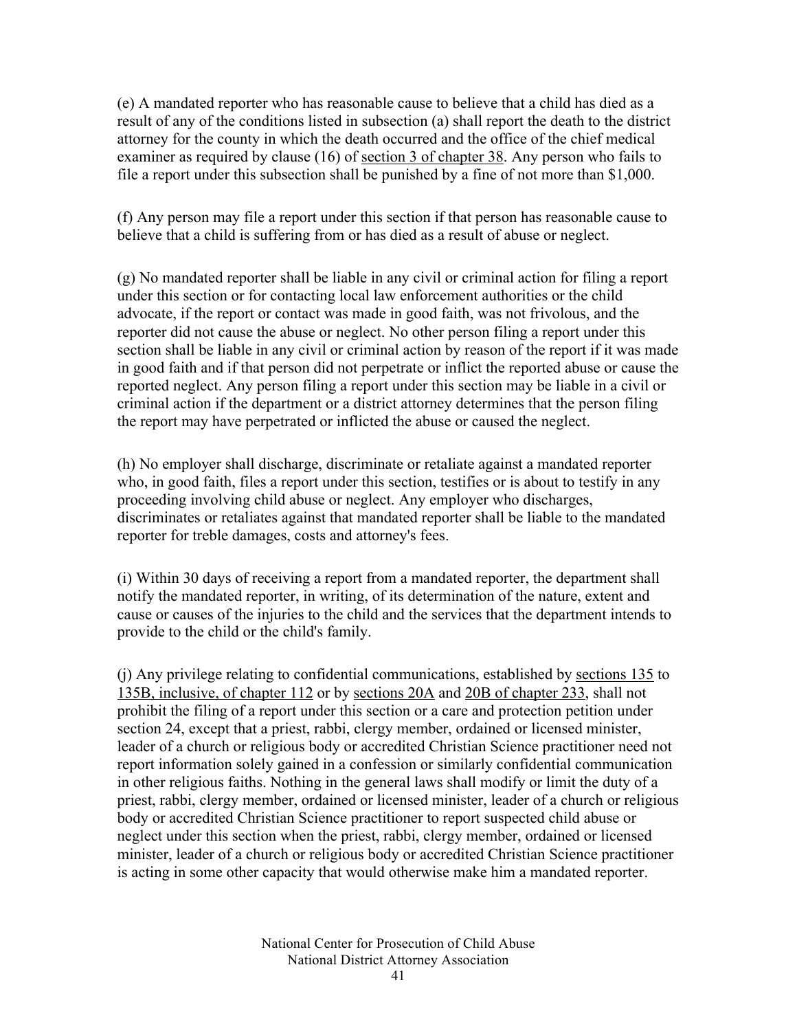(e) A mandated reporter who has reasonable cause to believe that a child has died as a result of any of the conditions listed in subsection (a) shall report the death to the district attorney for the county in which the death occurred and the office of the chief medical examiner as required by clause (16) of section 3 of chapter 38. Any person who fails to file a report under this subsection shall be punished by a fine of not more than $1,000.

(f) Any person may file a report under this section if that person has reasonable cause to believe that a child is suffering from or has died as a result of abuse or neglect.

(g) No mandated reporter shall be liable in any civil or criminal action for filing a report under this section or for contacting local law enforcement authorities or the child advocate, if the report or contact was made in good faith, was not frivolous, and the reporter did not cause the abuse or neglect. No other person filing a report under this section shall be liable in any civil or criminal action by reason of the report if it was made in good faith and if that person did not perpetrate or inflict the reported abuse or cause the reported neglect. Any person filing a report under this section may be liable in a civil or criminal action if the department or a district attorney determines that the person filing the report may have perpetrated or inflicted the abuse or caused the neglect.

(h) No employer shall discharge, discriminate or retaliate against a mandated reporter who, in good faith, files a report under this section, testifies or is about to testify in any proceeding involving child abuse or neglect. Any employer who discharges, discriminates or retaliates against that mandated reporter shall be liable to the mandated reporter for treble damages, costs and attorney's fees.

(i) Within 30 days of receiving a report from a mandated reporter, the department shall notify the mandated reporter, in writing, of its determination of the nature, extent and cause or causes of the injuries to the child and the services that the department intends to provide to the child or the child's family.

(j) Any privilege relating to confidential communications, established by sections 135 to 135B, inclusive, of chapter 112 or by sections 20A and 20B of chapter 233, shall not prohibit the filing of a report under this section or a care and protection petition under section 24, except that a priest, rabbi, clergy member, ordained or licensed minister, leader of a church or religious body or accredited Christian Science practitioner need not report information solely gained in a confession or similarly confidential communication in other religious faiths. Nothing in the general laws shall modify or limit the duty of a priest, rabbi, clergy member, ordained or licensed minister, leader of a church or religious body or accredited Christian Science practitioner to report suspected child abuse or neglect under this section when the priest, rabbi, clergy member, ordained or licensed minister, leader of a church or religious body or accredited Christian Science practitioner is acting in some other capacity that would otherwise make him a mandated reporter.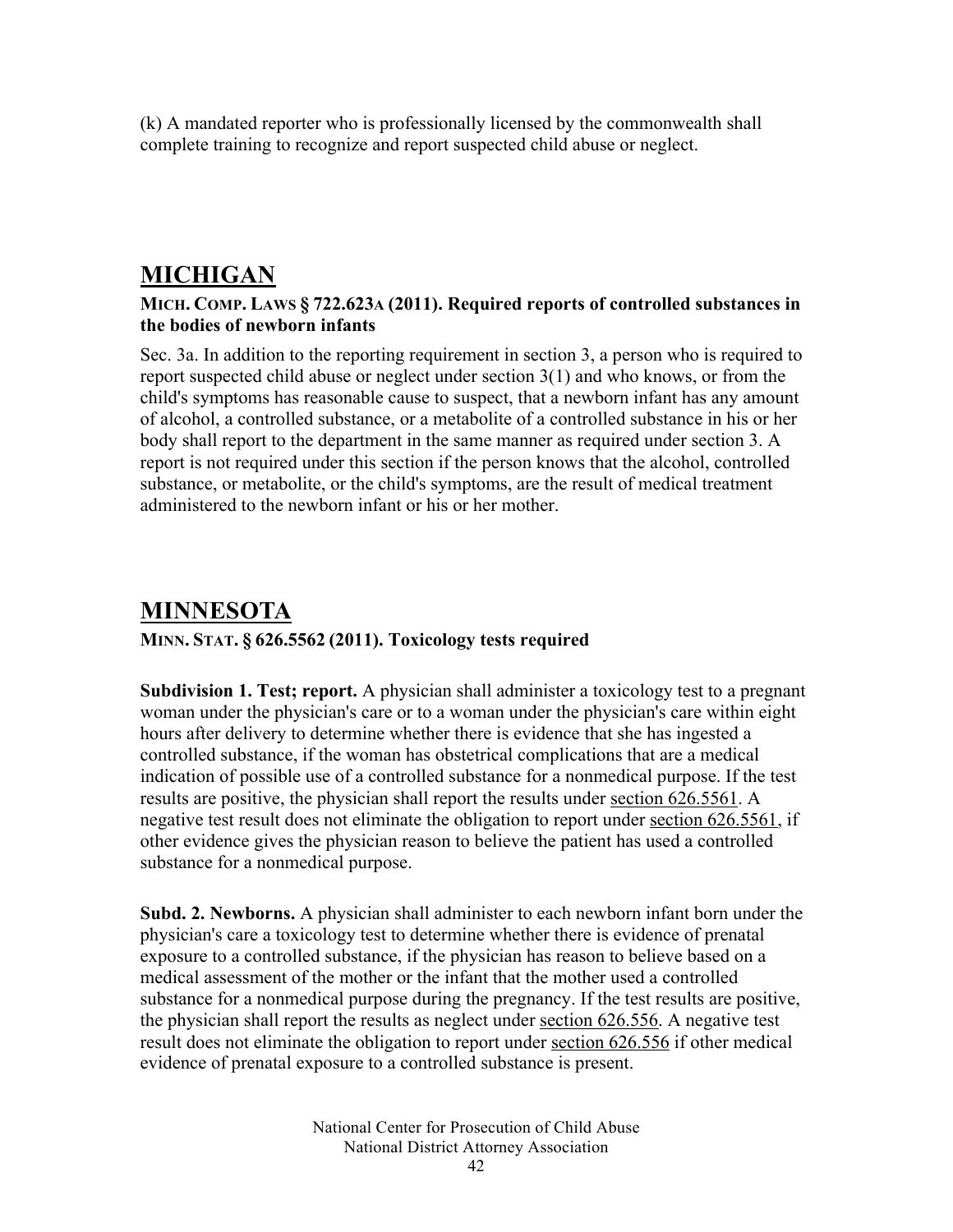(k) A mandated reporter who is professionally licensed by the commonwealth shall complete training to recognize and report suspected child abuse or neglect.

## MICHIGAN

**MICH. COMP. LAWS § 722.623A (2011). Required reports of controlled substances in the bodies of newborn infants**

Sec. 3a. In addition to the reporting requirement in section 3, a person who is required to report suspected child abuse or neglect under section 3(1) and who knows, or from the child's symptoms has reasonable cause to suspect, that a newborn infant has any amount of alcohol, a controlled substance, or a metabolite of a controlled substance in his or her body shall report to the department in the same manner as required under section 3. A report is not required under this section if the person knows that the alcohol, controlled substance, or metabolite, or the child's symptoms, are the result of medical treatment administered to the newborn infant or his or her mother.

## MINNESOTA

**MINN. STAT. § 626.5562 (2011). Toxicology tests required**

**Subdivision 1. Test; report.** A physician shall administer a toxicology test to a pregnant woman under the physician's care or to a woman under the physician's care within eight hours after delivery to determine whether there is evidence that she has ingested a controlled substance, if the woman has obstetrical complications that are a medical indication of possible use of a controlled substance for a nonmedical purpose. If the test results are positive, the physician shall report the results under section 626.5561. A negative test result does not eliminate the obligation to report under section 626.5561, if other evidence gives the physician reason to believe the patient has used a controlled substance for a nonmedical purpose.

**Subd. 2. Newborns.** A physician shall administer to each newborn infant born under the physician's care a toxicology test to determine whether there is evidence of prenatal exposure to a controlled substance, if the physician has reason to believe based on a medical assessment of the mother or the infant that the mother used a controlled substance for a nonmedical purpose during the pregnancy. If the test results are positive, the physician shall report the results as neglect under section 626.556. A negative test result does not eliminate the obligation to report under section 626.556 if other medical evidence of prenatal exposure to a controlled substance is present.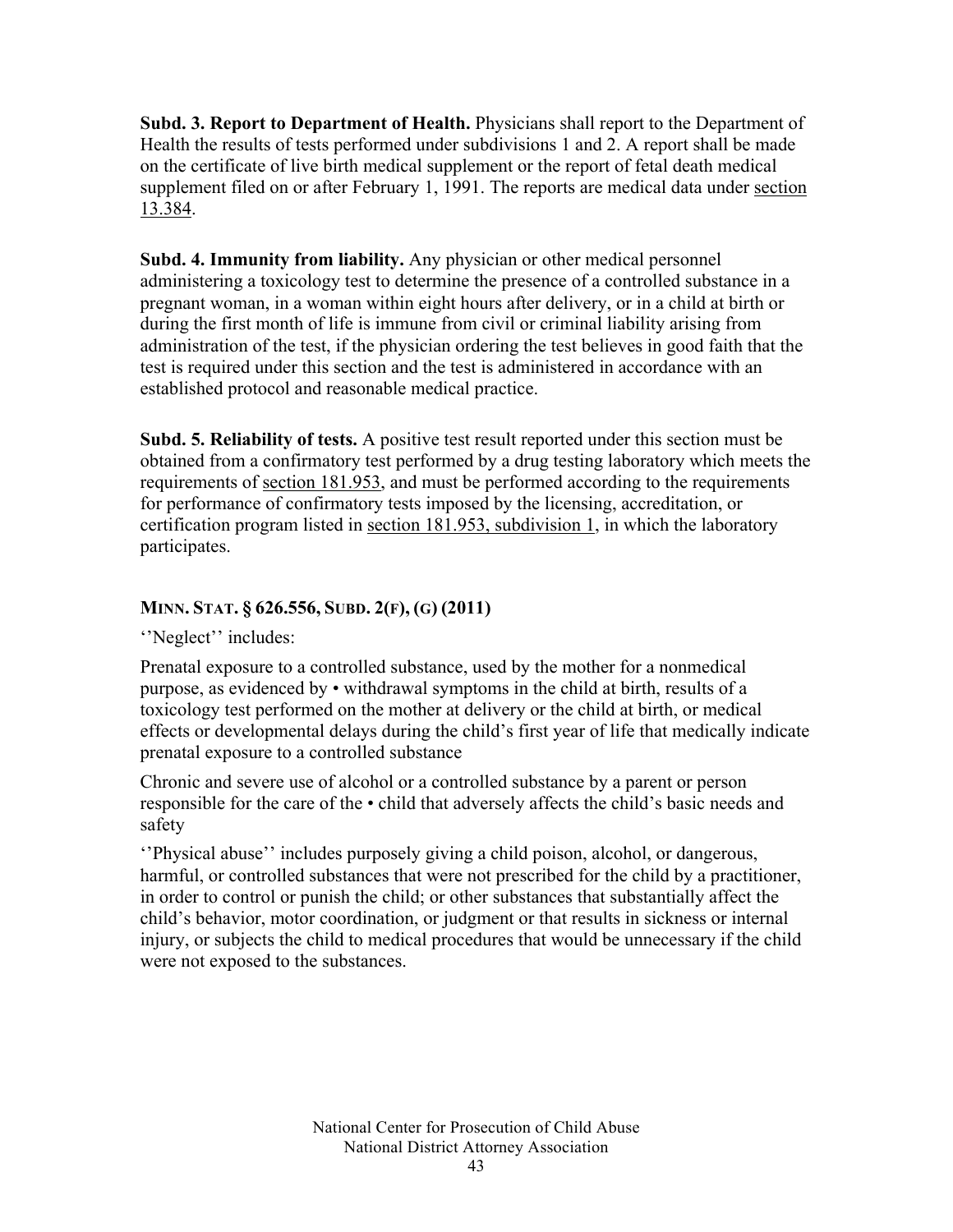**Subd. 3. Report to Department of Health.** Physicians shall report to the Department of Health the results of tests performed under subdivisions 1 and 2. A report shall be made on the certificate of live birth medical supplement or the report of fetal death medical supplement filed on or after February 1, 1991. The reports are medical data under section 13.384.

**Subd. 4. Immunity from liability.** Any physician or other medical personnel administering a toxicology test to determine the presence of a controlled substance in a pregnant woman, in a woman within eight hours after delivery, or in a child at birth or during the first month of life is immune from civil or criminal liability arising from administration of the test, if the physician ordering the test believes in good faith that the test is required under this section and the test is administered in accordance with an established protocol and reasonable medical practice.

**Subd. 5. Reliability of tests.** A positive test result reported under this section must be obtained from a confirmatory test performed by a drug testing laboratory which meets the requirements of section 181.953, and must be performed according to the requirements for performance of confirmatory tests imposed by the licensing, accreditation, or certification program listed in section 181.953, subdivision 1, in which the laboratory participates.

### MINN. STAT. § 626.556, SUBD. 2(F), (G) (2011)

''Neglect'' includes:

Prenatal exposure to a controlled substance, used by the mother for a nonmedical purpose, as evidenced by • withdrawal symptoms in the child at birth, results of a toxicology test performed on the mother at delivery or the child at birth, or medical effects or developmental delays during the child's first year of life that medically indicate prenatal exposure to a controlled substance

Chronic and severe use of alcohol or a controlled substance by a parent or person responsible for the care of the • child that adversely affects the child's basic needs and safety

''Physical abuse'' includes purposely giving a child poison, alcohol, or dangerous, harmful, or controlled substances that were not prescribed for the child by a practitioner, in order to control or punish the child; or other substances that substantially affect the child's behavior, motor coordination, or judgment or that results in sickness or internal injury, or subjects the child to medical procedures that would be unnecessary if the child were not exposed to the substances.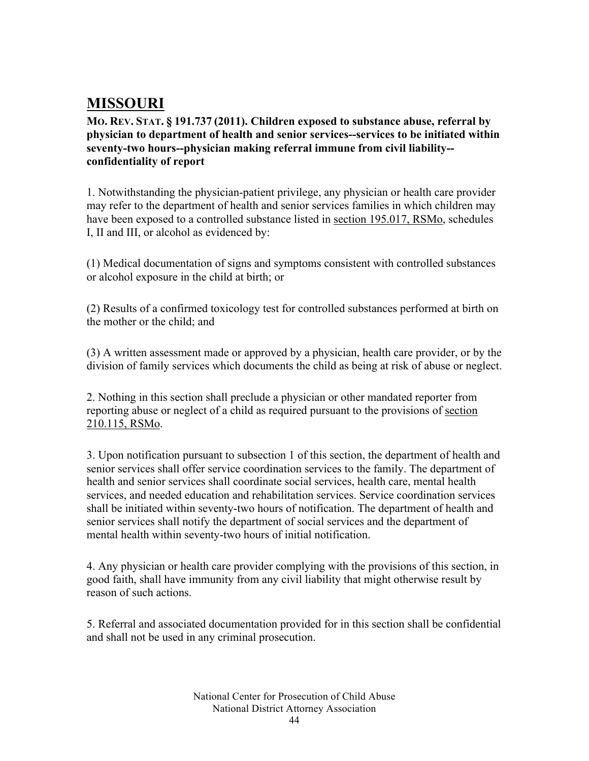# MISSOURI

**MO. REV. STAT. § 191.737 (2011). Children exposed to substance abuse, referral by physician to department of health and senior services--services to be initiated within seventy-two hours--physician making referral immune from civil liability--confidentiality of report**

1. Notwithstanding the physician-patient privilege, any physician or health care provider may refer to the department of health and senior services families in which children may have been exposed to a controlled substance listed in section 195.017, RSMo, schedules I, II and III, or alcohol as evidenced by:

(1) Medical documentation of signs and symptoms consistent with controlled substances or alcohol exposure in the child at birth; or

(2) Results of a confirmed toxicology test for controlled substances performed at birth on the mother or the child; and

(3) A written assessment made or approved by a physician, health care provider, or by the division of family services which documents the child as being at risk of abuse or neglect.

2. Nothing in this section shall preclude a physician or other mandated reporter from reporting abuse or neglect of a child as required pursuant to the provisions of section 210.115, RSMo.

3. Upon notification pursuant to subsection 1 of this section, the department of health and senior services shall offer service coordination services to the family. The department of health and senior services shall coordinate social services, health care, mental health services, and needed education and rehabilitation services. Service coordination services shall be initiated within seventy-two hours of notification. The department of health and senior services shall notify the department of social services and the department of mental health within seventy-two hours of initial notification.

4. Any physician or health care provider complying with the provisions of this section, in good faith, shall have immunity from any civil liability that might otherwise result by reason of such actions.

5. Referral and associated documentation provided for in this section shall be confidential and shall not be used in any criminal prosecution.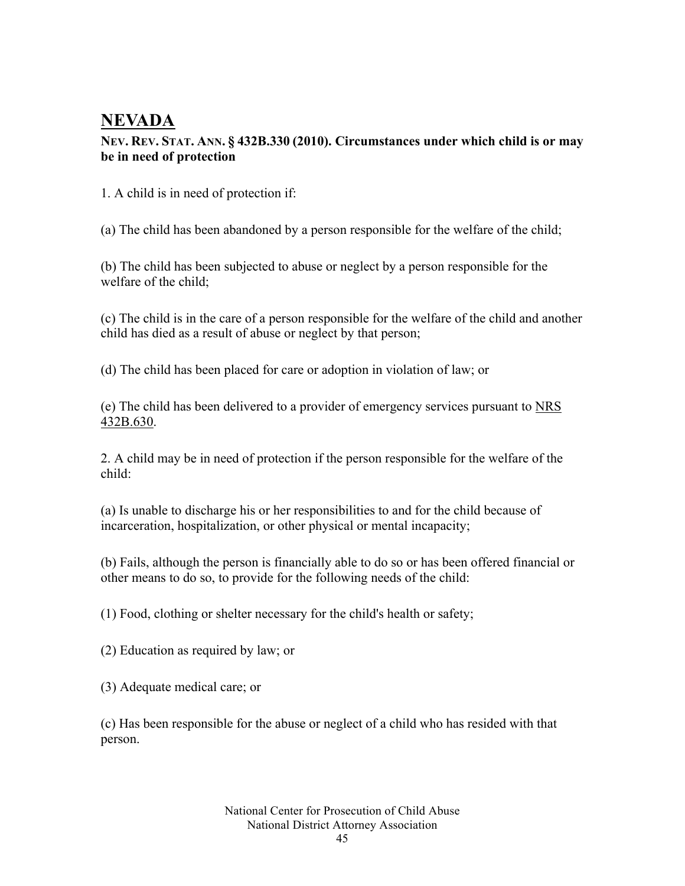## NEVADA

**NEV. REV. STAT. ANN. § 432B.330 (2010). Circumstances under which child is or may be in need of protection**

1. A child is in need of protection if:

(a) The child has been abandoned by a person responsible for the welfare of the child;

(b) The child has been subjected to abuse or neglect by a person responsible for the welfare of the child;

(c) The child is in the care of a person responsible for the welfare of the child and another child has died as a result of abuse or neglect by that person;

(d) The child has been placed for care or adoption in violation of law; or

(e) The child has been delivered to a provider of emergency services pursuant to NRS 432B.630.

2. A child may be in need of protection if the person responsible for the welfare of the child:

(a) Is unable to discharge his or her responsibilities to and for the child because of incarceration, hospitalization, or other physical or mental incapacity;

(b) Fails, although the person is financially able to do so or has been offered financial or other means to do so, to provide for the following needs of the child:

(1) Food, clothing or shelter necessary for the child's health or safety;

(2) Education as required by law; or

(3) Adequate medical care; or

(c) Has been responsible for the abuse or neglect of a child who has resided with that person.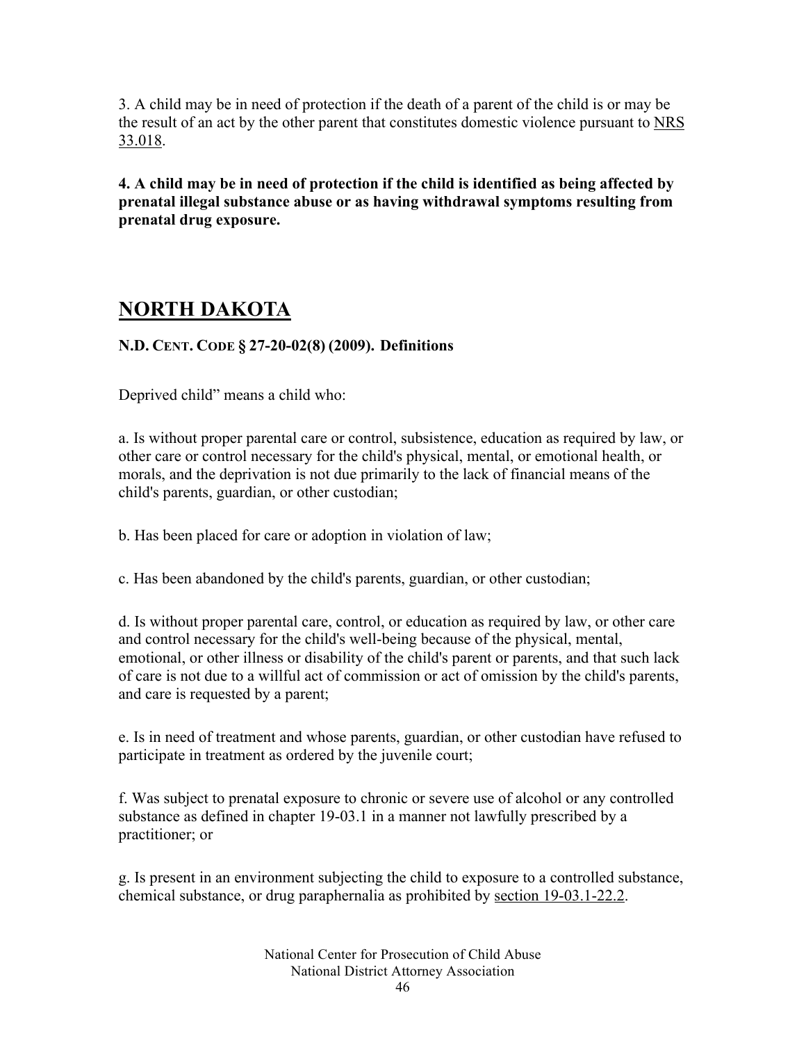3. A child may be in need of protection if the death of a parent of the child is or may be the result of an act by the other parent that constitutes domestic violence pursuant to NRS 33.018.

**4. A child may be in need of protection if the child is identified as being affected by prenatal illegal substance abuse or as having withdrawal symptoms resulting from prenatal drug exposure.**

## NORTH DAKOTA

**N.D. CENT. CODE § 27-20-02(8) (2009). Definitions**

Deprived child" means a child who:

a. Is without proper parental care or control, subsistence, education as required by law, or other care or control necessary for the child's physical, mental, or emotional health, or morals, and the deprivation is not due primarily to the lack of financial means of the child's parents, guardian, or other custodian;

b. Has been placed for care or adoption in violation of law;

c. Has been abandoned by the child's parents, guardian, or other custodian;

d. Is without proper parental care, control, or education as required by law, or other care and control necessary for the child's well-being because of the physical, mental, emotional, or other illness or disability of the child's parent or parents, and that such lack of care is not due to a willful act of commission or act of omission by the child's parents, and care is requested by a parent;

e. Is in need of treatment and whose parents, guardian, or other custodian have refused to participate in treatment as ordered by the juvenile court;

f. Was subject to prenatal exposure to chronic or severe use of alcohol or any controlled substance as defined in chapter 19-03.1 in a manner not lawfully prescribed by a practitioner; or

g. Is present in an environment subjecting the child to exposure to a controlled substance, chemical substance, or drug paraphernalia as prohibited by section 19-03.1-22.2.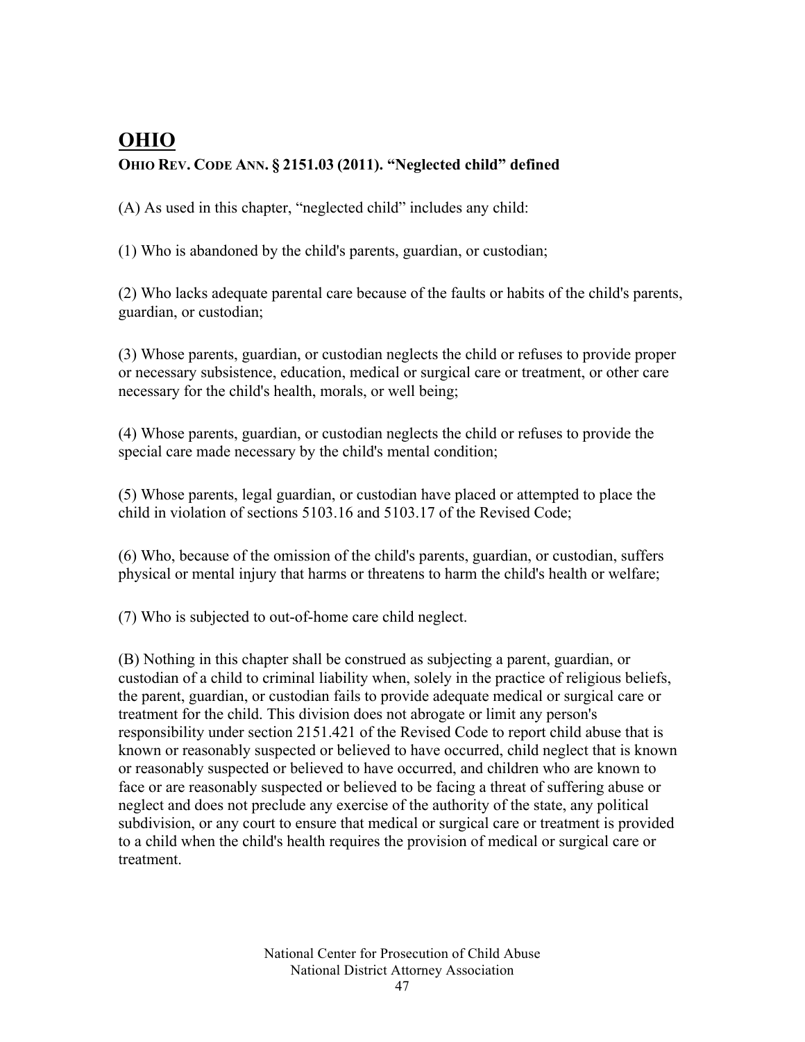# OHIO

**OHIO REV. CODE ANN. § 2151.03 (2011). "Neglected child" defined**

(A) As used in this chapter, "neglected child" includes any child:

(1) Who is abandoned by the child's parents, guardian, or custodian;

(2) Who lacks adequate parental care because of the faults or habits of the child's parents, guardian, or custodian;

(3) Whose parents, guardian, or custodian neglects the child or refuses to provide proper or necessary subsistence, education, medical or surgical care or treatment, or other care necessary for the child's health, morals, or well being;

(4) Whose parents, guardian, or custodian neglects the child or refuses to provide the special care made necessary by the child's mental condition;

(5) Whose parents, legal guardian, or custodian have placed or attempted to place the child in violation of sections 5103.16 and 5103.17 of the Revised Code;

(6) Who, because of the omission of the child's parents, guardian, or custodian, suffers physical or mental injury that harms or threatens to harm the child's health or welfare;

(7) Who is subjected to out-of-home care child neglect.

(B) Nothing in this chapter shall be construed as subjecting a parent, guardian, or custodian of a child to criminal liability when, solely in the practice of religious beliefs, the parent, guardian, or custodian fails to provide adequate medical or surgical care or treatment for the child. This division does not abrogate or limit any person's responsibility under section 2151.421 of the Revised Code to report child abuse that is known or reasonably suspected or believed to have occurred, child neglect that is known or reasonably suspected or believed to have occurred, and children who are known to face or are reasonably suspected or believed to be facing a threat of suffering abuse or neglect and does not preclude any exercise of the authority of the state, any political subdivision, or any court to ensure that medical or surgical care or treatment is provided to a child when the child's health requires the provision of medical or surgical care or treatment.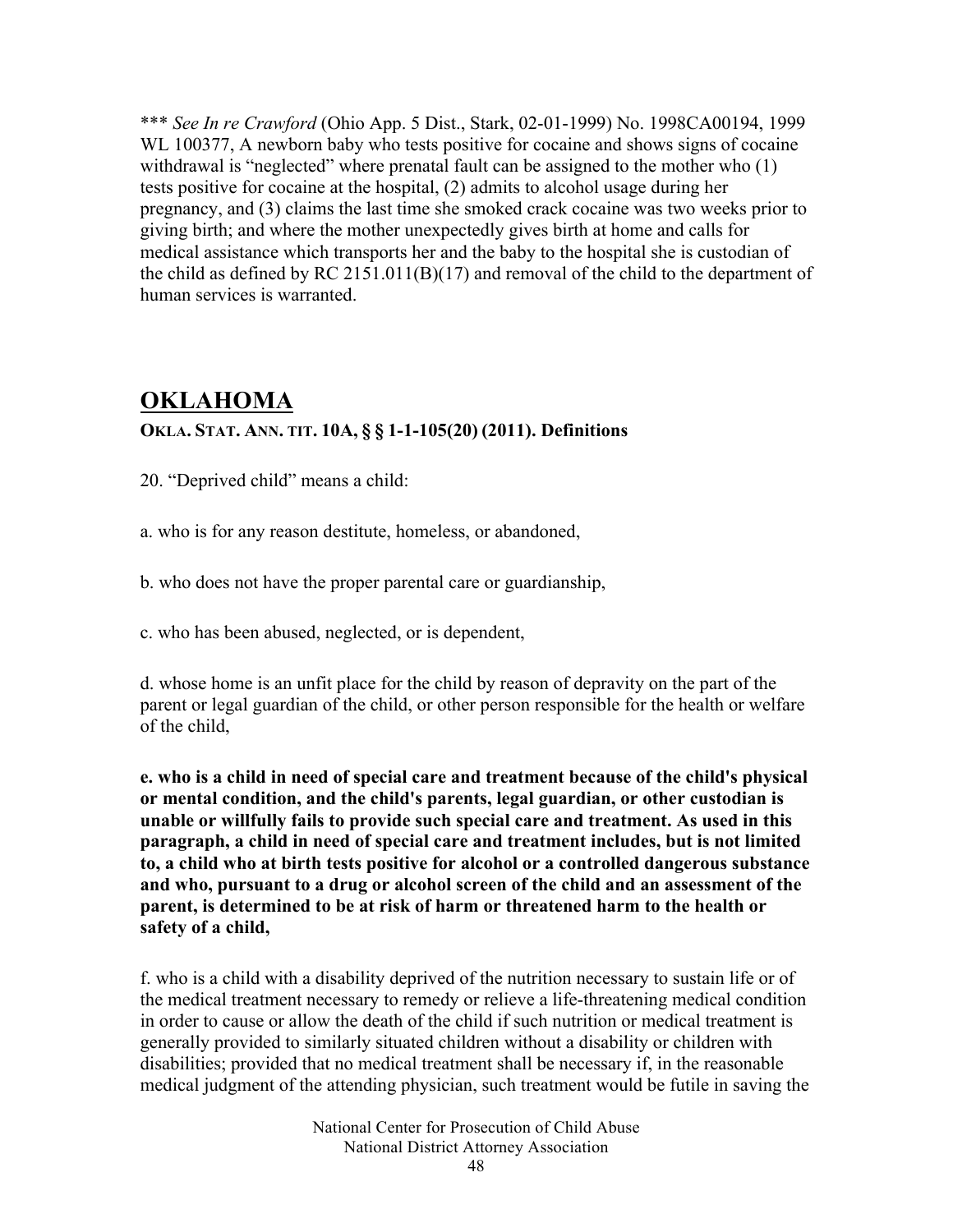*** *See In re Crawford* (Ohio App. 5 Dist., Stark, 02-01-1999) No. 1998CA00194, 1999 WL 100377, A newborn baby who tests positive for cocaine and shows signs of cocaine withdrawal is "neglected" where prenatal fault can be assigned to the mother who (1) tests positive for cocaine at the hospital, (2) admits to alcohol usage during her pregnancy, and (3) claims the last time she smoked crack cocaine was two weeks prior to giving birth; and where the mother unexpectedly gives birth at home and calls for medical assistance which transports her and the baby to the hospital she is custodian of the child as defined by RC 2151.011(B)(17) and removal of the child to the department of human services is warranted.

## OKLAHOMA

**OKLA. STAT. ANN. TIT. 10A, § § 1-1-105(20) (2011). Definitions**

20. "Deprived child" means a child:

a. who is for any reason destitute, homeless, or abandoned,

b. who does not have the proper parental care or guardianship,

c. who has been abused, neglected, or is dependent,

d. whose home is an unfit place for the child by reason of depravity on the part of the parent or legal guardian of the child, or other person responsible for the health or welfare of the child,

**e. who is a child in need of special care and treatment because of the child's physical or mental condition, and the child's parents, legal guardian, or other custodian is unable or willfully fails to provide such special care and treatment. As used in this paragraph, a child in need of special care and treatment includes, but is not limited to, a child who at birth tests positive for alcohol or a controlled dangerous substance and who, pursuant to a drug or alcohol screen of the child and an assessment of the parent, is determined to be at risk of harm or threatened harm to the health or safety of a child,**

f. who is a child with a disability deprived of the nutrition necessary to sustain life or of the medical treatment necessary to remedy or relieve a life-threatening medical condition in order to cause or allow the death of the child if such nutrition or medical treatment is generally provided to similarly situated children without a disability or children with disabilities; provided that no medical treatment shall be necessary if, in the reasonable medical judgment of the attending physician, such treatment would be futile in saving the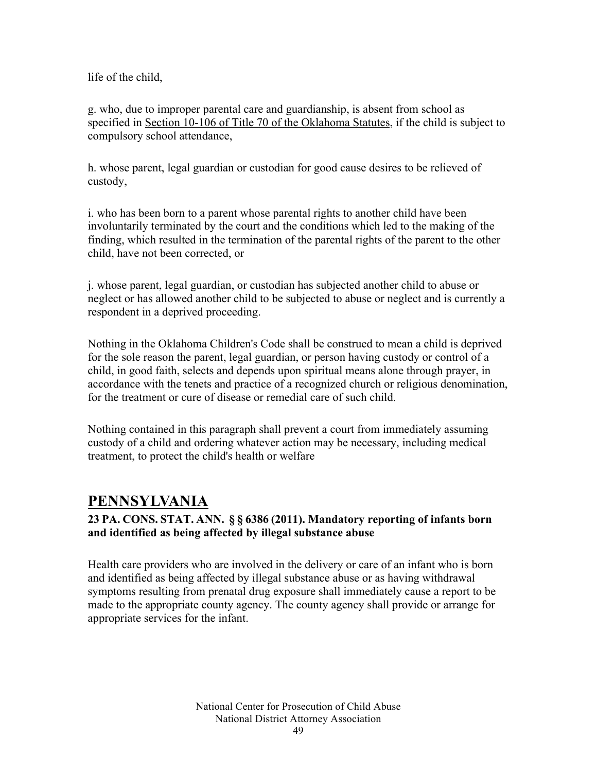life of the child,

g. who, due to improper parental care and guardianship, is absent from school as specified in Section 10-106 of Title 70 of the Oklahoma Statutes, if the child is subject to compulsory school attendance,

h. whose parent, legal guardian or custodian for good cause desires to be relieved of custody,

i. who has been born to a parent whose parental rights to another child have been involuntarily terminated by the court and the conditions which led to the making of the finding, which resulted in the termination of the parental rights of the parent to the other child, have not been corrected, or

j. whose parent, legal guardian, or custodian has subjected another child to abuse or neglect or has allowed another child to be subjected to abuse or neglect and is currently a respondent in a deprived proceeding.

Nothing in the Oklahoma Children's Code shall be construed to mean a child is deprived for the sole reason the parent, legal guardian, or person having custody or control of a child, in good faith, selects and depends upon spiritual means alone through prayer, in accordance with the tenets and practice of a recognized church or religious denomination, for the treatment or cure of disease or remedial care of such child.

Nothing contained in this paragraph shall prevent a court from immediately assuming custody of a child and ordering whatever action may be necessary, including medical treatment, to protect the child's health or welfare

## PENNSYLVANIA

**23 PA. CONS. STAT. ANN. § § 6386 (2011). Mandatory reporting of infants born and identified as being affected by illegal substance abuse**

Health care providers who are involved in the delivery or care of an infant who is born and identified as being affected by illegal substance abuse or as having withdrawal symptoms resulting from prenatal drug exposure shall immediately cause a report to be made to the appropriate county agency. The county agency shall provide or arrange for appropriate services for the infant.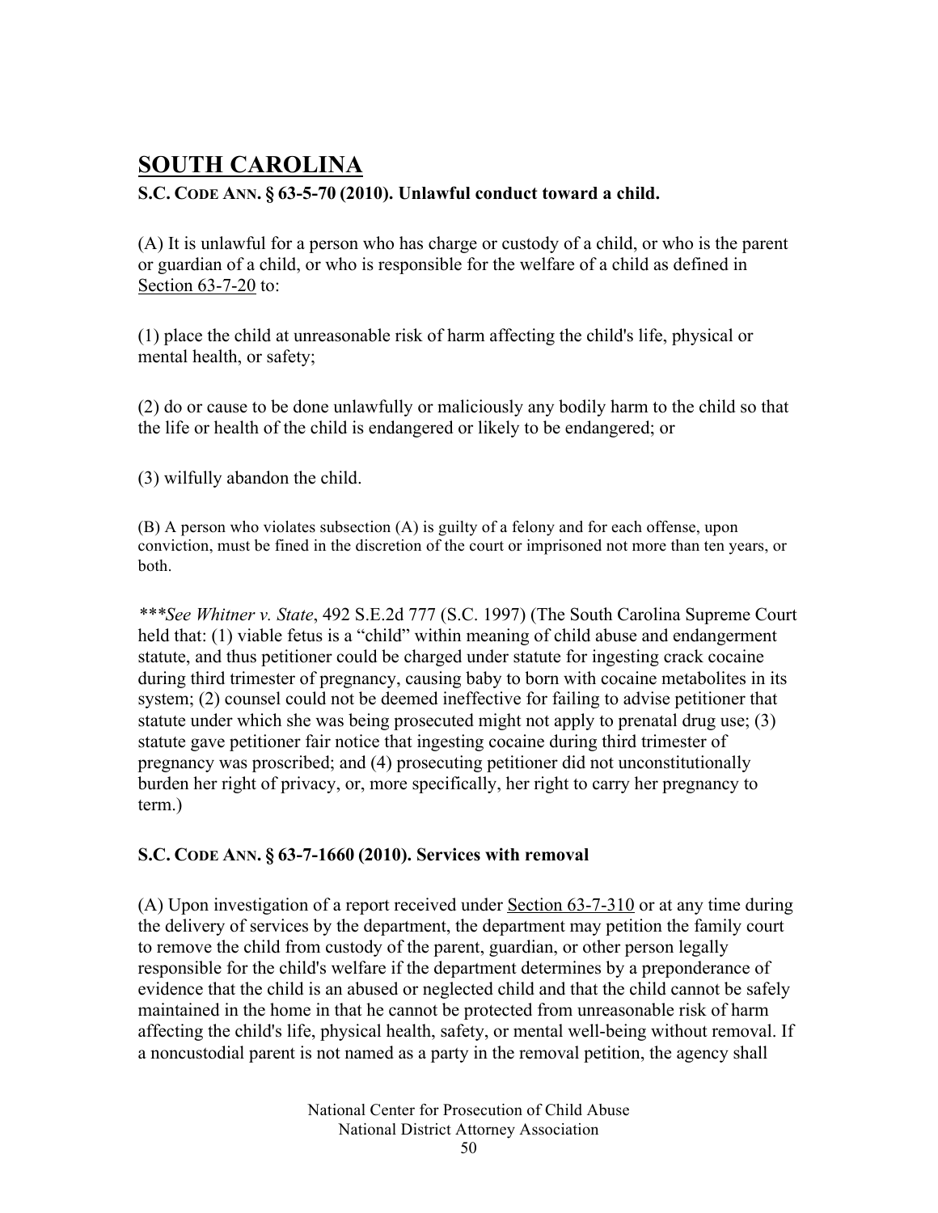# SOUTH CAROLINA

**S.C. CODE ANN. § 63-5-70 (2010). Unlawful conduct toward a child.**

(A) It is unlawful for a person who has charge or custody of a child, or who is the parent or guardian of a child, or who is responsible for the welfare of a child as defined in Section 63-7-20 to:

(1) place the child at unreasonable risk of harm affecting the child's life, physical or mental health, or safety;

(2) do or cause to be done unlawfully or maliciously any bodily harm to the child so that the life or health of the child is endangered or likely to be endangered; or

(3) wilfully abandon the child.

(B) A person who violates subsection (A) is guilty of a felony and for each offense, upon conviction, must be fined in the discretion of the court or imprisoned not more than ten years, or both.

****See Whitner v. State*, 492 S.E.2d 777 (S.C. 1997) (The South Carolina Supreme Court held that: (1) viable fetus is a "child" within meaning of child abuse and endangerment statute, and thus petitioner could be charged under statute for ingesting crack cocaine during third trimester of pregnancy, causing baby to born with cocaine metabolites in its system; (2) counsel could not be deemed ineffective for failing to advise petitioner that statute under which she was being prosecuted might not apply to prenatal drug use; (3) statute gave petitioner fair notice that ingesting cocaine during third trimester of pregnancy was proscribed; and (4) prosecuting petitioner did not unconstitutionally burden her right of privacy, or, more specifically, her right to carry her pregnancy to term.)

**S.C. CODE ANN. § 63-7-1660 (2010). Services with removal**

(A) Upon investigation of a report received under Section 63-7-310 or at any time during the delivery of services by the department, the department may petition the family court to remove the child from custody of the parent, guardian, or other person legally responsible for the child's welfare if the department determines by a preponderance of evidence that the child is an abused or neglected child and that the child cannot be safely maintained in the home in that he cannot be protected from unreasonable risk of harm affecting the child's life, physical health, safety, or mental well-being without removal. If a noncustodial parent is not named as a party in the removal petition, the agency shall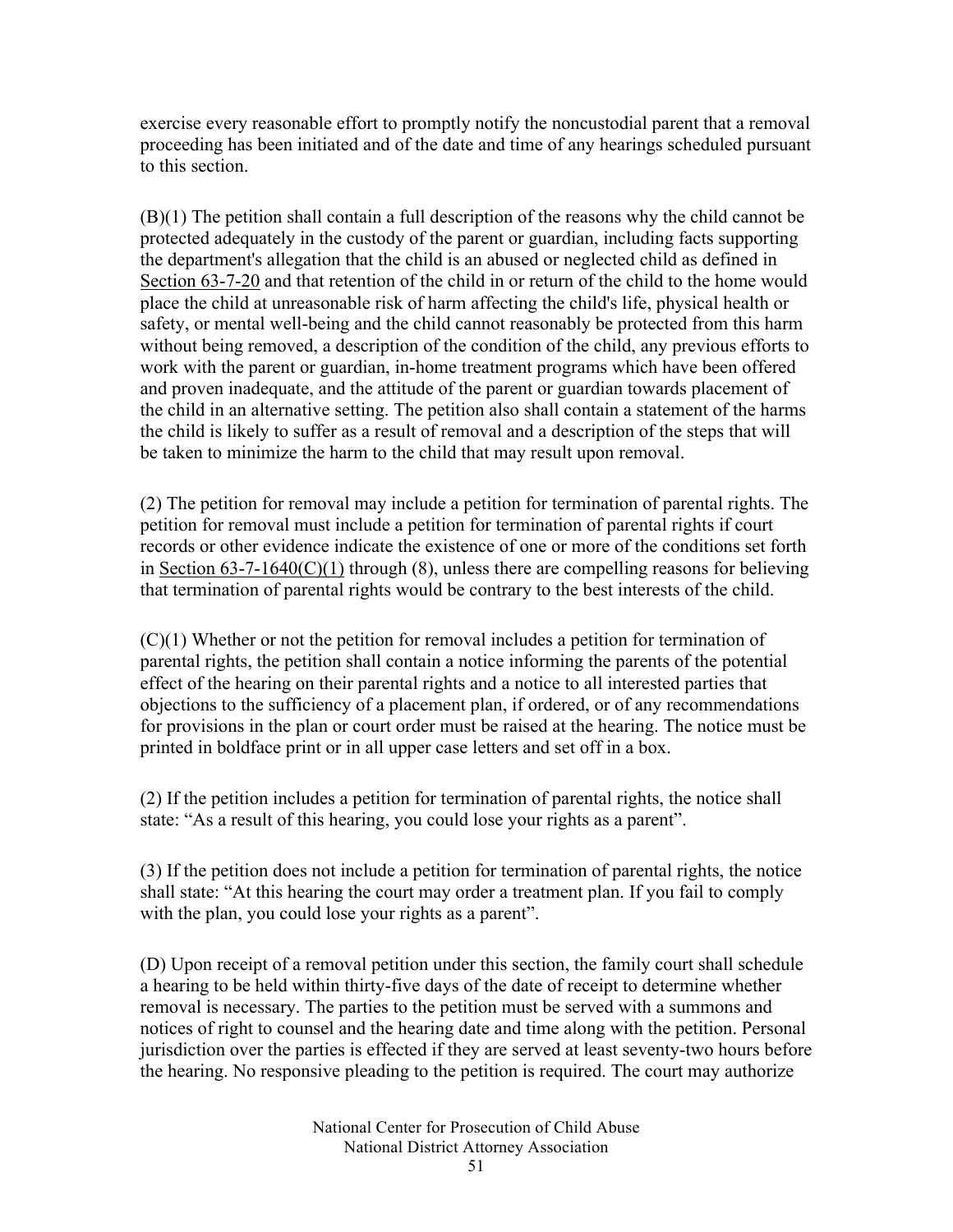exercise every reasonable effort to promptly notify the noncustodial parent that a removal proceeding has been initiated and of the date and time of any hearings scheduled pursuant to this section.

(B)(1) The petition shall contain a full description of the reasons why the child cannot be protected adequately in the custody of the parent or guardian, including facts supporting the department's allegation that the child is an abused or neglected child as defined in Section 63-7-20 and that retention of the child in or return of the child to the home would place the child at unreasonable risk of harm affecting the child's life, physical health or safety, or mental well-being and the child cannot reasonably be protected from this harm without being removed, a description of the condition of the child, any previous efforts to work with the parent or guardian, in-home treatment programs which have been offered and proven inadequate, and the attitude of the parent or guardian towards placement of the child in an alternative setting. The petition also shall contain a statement of the harms the child is likely to suffer as a result of removal and a description of the steps that will be taken to minimize the harm to the child that may result upon removal.

(2) The petition for removal may include a petition for termination of parental rights. The petition for removal must include a petition for termination of parental rights if court records or other evidence indicate the existence of one or more of the conditions set forth in Section 63-7-1640(C)(1) through (8), unless there are compelling reasons for believing that termination of parental rights would be contrary to the best interests of the child.

(C)(1) Whether or not the petition for removal includes a petition for termination of parental rights, the petition shall contain a notice informing the parents of the potential effect of the hearing on their parental rights and a notice to all interested parties that objections to the sufficiency of a placement plan, if ordered, or of any recommendations for provisions in the plan or court order must be raised at the hearing. The notice must be printed in boldface print or in all upper case letters and set off in a box.

(2) If the petition includes a petition for termination of parental rights, the notice shall state: "As a result of this hearing, you could lose your rights as a parent".

(3) If the petition does not include a petition for termination of parental rights, the notice shall state: "At this hearing the court may order a treatment plan. If you fail to comply with the plan, you could lose your rights as a parent".

(D) Upon receipt of a removal petition under this section, the family court shall schedule a hearing to be held within thirty-five days of the date of receipt to determine whether removal is necessary. The parties to the petition must be served with a summons and notices of right to counsel and the hearing date and time along with the petition. Personal jurisdiction over the parties is effected if they are served at least seventy-two hours before the hearing. No responsive pleading to the petition is required. The court may authorize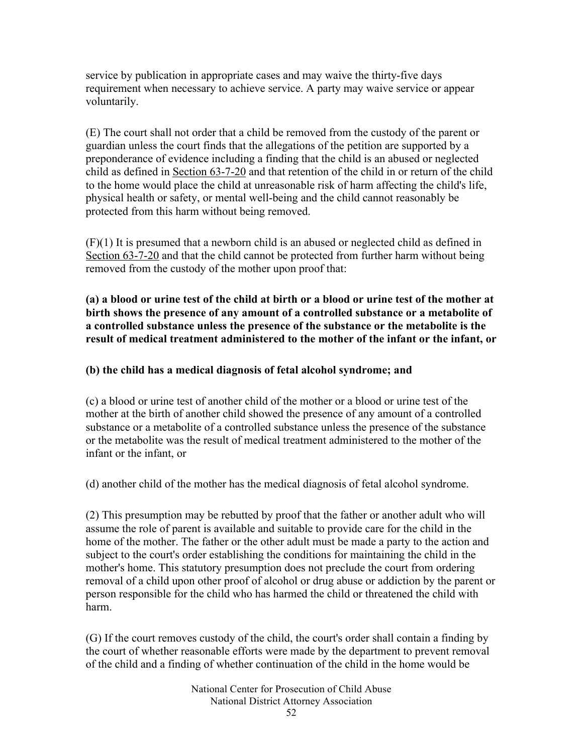service by publication in appropriate cases and may waive the thirty-five days requirement when necessary to achieve service. A party may waive service or appear voluntarily.

(E) The court shall not order that a child be removed from the custody of the parent or guardian unless the court finds that the allegations of the petition are supported by a preponderance of evidence including a finding that the child is an abused or neglected child as defined in Section 63-7-20 and that retention of the child in or return of the child to the home would place the child at unreasonable risk of harm affecting the child's life, physical health or safety, or mental well-being and the child cannot reasonably be protected from this harm without being removed.

(F)(1) It is presumed that a newborn child is an abused or neglected child as defined in Section 63-7-20 and that the child cannot be protected from further harm without being removed from the custody of the mother upon proof that:

**(a) a blood or urine test of the child at birth or a blood or urine test of the mother at birth shows the presence of any amount of a controlled substance or a metabolite of a controlled substance unless the presence of the substance or the metabolite is the result of medical treatment administered to the mother of the infant or the infant, or**

**(b) the child has a medical diagnosis of fetal alcohol syndrome; and**

(c) a blood or urine test of another child of the mother or a blood or urine test of the mother at the birth of another child showed the presence of any amount of a controlled substance or a metabolite of a controlled substance unless the presence of the substance or the metabolite was the result of medical treatment administered to the mother of the infant or the infant, or

(d) another child of the mother has the medical diagnosis of fetal alcohol syndrome.

(2) This presumption may be rebutted by proof that the father or another adult who will assume the role of parent is available and suitable to provide care for the child in the home of the mother. The father or the other adult must be made a party to the action and subject to the court's order establishing the conditions for maintaining the child in the mother's home. This statutory presumption does not preclude the court from ordering removal of a child upon other proof of alcohol or drug abuse or addiction by the parent or person responsible for the child who has harmed the child or threatened the child with harm.

(G) If the court removes custody of the child, the court's order shall contain a finding by the court of whether reasonable efforts were made by the department to prevent removal of the child and a finding of whether continuation of the child in the home would be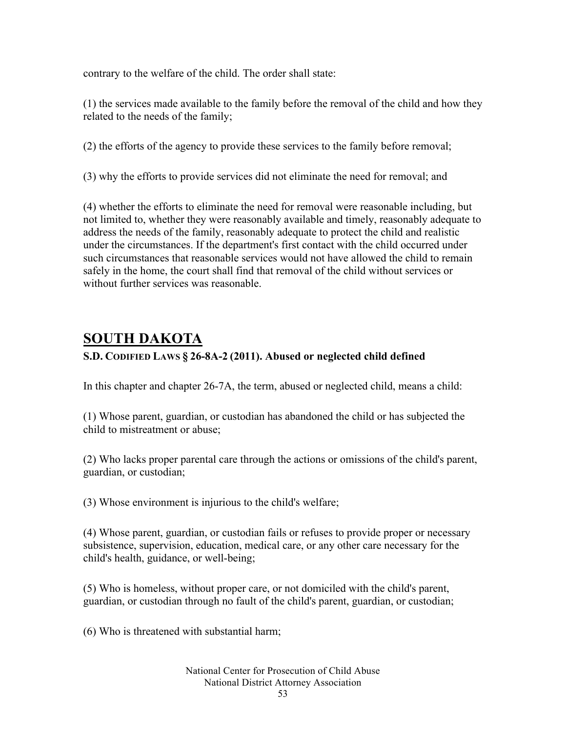contrary to the welfare of the child. The order shall state:

(1) the services made available to the family before the removal of the child and how they related to the needs of the family;

(2) the efforts of the agency to provide these services to the family before removal;

(3) why the efforts to provide services did not eliminate the need for removal; and

(4) whether the efforts to eliminate the need for removal were reasonable including, but not limited to, whether they were reasonably available and timely, reasonably adequate to address the needs of the family, reasonably adequate to protect the child and realistic under the circumstances. If the department's first contact with the child occurred under such circumstances that reasonable services would not have allowed the child to remain safely in the home, the court shall find that removal of the child without services or without further services was reasonable.

## SOUTH DAKOTA

### S.D. CODIFIED LAWS § 26-8A-2 (2011). Abused or neglected child defined

In this chapter and chapter 26-7A, the term, abused or neglected child, means a child:

(1) Whose parent, guardian, or custodian has abandoned the child or has subjected the child to mistreatment or abuse;

(2) Who lacks proper parental care through the actions or omissions of the child's parent, guardian, or custodian;

(3) Whose environment is injurious to the child's welfare;

(4) Whose parent, guardian, or custodian fails or refuses to provide proper or necessary subsistence, supervision, education, medical care, or any other care necessary for the child's health, guidance, or well-being;

(5) Who is homeless, without proper care, or not domiciled with the child's parent, guardian, or custodian through no fault of the child's parent, guardian, or custodian;

(6) Who is threatened with substantial harm;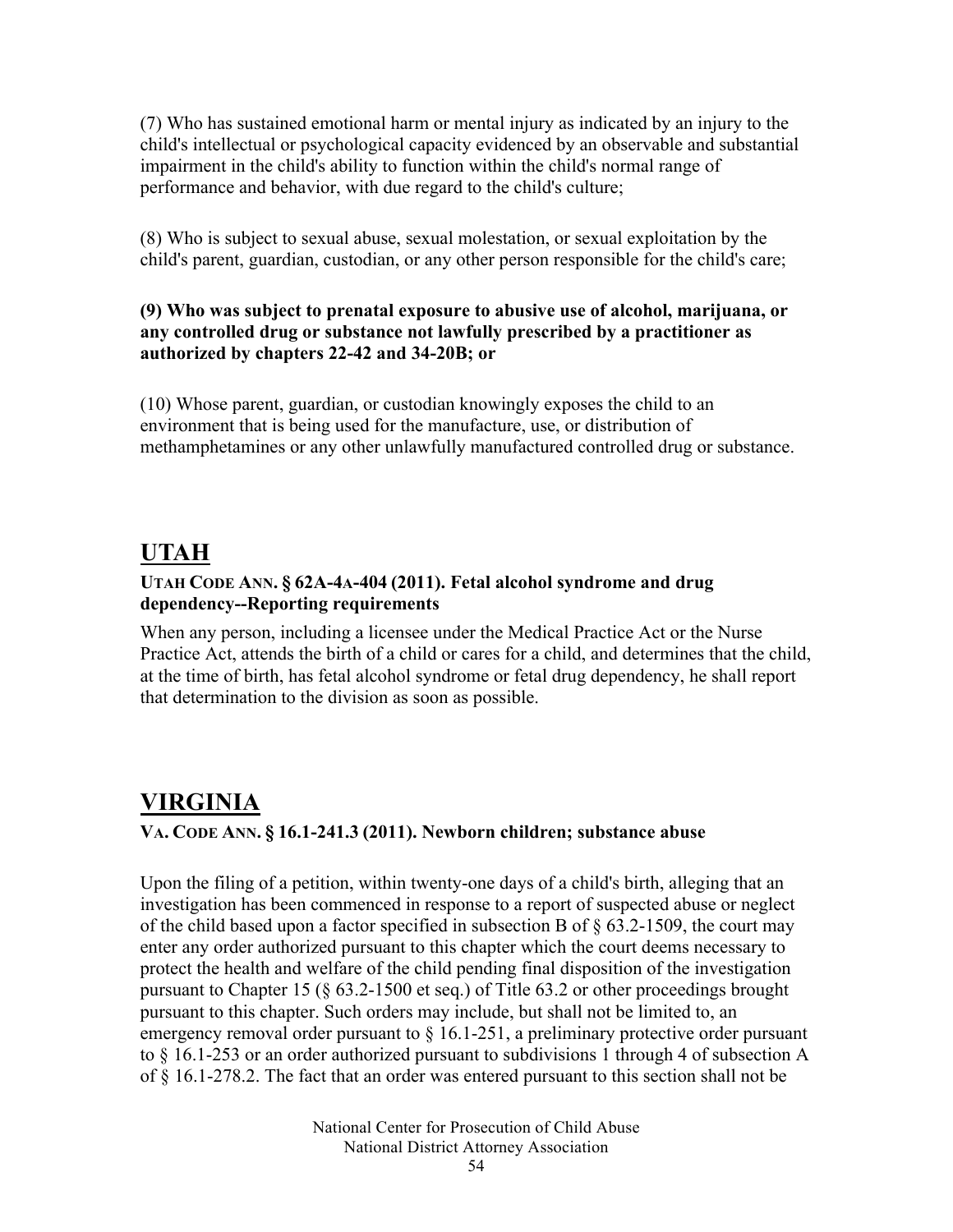(7) Who has sustained emotional harm or mental injury as indicated by an injury to the child's intellectual or psychological capacity evidenced by an observable and substantial impairment in the child's ability to function within the child's normal range of performance and behavior, with due regard to the child's culture;

(8) Who is subject to sexual abuse, sexual molestation, or sexual exploitation by the child's parent, guardian, custodian, or any other person responsible for the child's care;

**(9) Who was subject to prenatal exposure to abusive use of alcohol, marijuana, or any controlled drug or substance not lawfully prescribed by a practitioner as authorized by chapters 22-42 and 34-20B; or**

(10) Whose parent, guardian, or custodian knowingly exposes the child to an environment that is being used for the manufacture, use, or distribution of methamphetamines or any other unlawfully manufactured controlled drug or substance.

## UTAH

**UTAH CODE ANN. § 62A-4A-404 (2011). Fetal alcohol syndrome and drug dependency--Reporting requirements**

When any person, including a licensee under the Medical Practice Act or the Nurse Practice Act, attends the birth of a child or cares for a child, and determines that the child, at the time of birth, has fetal alcohol syndrome or fetal drug dependency, he shall report that determination to the division as soon as possible.

## VIRGINIA

**VA. CODE ANN. § 16.1-241.3 (2011). Newborn children; substance abuse**

Upon the filing of a petition, within twenty-one days of a child's birth, alleging that an investigation has been commenced in response to a report of suspected abuse or neglect of the child based upon a factor specified in subsection B of § 63.2-1509, the court may enter any order authorized pursuant to this chapter which the court deems necessary to protect the health and welfare of the child pending final disposition of the investigation pursuant to Chapter 15 (§ 63.2-1500 et seq.) of Title 63.2 or other proceedings brought pursuant to this chapter. Such orders may include, but shall not be limited to, an emergency removal order pursuant to § 16.1-251, a preliminary protective order pursuant to § 16.1-253 or an order authorized pursuant to subdivisions 1 through 4 of subsection A of § 16.1-278.2. The fact that an order was entered pursuant to this section shall not be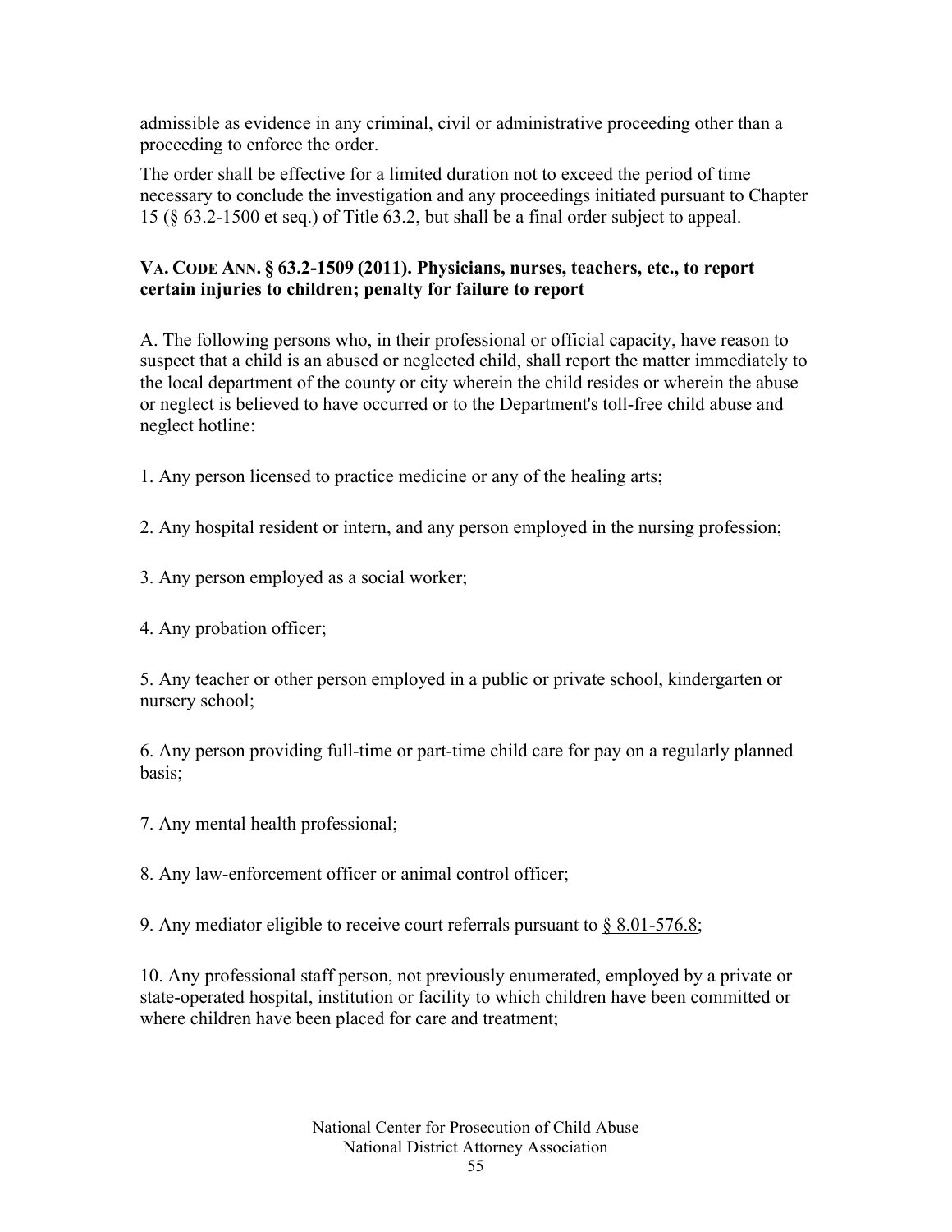admissible as evidence in any criminal, civil or administrative proceeding other than a proceeding to enforce the order.

The order shall be effective for a limited duration not to exceed the period of time necessary to conclude the investigation and any proceedings initiated pursuant to Chapter 15 (§ 63.2-1500 et seq.) of Title 63.2, but shall be a final order subject to appeal.

**VA. CODE ANN. § 63.2-1509 (2011). Physicians, nurses, teachers, etc., to report certain injuries to children; penalty for failure to report**

A. The following persons who, in their professional or official capacity, have reason to suspect that a child is an abused or neglected child, shall report the matter immediately to the local department of the county or city wherein the child resides or wherein the abuse or neglect is believed to have occurred or to the Department's toll-free child abuse and neglect hotline:

1. Any person licensed to practice medicine or any of the healing arts;

2. Any hospital resident or intern, and any person employed in the nursing profession;

3. Any person employed as a social worker;

4. Any probation officer;

5. Any teacher or other person employed in a public or private school, kindergarten or nursery school;

6. Any person providing full-time or part-time child care for pay on a regularly planned basis;

7. Any mental health professional;

8. Any law-enforcement officer or animal control officer;

9. Any mediator eligible to receive court referrals pursuant to § 8.01-576.8;

10. Any professional staff person, not previously enumerated, employed by a private or state-operated hospital, institution or facility to which children have been committed or where children have been placed for care and treatment;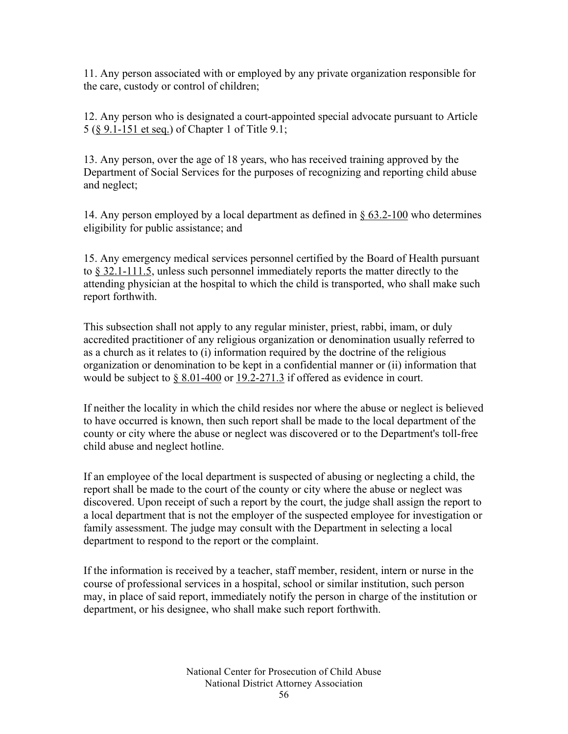11. Any person associated with or employed by any private organization responsible for the care, custody or control of children;

12. Any person who is designated a court-appointed special advocate pursuant to Article 5 (§ 9.1-151 et seq.) of Chapter 1 of Title 9.1;

13. Any person, over the age of 18 years, who has received training approved by the Department of Social Services for the purposes of recognizing and reporting child abuse and neglect;

14. Any person employed by a local department as defined in § 63.2-100 who determines eligibility for public assistance; and

15. Any emergency medical services personnel certified by the Board of Health pursuant to § 32.1-111.5, unless such personnel immediately reports the matter directly to the attending physician at the hospital to which the child is transported, who shall make such report forthwith.

This subsection shall not apply to any regular minister, priest, rabbi, imam, or duly accredited practitioner of any religious organization or denomination usually referred to as a church as it relates to (i) information required by the doctrine of the religious organization or denomination to be kept in a confidential manner or (ii) information that would be subject to § 8.01-400 or 19.2-271.3 if offered as evidence in court.

If neither the locality in which the child resides nor where the abuse or neglect is believed to have occurred is known, then such report shall be made to the local department of the county or city where the abuse or neglect was discovered or to the Department's toll-free child abuse and neglect hotline.

If an employee of the local department is suspected of abusing or neglecting a child, the report shall be made to the court of the county or city where the abuse or neglect was discovered. Upon receipt of such a report by the court, the judge shall assign the report to a local department that is not the employer of the suspected employee for investigation or family assessment. The judge may consult with the Department in selecting a local department to respond to the report or the complaint.

If the information is received by a teacher, staff member, resident, intern or nurse in the course of professional services in a hospital, school or similar institution, such person may, in place of said report, immediately notify the person in charge of the institution or department, or his designee, who shall make such report forthwith.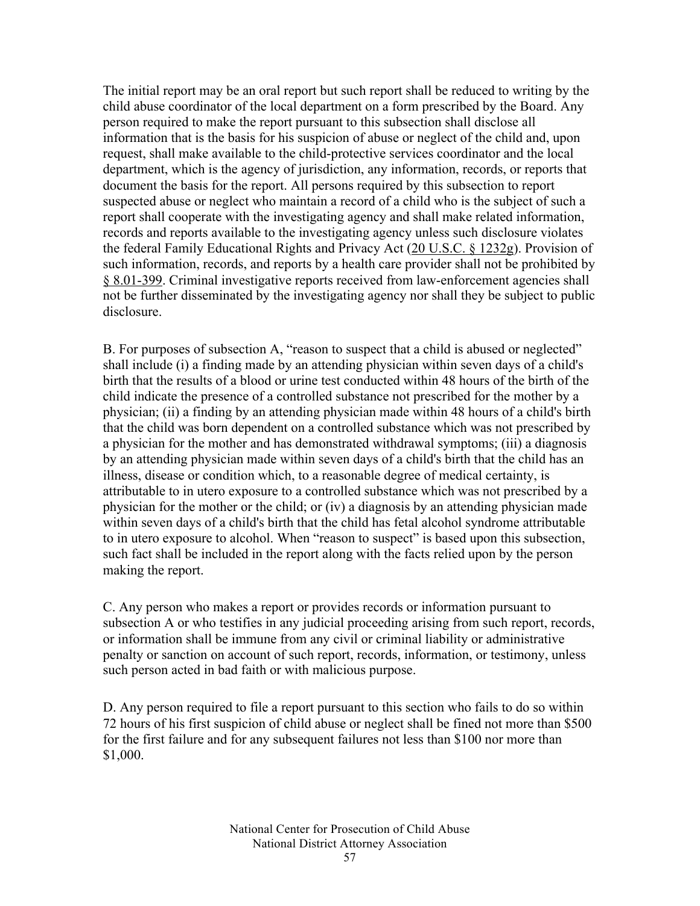The initial report may be an oral report but such report shall be reduced to writing by the child abuse coordinator of the local department on a form prescribed by the Board. Any person required to make the report pursuant to this subsection shall disclose all information that is the basis for his suspicion of abuse or neglect of the child and, upon request, shall make available to the child-protective services coordinator and the local department, which is the agency of jurisdiction, any information, records, or reports that document the basis for the report. All persons required by this subsection to report suspected abuse or neglect who maintain a record of a child who is the subject of such a report shall cooperate with the investigating agency and shall make related information, records and reports available to the investigating agency unless such disclosure violates the federal Family Educational Rights and Privacy Act (20 U.S.C. § 1232g). Provision of such information, records, and reports by a health care provider shall not be prohibited by § 8.01-399. Criminal investigative reports received from law-enforcement agencies shall not be further disseminated by the investigating agency nor shall they be subject to public disclosure.

B. For purposes of subsection A, "reason to suspect that a child is abused or neglected" shall include (i) a finding made by an attending physician within seven days of a child's birth that the results of a blood or urine test conducted within 48 hours of the birth of the child indicate the presence of a controlled substance not prescribed for the mother by a physician; (ii) a finding by an attending physician made within 48 hours of a child's birth that the child was born dependent on a controlled substance which was not prescribed by a physician for the mother and has demonstrated withdrawal symptoms; (iii) a diagnosis by an attending physician made within seven days of a child's birth that the child has an illness, disease or condition which, to a reasonable degree of medical certainty, is attributable to in utero exposure to a controlled substance which was not prescribed by a physician for the mother or the child; or (iv) a diagnosis by an attending physician made within seven days of a child's birth that the child has fetal alcohol syndrome attributable to in utero exposure to alcohol. When "reason to suspect" is based upon this subsection, such fact shall be included in the report along with the facts relied upon by the person making the report.

C. Any person who makes a report or provides records or information pursuant to subsection A or who testifies in any judicial proceeding arising from such report, records, or information shall be immune from any civil or criminal liability or administrative penalty or sanction on account of such report, records, information, or testimony, unless such person acted in bad faith or with malicious purpose.

D. Any person required to file a report pursuant to this section who fails to do so within 72 hours of his first suspicion of child abuse or neglect shall be fined not more than $500 for the first failure and for any subsequent failures not less than $100 nor more than $1,000.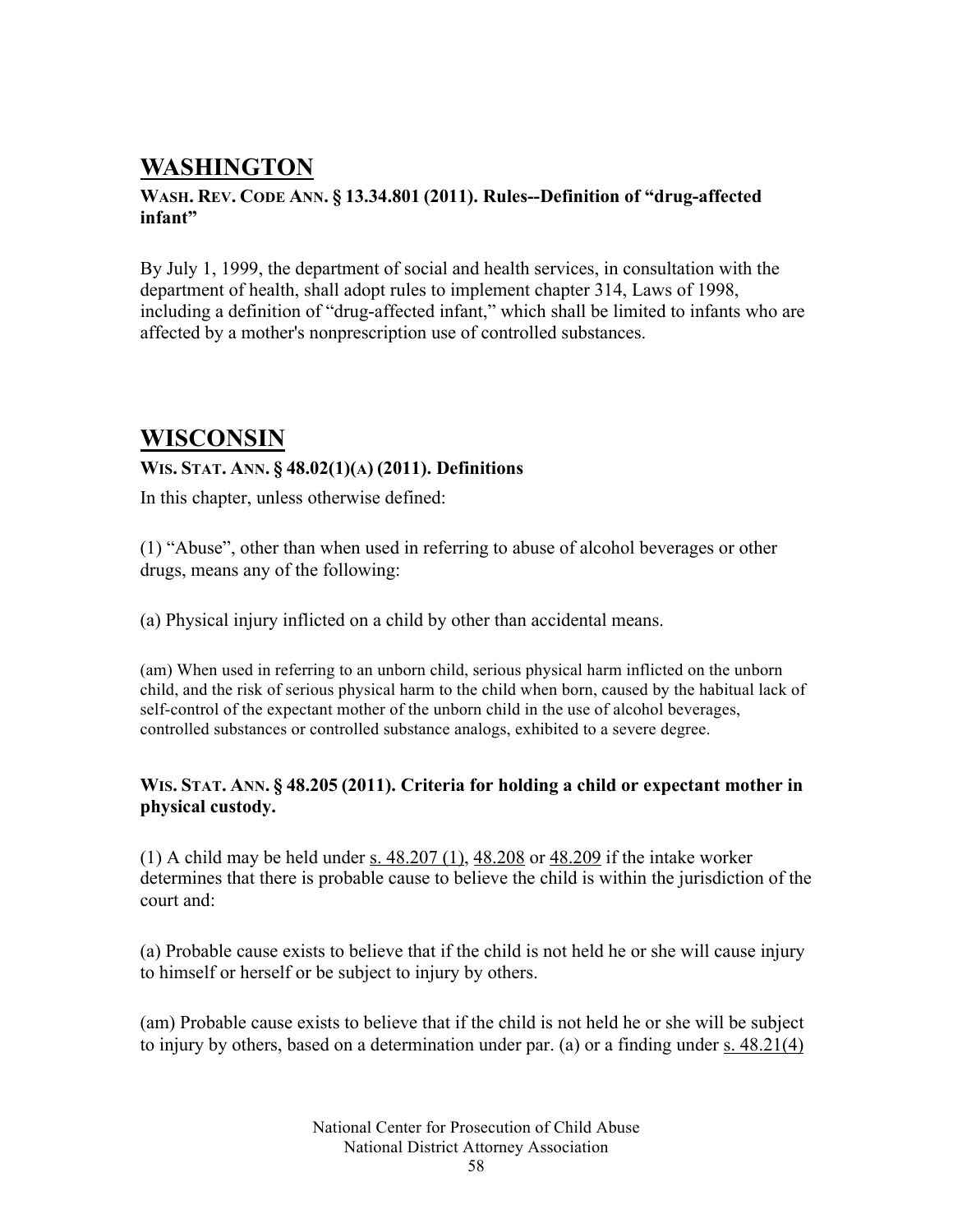# WASHINGTON

**WASH. REV. CODE ANN. § 13.34.801 (2011). Rules--Definition of "drug-affected infant"**

By July 1, 1999, the department of social and health services, in consultation with the department of health, shall adopt rules to implement chapter 314, Laws of 1998, including a definition of "drug-affected infant," which shall be limited to infants who are affected by a mother's nonprescription use of controlled substances.

# WISCONSIN

**WIS. STAT. ANN. § 48.02(1)(A) (2011). Definitions**

In this chapter, unless otherwise defined:

(1) "Abuse", other than when used in referring to abuse of alcohol beverages or other drugs, means any of the following:

(a) Physical injury inflicted on a child by other than accidental means.

(am) When used in referring to an unborn child, serious physical harm inflicted on the unborn child, and the risk of serious physical harm to the child when born, caused by the habitual lack of self-control of the expectant mother of the unborn child in the use of alcohol beverages, controlled substances or controlled substance analogs, exhibited to a severe degree.

**WIS. STAT. ANN. § 48.205 (2011). Criteria for holding a child or expectant mother in physical custody.**

(1) A child may be held under s. 48.207 (1), 48.208 or 48.209 if the intake worker determines that there is probable cause to believe the child is within the jurisdiction of the court and:

(a) Probable cause exists to believe that if the child is not held he or she will cause injury to himself or herself or be subject to injury by others.

(am) Probable cause exists to believe that if the child is not held he or she will be subject to injury by others, based on a determination under par. (a) or a finding under s. 48.21(4)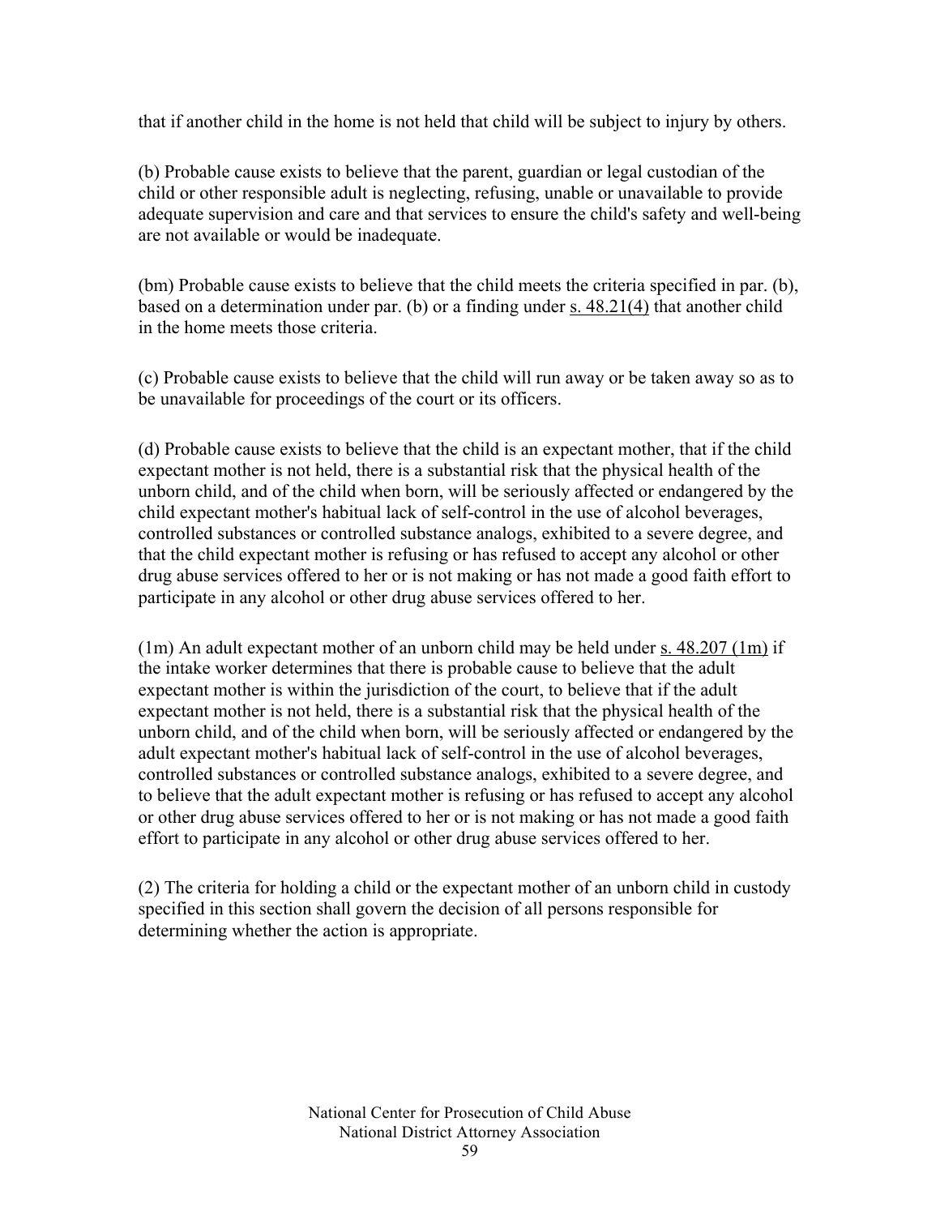that if another child in the home is not held that child will be subject to injury by others.

(b) Probable cause exists to believe that the parent, guardian or legal custodian of the child or other responsible adult is neglecting, refusing, unable or unavailable to provide adequate supervision and care and that services to ensure the child's safety and well-being are not available or would be inadequate.

(bm) Probable cause exists to believe that the child meets the criteria specified in par. (b), based on a determination under par. (b) or a finding under s. 48.21(4) that another child in the home meets those criteria.

(c) Probable cause exists to believe that the child will run away or be taken away so as to be unavailable for proceedings of the court or its officers.

(d) Probable cause exists to believe that the child is an expectant mother, that if the child expectant mother is not held, there is a substantial risk that the physical health of the unborn child, and of the child when born, will be seriously affected or endangered by the child expectant mother's habitual lack of self-control in the use of alcohol beverages, controlled substances or controlled substance analogs, exhibited to a severe degree, and that the child expectant mother is refusing or has refused to accept any alcohol or other drug abuse services offered to her or is not making or has not made a good faith effort to participate in any alcohol or other drug abuse services offered to her.

(1m) An adult expectant mother of an unborn child may be held under s. 48.207 (1m) if the intake worker determines that there is probable cause to believe that the adult expectant mother is within the jurisdiction of the court, to believe that if the adult expectant mother is not held, there is a substantial risk that the physical health of the unborn child, and of the child when born, will be seriously affected or endangered by the adult expectant mother's habitual lack of self-control in the use of alcohol beverages, controlled substances or controlled substance analogs, exhibited to a severe degree, and to believe that the adult expectant mother is refusing or has refused to accept any alcohol or other drug abuse services offered to her or is not making or has not made a good faith effort to participate in any alcohol or other drug abuse services offered to her.

(2) The criteria for holding a child or the expectant mother of an unborn child in custody specified in this section shall govern the decision of all persons responsible for determining whether the action is appropriate.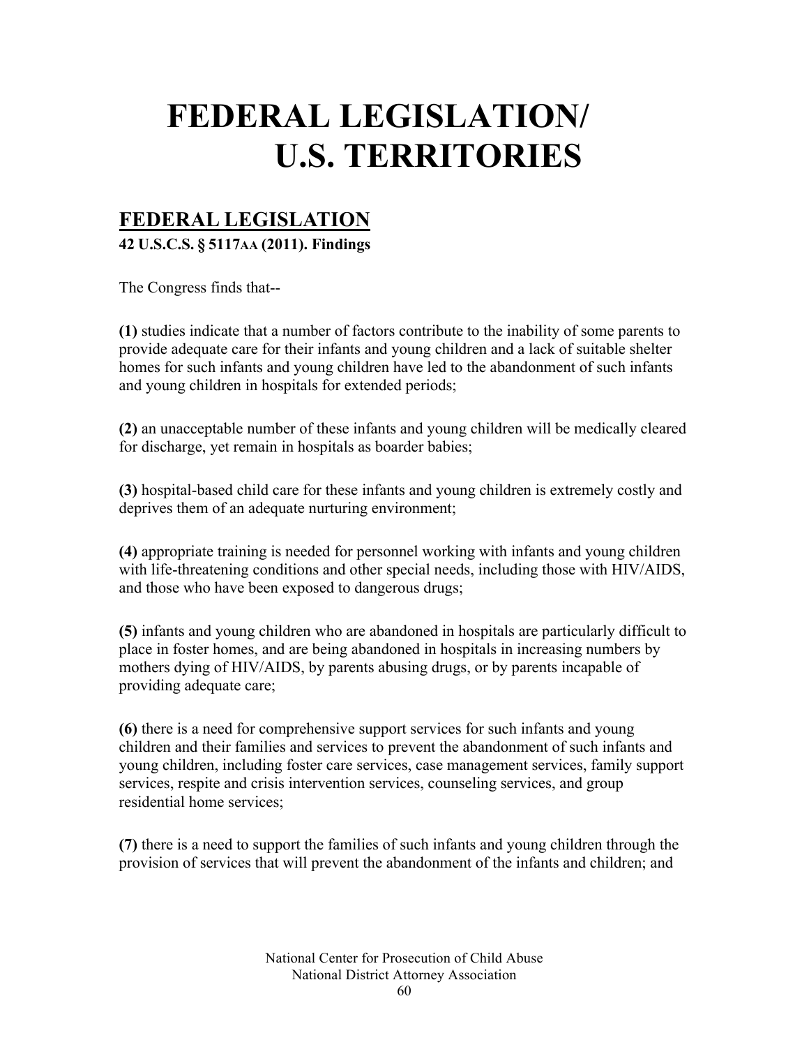# FEDERAL LEGISLATION/ U.S. TERRITORIES

## FEDERAL LEGISLATION

**42 U.S.C.S. § 5117AA (2011). Findings**

The Congress finds that--

**(1)** studies indicate that a number of factors contribute to the inability of some parents to provide adequate care for their infants and young children and a lack of suitable shelter homes for such infants and young children have led to the abandonment of such infants and young children in hospitals for extended periods;

**(2)** an unacceptable number of these infants and young children will be medically cleared for discharge, yet remain in hospitals as boarder babies;

**(3)** hospital-based child care for these infants and young children is extremely costly and deprives them of an adequate nurturing environment;

**(4)** appropriate training is needed for personnel working with infants and young children with life-threatening conditions and other special needs, including those with HIV/AIDS, and those who have been exposed to dangerous drugs;

**(5)** infants and young children who are abandoned in hospitals are particularly difficult to place in foster homes, and are being abandoned in hospitals in increasing numbers by mothers dying of HIV/AIDS, by parents abusing drugs, or by parents incapable of providing adequate care;

**(6)** there is a need for comprehensive support services for such infants and young children and their families and services to prevent the abandonment of such infants and young children, including foster care services, case management services, family support services, respite and crisis intervention services, counseling services, and group residential home services;

**(7)** there is a need to support the families of such infants and young children through the provision of services that will prevent the abandonment of the infants and children; and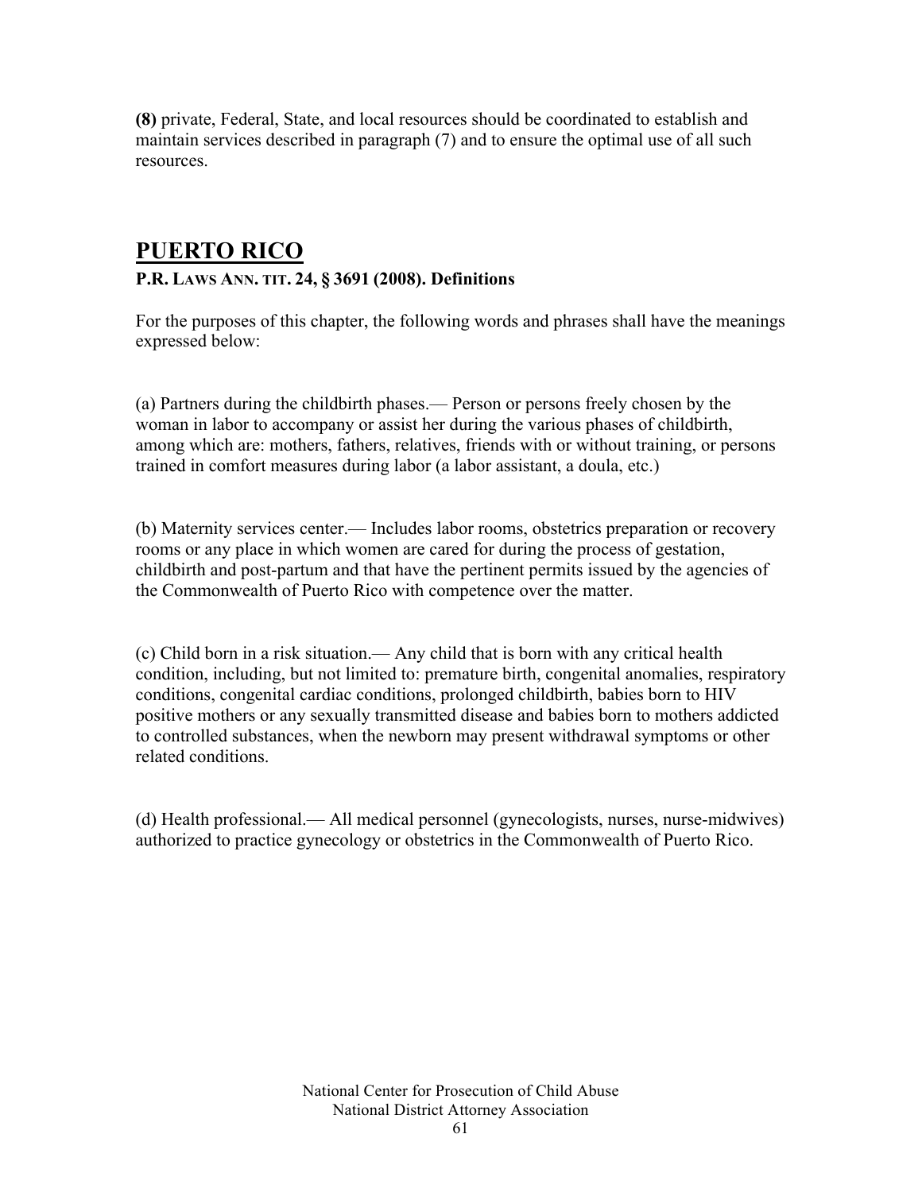**(8)** private, Federal, State, and local resources should be coordinated to establish and maintain services described in paragraph (7) and to ensure the optimal use of all such resources.

## PUERTO RICO

**P.R. LAWS ANN. TIT. 24, § 3691 (2008). Definitions**

For the purposes of this chapter, the following words and phrases shall have the meanings expressed below:

(a) Partners during the childbirth phases.— Person or persons freely chosen by the woman in labor to accompany or assist her during the various phases of childbirth, among which are: mothers, fathers, relatives, friends with or without training, or persons trained in comfort measures during labor (a labor assistant, a doula, etc.)

(b) Maternity services center.— Includes labor rooms, obstetrics preparation or recovery rooms or any place in which women are cared for during the process of gestation, childbirth and post-partum and that have the pertinent permits issued by the agencies of the Commonwealth of Puerto Rico with competence over the matter.

(c) Child born in a risk situation.— Any child that is born with any critical health condition, including, but not limited to: premature birth, congenital anomalies, respiratory conditions, congenital cardiac conditions, prolonged childbirth, babies born to HIV positive mothers or any sexually transmitted disease and babies born to mothers addicted to controlled substances, when the newborn may present withdrawal symptoms or other related conditions.

(d) Health professional.— All medical personnel (gynecologists, nurses, nurse-midwives) authorized to practice gynecology or obstetrics in the Commonwealth of Puerto Rico.